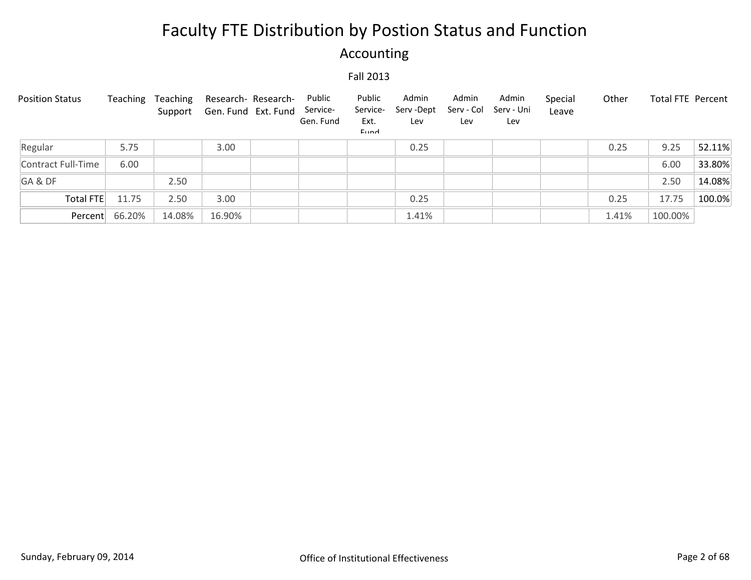# Faculty FTE Distribution by Postion Status and Function

## Accounting

Fall 2013

| Position Status | Teaching | Teaching Support | Research- Gen. Fund | Research- Ext. Fund | Public Service- Gen. Fund | Public Service- Ext. Fund | Admin Serv -Dept Lev | Admin Serv - Col Lev | Admin Serv - Uni Lev | Special Leave | Other | Total FTE | Percent |
|---|---|---|---|---|---|---|---|---|---|---|---|---|---|
| Regular | 5.75 | | 3.00 | | | | 0.25 | | | | 0.25 | 9.25 | 52.11% |
| Contract Full-Time | 6.00 | | | | | | | | | | | 6.00 | 33.80% |
| GA & DF | | 2.50 | | | | | | | | | | 2.50 | 14.08% |
| Total FTE | 11.75 | 2.50 | 3.00 | | | | 0.25 | | | | 0.25 | 17.75 | 100.0% |
| Percent | 66.20% | 14.08% | 16.90% | | | | 1.41% | | | | 1.41% | 100.00% | |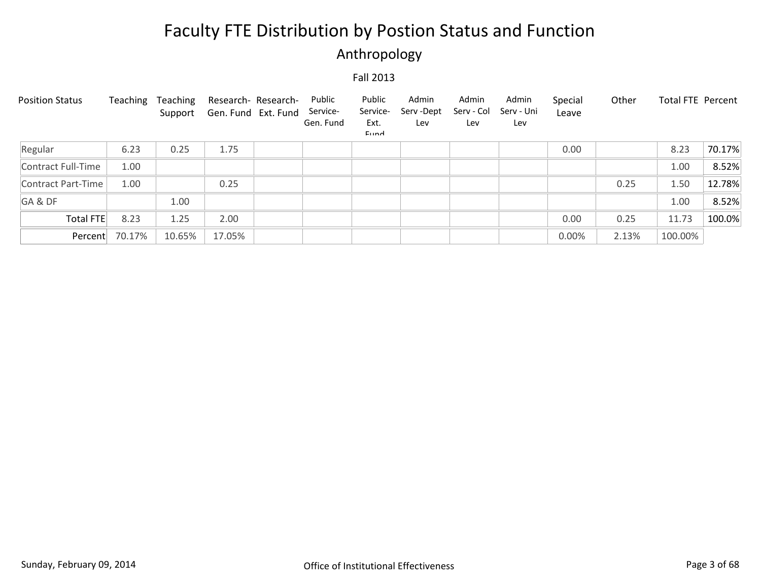# Faculty FTE Distribution by Postion Status and Function

## Anthropology

Fall 2013

| Position Status | Teaching | Teaching Support | Research-Gen. Fund | Research-Ext. Fund | Public Service-Gen. Fund | Public Service-Ext. Fund | Admin Serv -Dept Lev | Admin Serv - Col Lev | Admin Serv - Uni Lev | Special Leave | Other | Total FTE | Percent |
|---|---|---|---|---|---|---|---|---|---|---|---|---|---|
| Regular | 6.23 | 0.25 | 1.75 | | | | | | | 0.00 | | 8.23 | 70.17% |
| Contract Full-Time | 1.00 | | | | | | | | | | | 1.00 | 8.52% |
| Contract Part-Time | 1.00 | | 0.25 | | | | | | | | 0.25 | 1.50 | 12.78% |
| GA & DF | | 1.00 | | | | | | | | | | 1.00 | 8.52% |
| Total FTE | 8.23 | 1.25 | 2.00 | | | | | | | 0.00 | 0.25 | 11.73 | 100.0% |
| Percent | 70.17% | 10.65% | 17.05% | | | | | | | 0.00% | 2.13% | 100.00% | |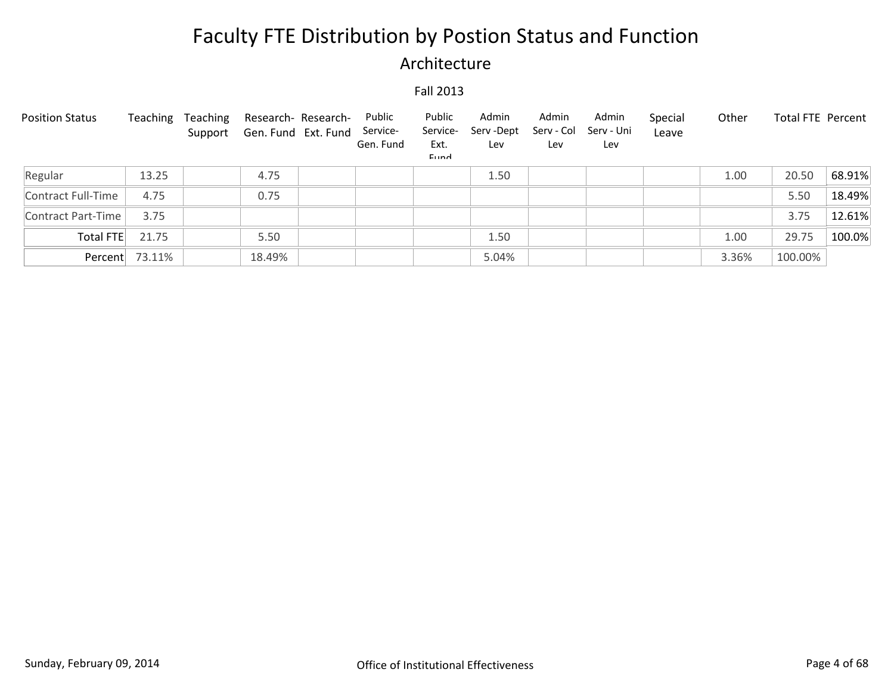# Faculty FTE Distribution by Postion Status and Function

## Architecture

### Fall 2013

| Position Status | Teaching | Teaching Support | Research- Gen. Fund | Research- Ext. Fund | Public Service- Gen. Fund | Public Service- Ext. Fund | Admin Serv -Dept Lev | Admin Serv - Col Lev | Admin Serv - Uni Lev | Special Leave | Other | Total FTE | Percent |
|---|---|---|---|---|---|---|---|---|---|---|---|---|---|
| Regular | 13.25 | | 4.75 | | | | 1.50 | | | | 1.00 | 20.50 | 68.91% |
| Contract Full-Time | 4.75 | | 0.75 | | | | | | | | | 5.50 | 18.49% |
| Contract Part-Time | 3.75 | | | | | | | | | | | 3.75 | 12.61% |
| Total FTE | 21.75 | | 5.50 | | | | 1.50 | | | | 1.00 | 29.75 | 100.0% |
| Percent | 73.11% | | 18.49% | | | | 5.04% | | | | 3.36% | 100.00% | |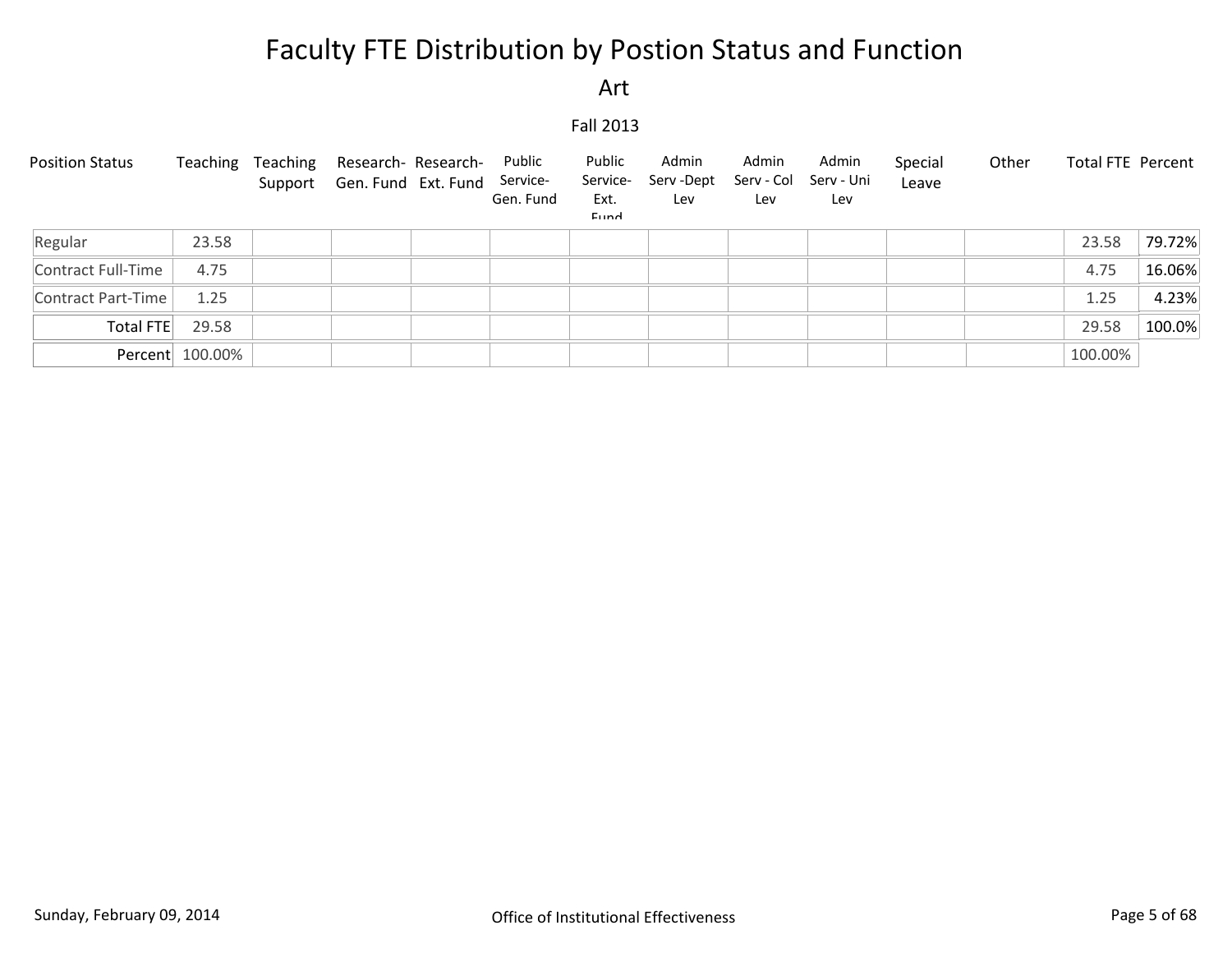# Faculty FTE Distribution by Postion Status and Function

## Art

Fall 2013

| Position Status | Teaching | Teaching Support | Research- Gen. Fund | Research- Ext. Fund | Public Service- Gen. Fund | Public Service- Ext. Fund | Admin Serv -Dept Lev | Admin Serv - Col Lev | Admin Serv - Uni Lev | Special Leave | Other | Total FTE | Percent |
|---|---|---|---|---|---|---|---|---|---|---|---|---|---|
| Regular | 23.58 | | | | | | | | | | | 23.58 | 79.72% |
| Contract Full-Time | 4.75 | | | | | | | | | | | 4.75 | 16.06% |
| Contract Part-Time | 1.25 | | | | | | | | | | | 1.25 | 4.23% |
| Total FTE | 29.58 | | | | | | | | | | | 29.58 | 100.0% |
| Percent | 100.00% | | | | | | | | | | | 100.00% | |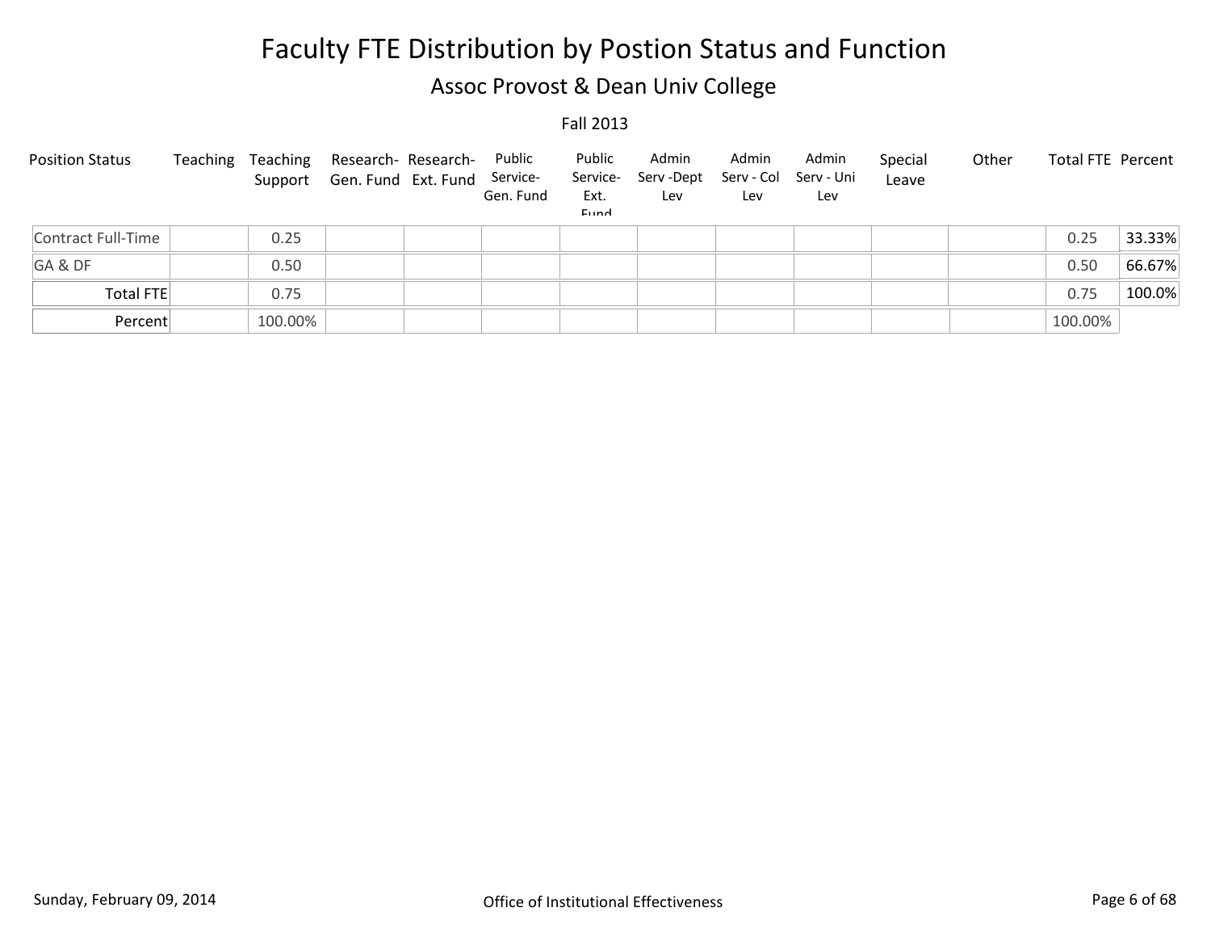# Faculty FTE Distribution by Postion Status and Function

## Assoc Provost & Dean Univ College

Fall 2013

| Position Status | Teaching | Teaching Support | Research-Gen. Fund | Research-Ext. Fund | Public Service-Gen. Fund | Public Service-Ext. Fund | Admin Serv -Dept Lev | Admin Serv - Col Lev | Admin Serv - Uni Lev | Special Leave | Other | Total FTE | Percent |
|---|---|---|---|---|---|---|---|---|---|---|---|---|---|
| Contract Full-Time | | 0.25 | | | | | | | | | | 0.25 | 33.33% |
| GA & DF | | 0.50 | | | | | | | | | | 0.50 | 66.67% |
| Total FTE | | 0.75 | | | | | | | | | | 0.75 | 100.0% |
| Percent | | 100.00% | | | | | | | | | | 100.00% | |

Sunday, February 09, 2014

Office of Institutional Effectiveness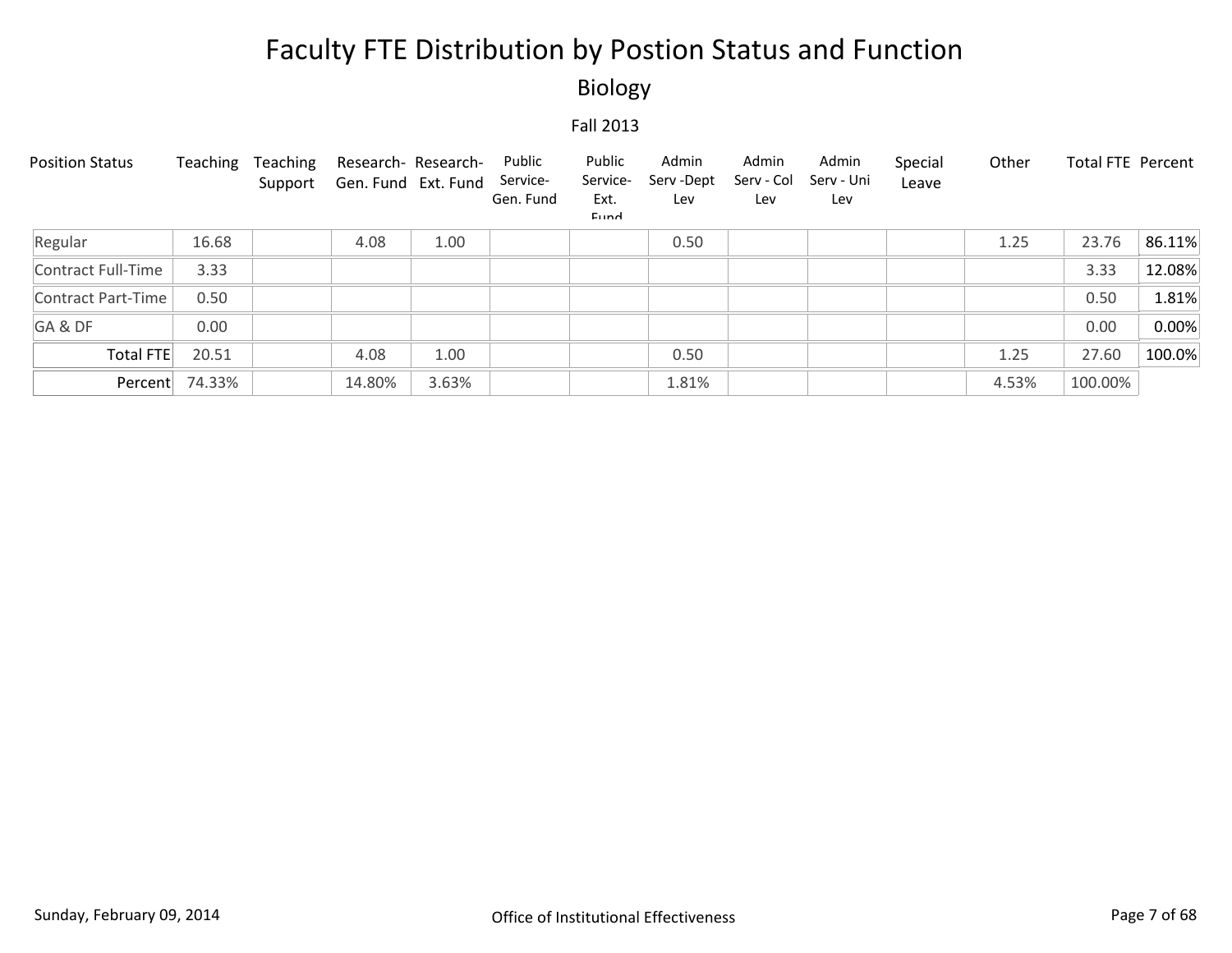# Faculty FTE Distribution by Postion Status and Function

## Biology

Fall 2013

| Position Status | Teaching | Teaching Support | Research- Gen. Fund | Research- Ext. Fund | Public Service- Gen. Fund | Public Service- Ext. Fund | Admin Serv -Dept Lev | Admin Serv - Col Lev | Admin Serv - Uni Lev | Special Leave | Other | Total FTE | Percent |
|---|---|---|---|---|---|---|---|---|---|---|---|---|---|
| Regular | 16.68 | | 4.08 | 1.00 | | | 0.50 | | | | 1.25 | 23.76 | 86.11% |
| Contract Full-Time | 3.33 | | | | | | | | | | | 3.33 | 12.08% |
| Contract Part-Time | 0.50 | | | | | | | | | | | 0.50 | 1.81% |
| GA & DF | 0.00 | | | | | | | | | | | 0.00 | 0.00% |
| Total FTE | 20.51 | | 4.08 | 1.00 | | | 0.50 | | | | 1.25 | 27.60 | 100.0% |
| Percent | 74.33% | | 14.80% | 3.63% | | | 1.81% | | | | 4.53% | 100.00% | |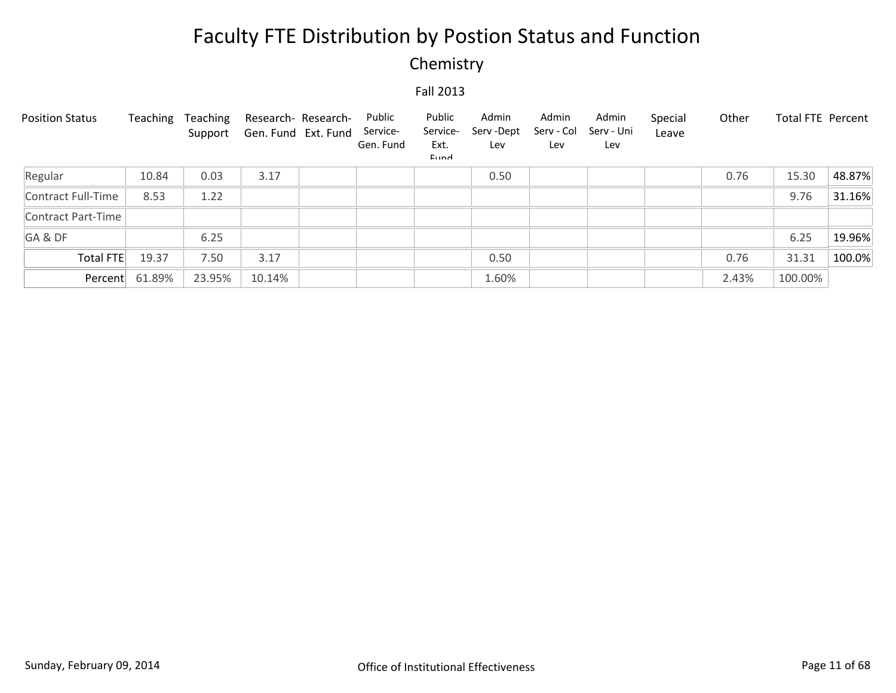# Faculty FTE Distribution by Postion Status and Function

## Chemistry

Fall 2013

| Position Status | Teaching | Teaching Support | Research- Gen. Fund | Research- Ext. Fund | Public Service- Gen. Fund | Public Service- Ext. Fund | Admin Serv -Dept Lev | Admin Serv - Col Lev | Admin Serv - Uni Lev | Special Leave | Other | Total FTE | Percent |
|---|---|---|---|---|---|---|---|---|---|---|---|---|---|
| Regular | 10.84 | 0.03 | 3.17 | | | | 0.50 | | | | 0.76 | 15.30 | 48.87% |
| Contract Full-Time | 8.53 | 1.22 | | | | | | | | | | 9.76 | 31.16% |
| Contract Part-Time | | | | | | | | | | | | | |
| GA & DF | | 6.25 | | | | | | | | | | 6.25 | 19.96% |
| Total FTE | 19.37 | 7.50 | 3.17 | | | | 0.50 | | | | 0.76 | 31.31 | 100.0% |
| Percent | 61.89% | 23.95% | 10.14% | | | | 1.60% | | | | 2.43% | 100.00% | |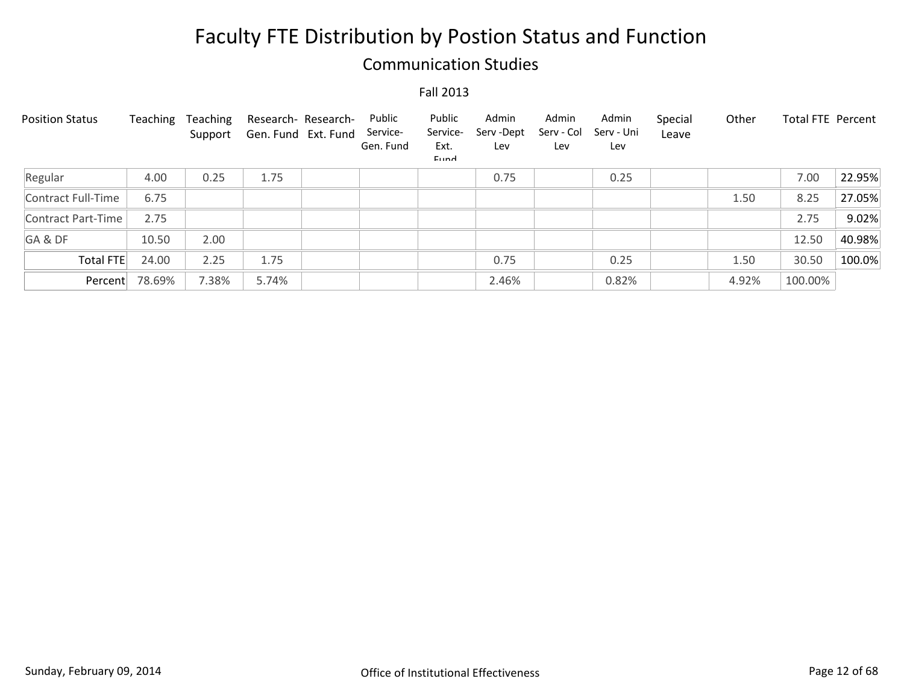# Faculty FTE Distribution by Postion Status and Function

## Communication Studies

Fall 2013

| Position Status | Teaching | Teaching Support | Research- Gen. Fund | Research- Ext. Fund | Public Service- Gen. Fund | Public Service- Ext. Fund | Admin Serv -Dept Lev | Admin Serv - Col Lev | Admin Serv - Uni Lev | Special Leave | Other | Total FTE | Percent |
|---|---|---|---|---|---|---|---|---|---|---|---|---|---|
| Regular | 4.00 | 0.25 | 1.75 | | | | 0.75 | | 0.25 | | | 7.00 | 22.95% |
| Contract Full-Time | 6.75 | | | | | | | | | | 1.50 | 8.25 | 27.05% |
| Contract Part-Time | 2.75 | | | | | | | | | | | 2.75 | 9.02% |
| GA & DF | 10.50 | 2.00 | | | | | | | | | | 12.50 | 40.98% |
| Total FTE | 24.00 | 2.25 | 1.75 | | | | 0.75 | | 0.25 | | 1.50 | 30.50 | 100.0% |
| Percent | 78.69% | 7.38% | 5.74% | | | | 2.46% | | 0.82% | | 4.92% | 100.00% | |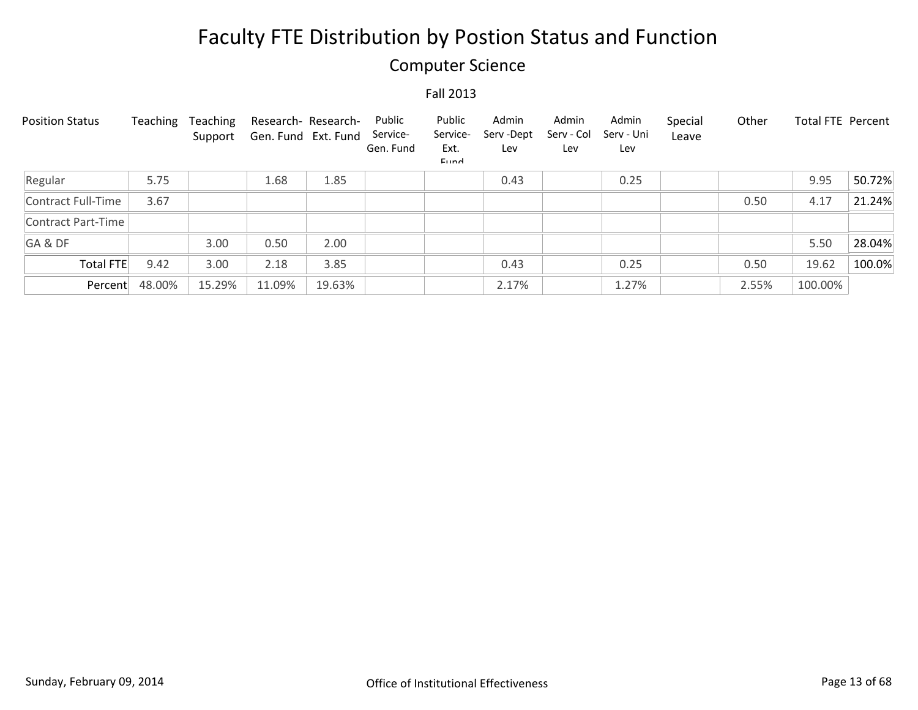# Faculty FTE Distribution by Postion Status and Function

## Computer Science

Fall 2013

| Position Status | Teaching | Teaching Support | Research-Gen. Fund | Research-Ext. Fund | Public Service-Gen. Fund | Public Service-Ext. Fund | Admin Serv -Dept Lev | Admin Serv - Col Lev | Admin Serv - Uni Lev | Special Leave | Other | Total FTE | Percent |
|---|---|---|---|---|---|---|---|---|---|---|---|---|---|
| Regular | 5.75 | | 1.68 | 1.85 | | | 0.43 | | 0.25 | | | 9.95 | 50.72% |
| Contract Full-Time | 3.67 | | | | | | | | | | 0.50 | 4.17 | 21.24% |
| Contract Part-Time | | | | | | | | | | | | | |
| GA & DF | | 3.00 | 0.50 | 2.00 | | | | | | | | 5.50 | 28.04% |
| Total FTE | 9.42 | 3.00 | 2.18 | 3.85 | | | 0.43 | | 0.25 | | 0.50 | 19.62 | 100.0% |
| Percent | 48.00% | 15.29% | 11.09% | 19.63% | | | 2.17% | | 1.27% | | 2.55% | 100.00% | |

Sunday, February 09, 2014

Office of Institutional Effectiveness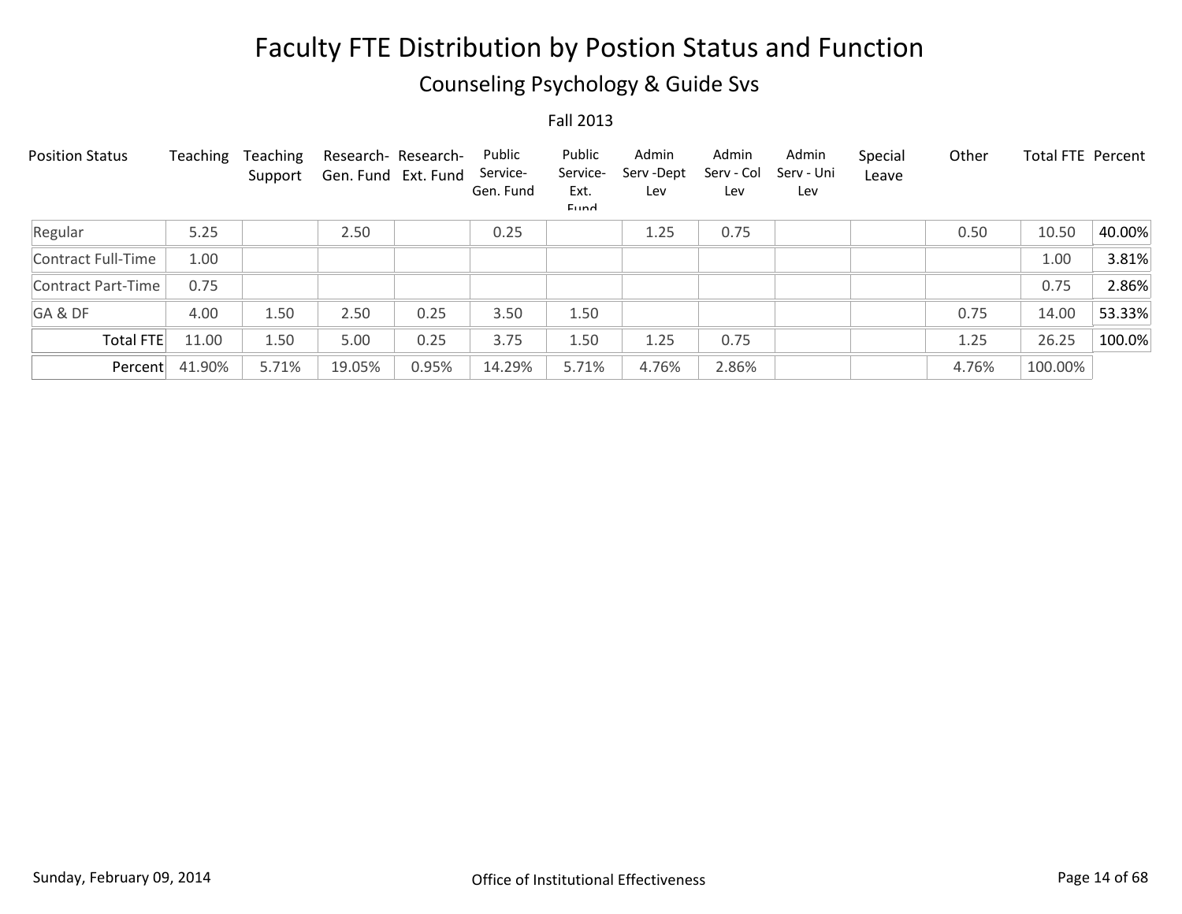# Faculty FTE Distribution by Postion Status and Function

## Counseling Psychology & Guide Svs

Fall 2013

| Position Status | Teaching | Teaching Support | Research- Gen. Fund | Research- Ext. Fund | Public Service- Gen. Fund | Public Service- Ext. Fund | Admin Serv -Dept Lev | Admin Serv - Col Lev | Admin Serv - Uni Lev | Special Leave | Other | Total FTE | Percent |
|---|---|---|---|---|---|---|---|---|---|---|---|---|---|
| Regular | 5.25 | | 2.50 | | 0.25 | | 1.25 | 0.75 | | | 0.50 | 10.50 | 40.00% |
| Contract Full-Time | 1.00 | | | | | | | | | | | 1.00 | 3.81% |
| Contract Part-Time | 0.75 | | | | | | | | | | | 0.75 | 2.86% |
| GA & DF | 4.00 | 1.50 | 2.50 | 0.25 | 3.50 | 1.50 | | | | | 0.75 | 14.00 | 53.33% |
| Total FTE | 11.00 | 1.50 | 5.00 | 0.25 | 3.75 | 1.50 | 1.25 | 0.75 | | | 1.25 | 26.25 | 100.0% |
| Percent | 41.90% | 5.71% | 19.05% | 0.95% | 14.29% | 5.71% | 4.76% | 2.86% | | | 4.76% | 100.00% | |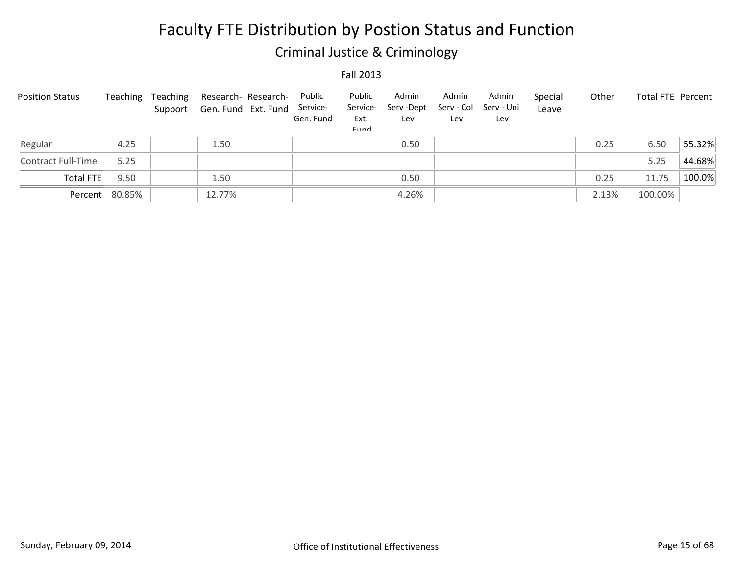# Faculty FTE Distribution by Postion Status and Function

## Criminal Justice & Criminology

Fall 2013

| Position Status | Teaching | Teaching Support | Research-Gen. Fund | Research-Ext. Fund | Public Service-Gen. Fund | Public Service-Ext. Fund | Admin Serv -Dept Lev | Admin Serv - Col Lev | Admin Serv - Uni Lev | Special Leave | Other | Total FTE | Percent |
|---|---|---|---|---|---|---|---|---|---|---|---|---|---|
| Regular | 4.25 | | 1.50 | | | | 0.50 | | | | 0.25 | 6.50 | 55.32% |
| Contract Full-Time | 5.25 | | | | | | | | | | | 5.25 | 44.68% |
| Total FTE | 9.50 | | 1.50 | | | | 0.50 | | | | 0.25 | 11.75 | 100.0% |
| Percent | 80.85% | | 12.77% | | | | 4.26% | | | | 2.13% | 100.00% | |

Sunday, February 09, 2014 | Office of Institutional Effectiveness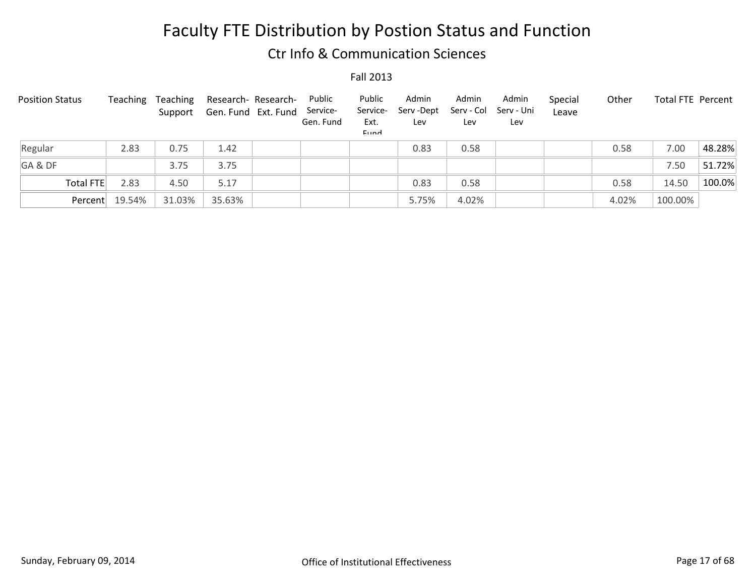# Faulty FTE Distribution by Postion Status and Function

## Ctr Info & Communication Sciences

Fall 2013

| Position Status | Teaching | Teaching Support | Research-Gen. Fund | Research-Ext. Fund | Public Service-Gen. Fund | Public Service-Ext. Fund | Admin Serv -Dept Lev | Admin Serv - Col Lev | Admin Serv - Uni Lev | Special Leave | Other | Total FTE | Percent |
|---|---|---|---|---|---|---|---|---|---|---|---|---|---|
| Regular | 2.83 | 0.75 | 1.42 | | | | 0.83 | 0.58 | | | 0.58 | 7.00 | 48.28% |
| GA & DF | | 3.75 | 3.75 | | | | | | | | | 7.50 | 51.72% |
| Total FTE | 2.83 | 4.50 | 5.17 | | | | 0.83 | 0.58 | | | 0.58 | 14.50 | 100.0% |
| Percent | 19.54% | 31.03% | 35.63% | | | | 5.75% | 4.02% | | | 4.02% | 100.00% | |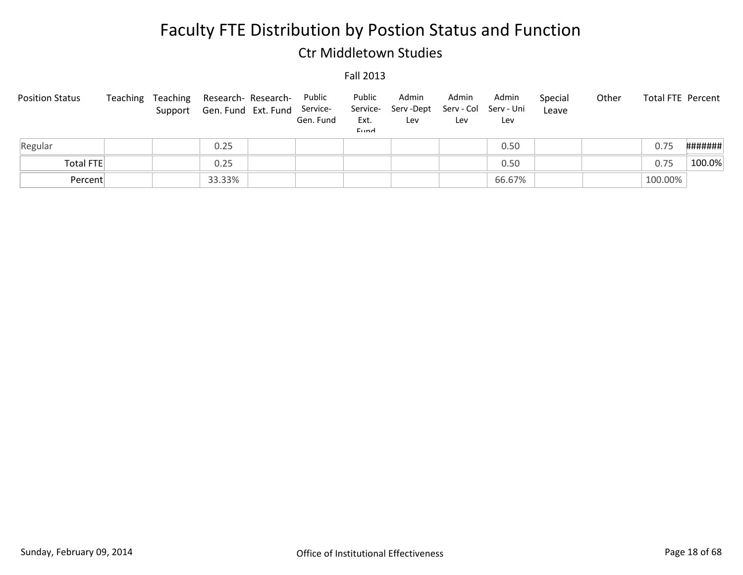# Faculty FTE Distribution by Postion Status and Function

## Ctr Middletown Studies

Fall 2013

| Position Status | Teaching | Teaching Support | Research-Gen. Fund | Research-Ext. Fund | Public Service-Gen. Fund | Public Service-Ext. Fund | Admin Serv -Dept Lev | Admin Serv - Col Lev | Admin Serv - Uni Lev | Special Leave | Other | Total FTE | Percent |
|---|---|---|---|---|---|---|---|---|---|---|---|---|---|
| Regular | | | 0.25 | | | | | | 0.50 | | | 0.75 | ####### |
| Total FTE | | | 0.25 | | | | | | 0.50 | | | 0.75 | 100.0% |
| Percent | | | 33.33% | | | | | | 66.67% | | | 100.00% | |

Sunday, February 09, 2014 — Office of Institutional Effectiveness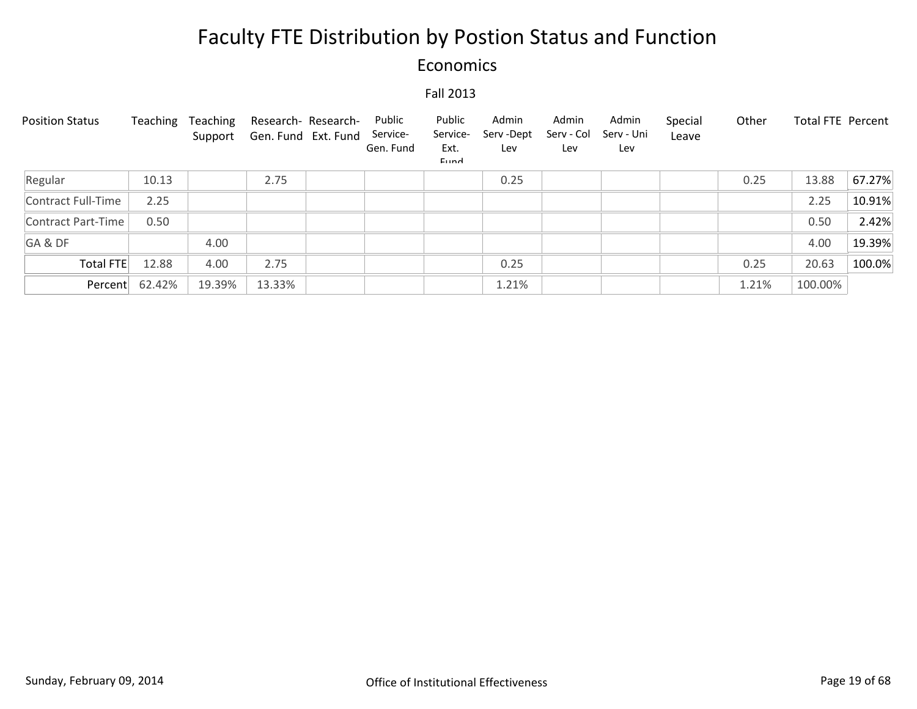# Faculty FTE Distribution by Postion Status and Function

## Economics

Fall 2013

| Position Status | Teaching | Teaching Support | Research- Gen. Fund | Research- Ext. Fund | Public Service- Gen. Fund | Public Service- Ext. Fund | Admin Serv -Dept Lev | Admin Serv - Col Lev | Admin Serv - Uni Lev | Special Leave | Other | Total FTE | Percent |
|---|---|---|---|---|---|---|---|---|---|---|---|---|---|
| Regular | 10.13 | | 2.75 | | | | 0.25 | | | | 0.25 | 13.88 | 67.27% |
| Contract Full-Time | 2.25 | | | | | | | | | | | 2.25 | 10.91% |
| Contract Part-Time | 0.50 | | | | | | | | | | | 0.50 | 2.42% |
| GA & DF | | 4.00 | | | | | | | | | | 4.00 | 19.39% |
| Total FTE | 12.88 | 4.00 | 2.75 | | | | 0.25 | | | | 0.25 | 20.63 | 100.0% |
| Percent | 62.42% | 19.39% | 13.33% | | | | 1.21% | | | | 1.21% | 100.00% | |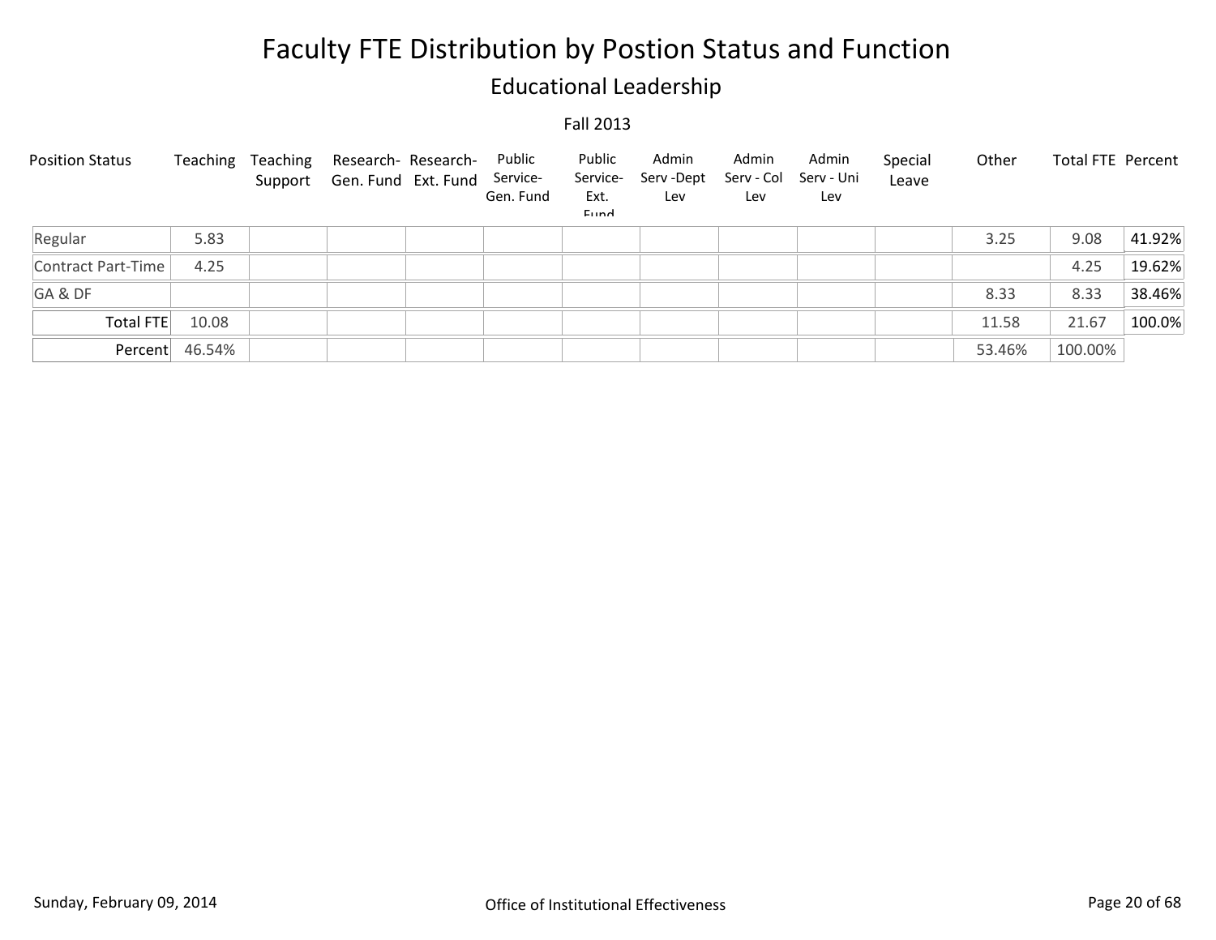# Faculty FTE Distribution by Postion Status and Function

## Educational Leadership

Fall 2013

| Position Status | Teaching | Teaching Support | Research- Gen. Fund | Research- Ext. Fund | Public Service- Gen. Fund | Public Service- Ext. Fund | Admin Serv -Dept Lev | Admin Serv - Col Lev | Admin Serv - Uni Lev | Special Leave | Other | Total FTE | Percent |
|---|---|---|---|---|---|---|---|---|---|---|---|---|---|
| Regular | 5.83 | | | | | | | | | | 3.25 | 9.08 | 41.92% |
| Contract Part-Time | 4.25 | | | | | | | | | | | 4.25 | 19.62% |
| GA & DF | | | | | | | | | | | 8.33 | 8.33 | 38.46% |
| Total FTE | 10.08 | | | | | | | | | | 11.58 | 21.67 | 100.0% |
| Percent | 46.54% | | | | | | | | | | 53.46% | 100.00% | |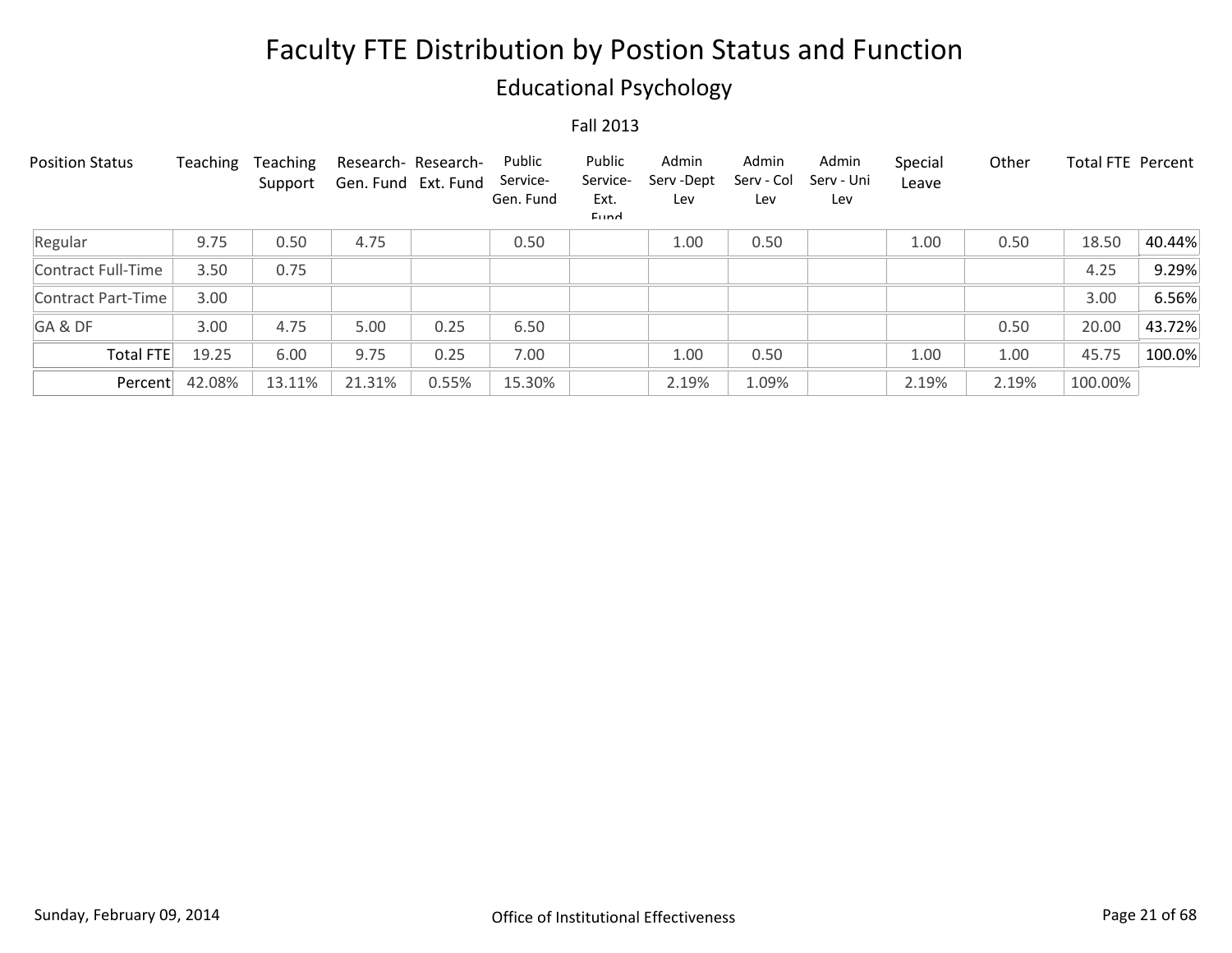# Faculty FTE Distribution by Postion Status and Function

## Educational Psychology

Fall 2013

| Position Status | Teaching | Teaching Support | Research-Gen. Fund | Research-Ext. Fund | Public Service-Gen. Fund | Public Service-Ext. Fund | Admin Serv -Dept Lev | Admin Serv - Col Lev | Admin Serv - Uni Lev | Special Leave | Other | Total FTE | Percent |
|---|---|---|---|---|---|---|---|---|---|---|---|---|---|
| Regular | 9.75 | 0.50 | 4.75 | | 0.50 | | 1.00 | 0.50 | | 1.00 | 0.50 | 18.50 | 40.44% |
| Contract Full-Time | 3.50 | 0.75 | | | | | | | | | | 4.25 | 9.29% |
| Contract Part-Time | 3.00 | | | | | | | | | | | 3.00 | 6.56% |
| GA & DF | 3.00 | 4.75 | 5.00 | 0.25 | 6.50 | | | | | | 0.50 | 20.00 | 43.72% |
| Total FTE | 19.25 | 6.00 | 9.75 | 0.25 | 7.00 | | 1.00 | 0.50 | | 1.00 | 1.00 | 45.75 | 100.0% |
| Percent | 42.08% | 13.11% | 21.31% | 0.55% | 15.30% | | 2.19% | 1.09% | | 2.19% | 2.19% | 100.00% | |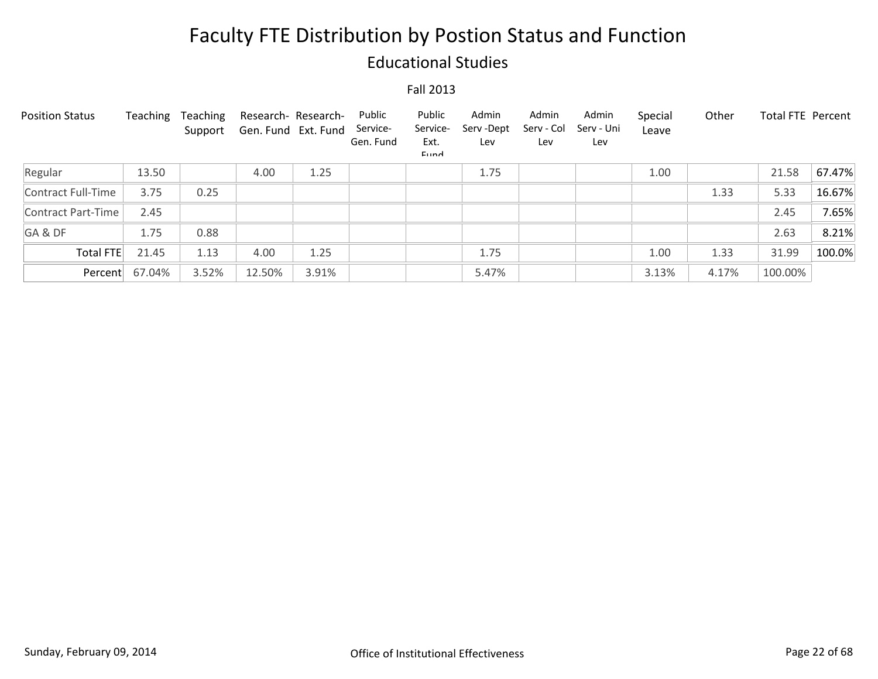# Faculty FTE Distribution by Postion Status and Function

## Educational Studies

Fall 2013

| Position Status | Teaching | Teaching Support | Research- Gen. Fund | Research- Ext. Fund | Public Service- Gen. Fund | Public Service- Ext. Fund | Admin Serv -Dept Lev | Admin Serv - Col Lev | Admin Serv - Uni Lev | Special Leave | Other | Total FTE | Percent |
|---|---|---|---|---|---|---|---|---|---|---|---|---|---|
| Regular | 13.50 | | 4.00 | 1.25 | | | 1.75 | | | 1.00 | | 21.58 | 67.47% |
| Contract Full-Time | 3.75 | 0.25 | | | | | | | | | 1.33 | 5.33 | 16.67% |
| Contract Part-Time | 2.45 | | | | | | | | | | | 2.45 | 7.65% |
| GA & DF | 1.75 | 0.88 | | | | | | | | | | 2.63 | 8.21% |
| Total FTE | 21.45 | 1.13 | 4.00 | 1.25 | | | 1.75 | | | 1.00 | 1.33 | 31.99 | 100.0% |
| Percent | 67.04% | 3.52% | 12.50% | 3.91% | | | 5.47% | | | 3.13% | 4.17% | 100.00% | |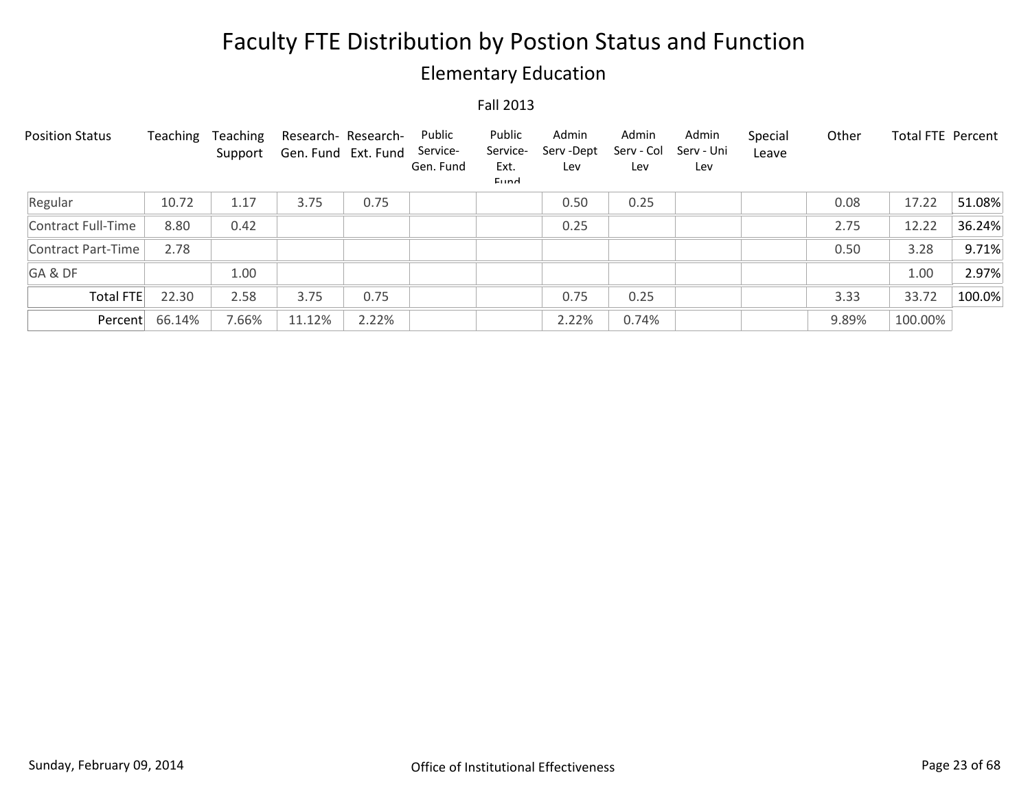# Faculty FTE Distribution by Postion Status and Function

## Elementary Education

Fall 2013

| Position Status | Teaching | Teaching Support | Research- Gen. Fund | Research- Ext. Fund | Public Service- Gen. Fund | Public Service- Ext. Fund | Admin Serv -Dept Lev | Admin Serv - Col Lev | Admin Serv - Uni Lev | Special Leave | Other | Total FTE | Percent |
|---|---|---|---|---|---|---|---|---|---|---|---|---|---|
| Regular | 10.72 | 1.17 | 3.75 | 0.75 | | | 0.50 | 0.25 | | | 0.08 | 17.22 | 51.08% |
| Contract Full-Time | 8.80 | 0.42 | | | | | 0.25 | | | | 2.75 | 12.22 | 36.24% |
| Contract Part-Time | 2.78 | | | | | | | | | | 0.50 | 3.28 | 9.71% |
| GA & DF | | 1.00 | | | | | | | | | | 1.00 | 2.97% |
| Total FTE | 22.30 | 2.58 | 3.75 | 0.75 | | | 0.75 | 0.25 | | | 3.33 | 33.72 | 100.0% |
| Percent | 66.14% | 7.66% | 11.12% | 2.22% | | | 2.22% | 0.74% | | | 9.89% | 100.00% | |

Sunday, February 09, 2014

Office of Institutional Effectiveness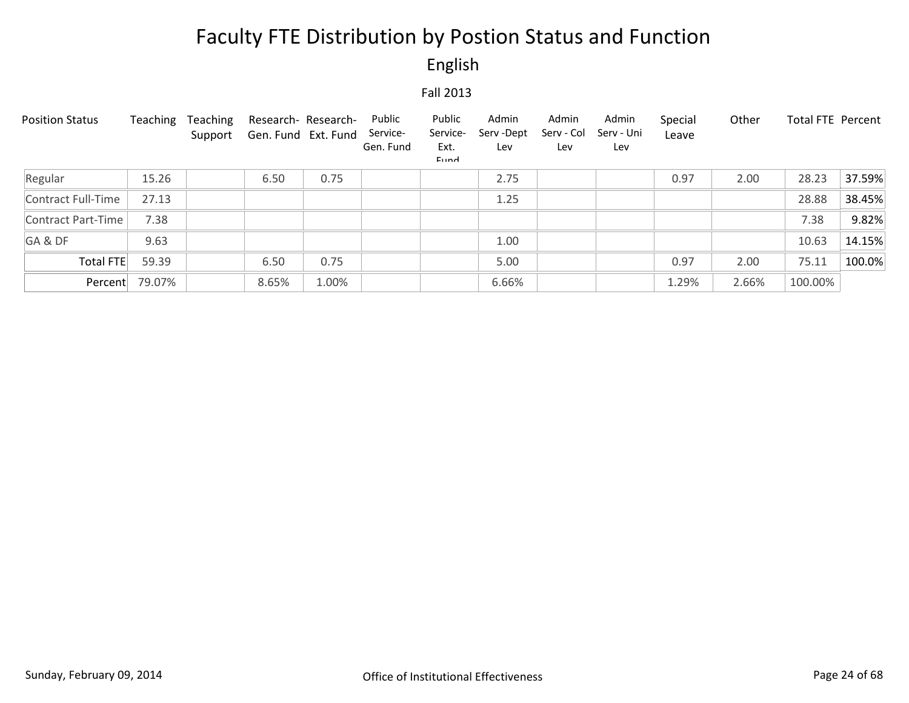# Faculty FTE Distribution by Postion Status and Function

## English

### Fall 2013

| Position Status | Teaching | Teaching Support | Research-Gen. Fund | Research-Ext. Fund | Public Service-Gen. Fund | Public Service-Ext. Fund | Admin Serv -Dept Lev | Admin Serv - Col Lev | Admin Serv - Uni Lev | Special Leave | Other | Total FTE | Percent |
|---|---|---|---|---|---|---|---|---|---|---|---|---|---|
| Regular | 15.26 | | 6.50 | 0.75 | | | 2.75 | | | 0.97 | 2.00 | 28.23 | 37.59% |
| Contract Full-Time | 27.13 | | | | | | 1.25 | | | | | 28.88 | 38.45% |
| Contract Part-Time | 7.38 | | | | | | | | | | | 7.38 | 9.82% |
| GA & DF | 9.63 | | | | | | 1.00 | | | | | 10.63 | 14.15% |
| Total FTE | 59.39 | | 6.50 | 0.75 | | | 5.00 | | | 0.97 | 2.00 | 75.11 | 100.0% |
| Percent | 79.07% | | 8.65% | 1.00% | | | 6.66% | | | 1.29% | 2.66% | 100.00% | |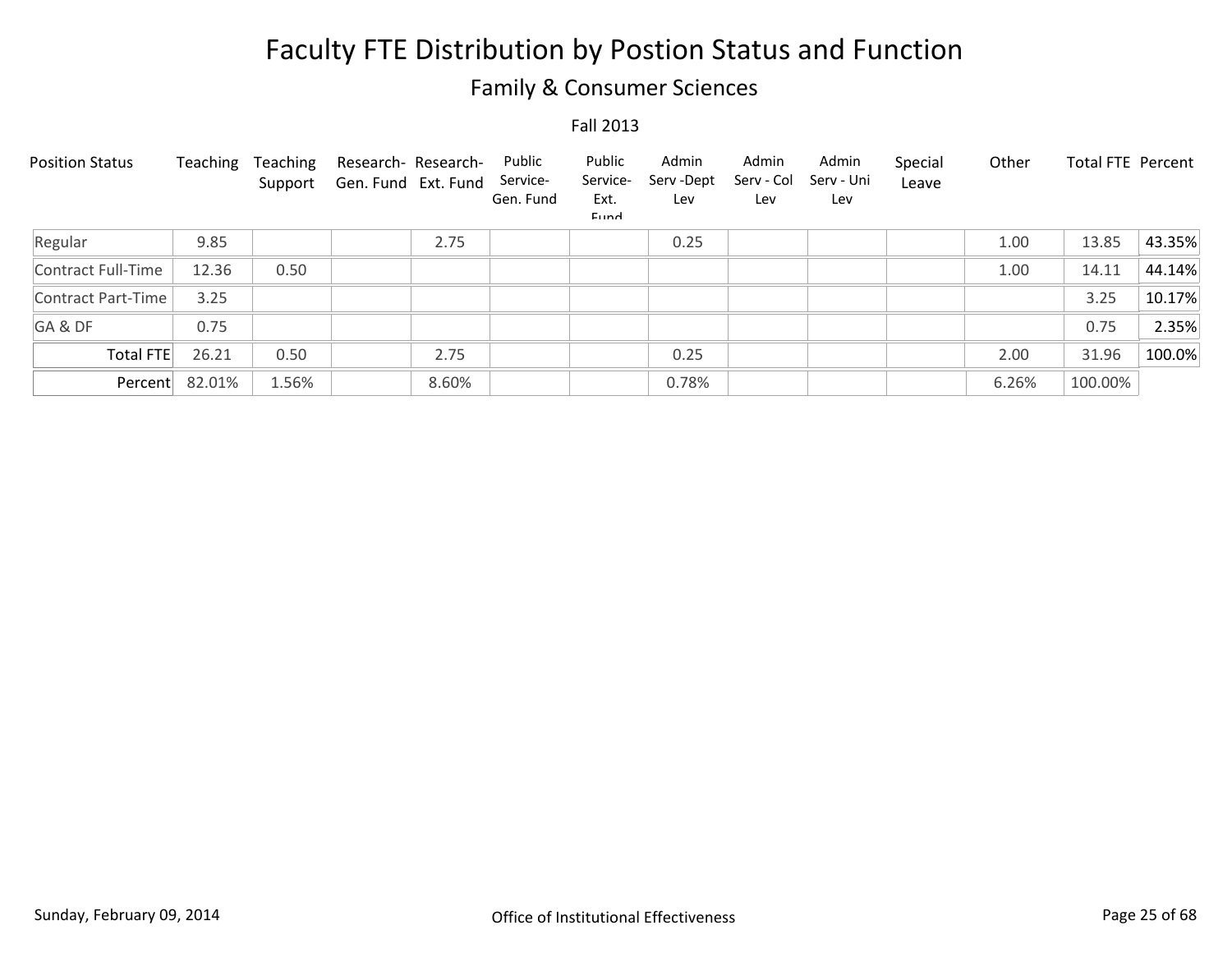# Faculty FTE Distribution by Postion Status and Function

## Family & Consumer Sciences

Fall 2013

| Position Status | Teaching | Teaching Support | Research- Gen. Fund | Research- Ext. Fund | Public Service- Gen. Fund | Public Service- Ext. Fund | Admin Serv -Dept Lev | Admin Serv - Col Lev | Admin Serv - Uni Lev | Special Leave | Other | Total FTE | Percent |
|---|---|---|---|---|---|---|---|---|---|---|---|---|---|
| Regular | 9.85 | | | 2.75 | | | 0.25 | | | | 1.00 | 13.85 | 43.35% |
| Contract Full-Time | 12.36 | 0.50 | | | | | | | | | 1.00 | 14.11 | 44.14% |
| Contract Part-Time | 3.25 | | | | | | | | | | | 3.25 | 10.17% |
| GA & DF | 0.75 | | | | | | | | | | | 0.75 | 2.35% |
| Total FTE | 26.21 | 0.50 | | 2.75 | | | 0.25 | | | | 2.00 | 31.96 | 100.0% |
| Percent | 82.01% | 1.56% | | 8.60% | | | 0.78% | | | | 6.26% | 100.00% | |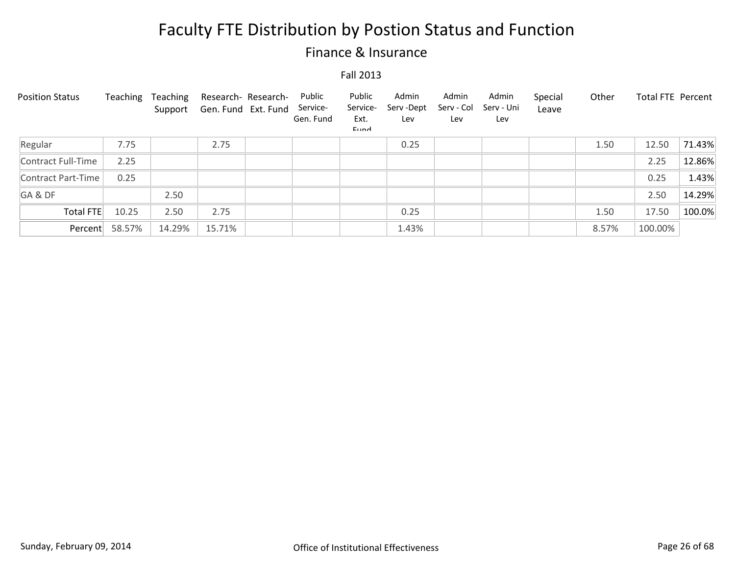# Faculty FTE Distribution by Postion Status and Function

## Finance & Insurance

Fall 2013

| Position Status | Teaching | Teaching Support | Research- Gen. Fund | Research- Ext. Fund | Public Service- Gen. Fund | Public Service- Ext. Fund | Admin Serv -Dept Lev | Admin Serv - Col Lev | Admin Serv - Uni Lev | Special Leave | Other | Total FTE | Percent |
|---|---|---|---|---|---|---|---|---|---|---|---|---|---|
| Regular | 7.75 | | 2.75 | | | | 0.25 | | | | 1.50 | 12.50 | 71.43% |
| Contract Full-Time | 2.25 | | | | | | | | | | | 2.25 | 12.86% |
| Contract Part-Time | 0.25 | | | | | | | | | | | 0.25 | 1.43% |
| GA & DF | | 2.50 | | | | | | | | | | 2.50 | 14.29% |
| Total FTE | 10.25 | 2.50 | 2.75 | | | | 0.25 | | | | 1.50 | 17.50 | 100.0% |
| Percent | 58.57% | 14.29% | 15.71% | | | | 1.43% | | | | 8.57% | 100.00% | |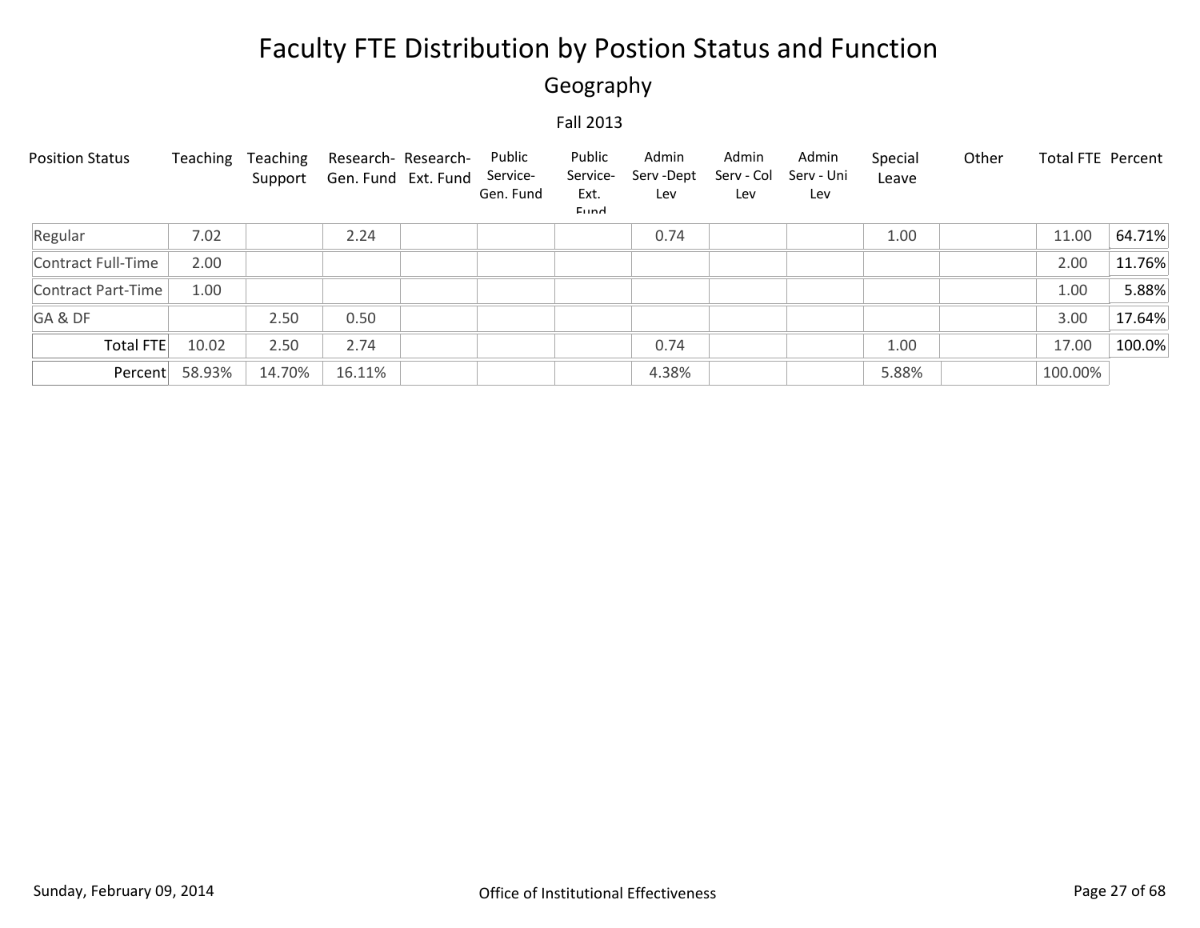# Faculty FTE Distribution by Postion Status and Function

## Geography

Fall 2013

| Position Status | Teaching | Teaching Support | Research-Gen. Fund | Research-Ext. Fund | Public Service-Gen. Fund | Public Service-Ext. Fund | Admin Serv -Dept Lev | Admin Serv - Col Lev | Admin Serv - Uni Lev | Special Leave | Other | Total FTE | Percent |
|---|---|---|---|---|---|---|---|---|---|---|---|---|---|
| Regular | 7.02 | | 2.24 | | | | 0.74 | | | 1.00 | | 11.00 | 64.71% |
| Contract Full-Time | 2.00 | | | | | | | | | | | 2.00 | 11.76% |
| Contract Part-Time | 1.00 | | | | | | | | | | | 1.00 | 5.88% |
| GA & DF | | 2.50 | 0.50 | | | | | | | | | 3.00 | 17.64% |
| Total FTE | 10.02 | 2.50 | 2.74 | | | | 0.74 | | | 1.00 | | 17.00 | 100.0% |
| Percent | 58.93% | 14.70% | 16.11% | | | | 4.38% | | | 5.88% | | 100.00% | |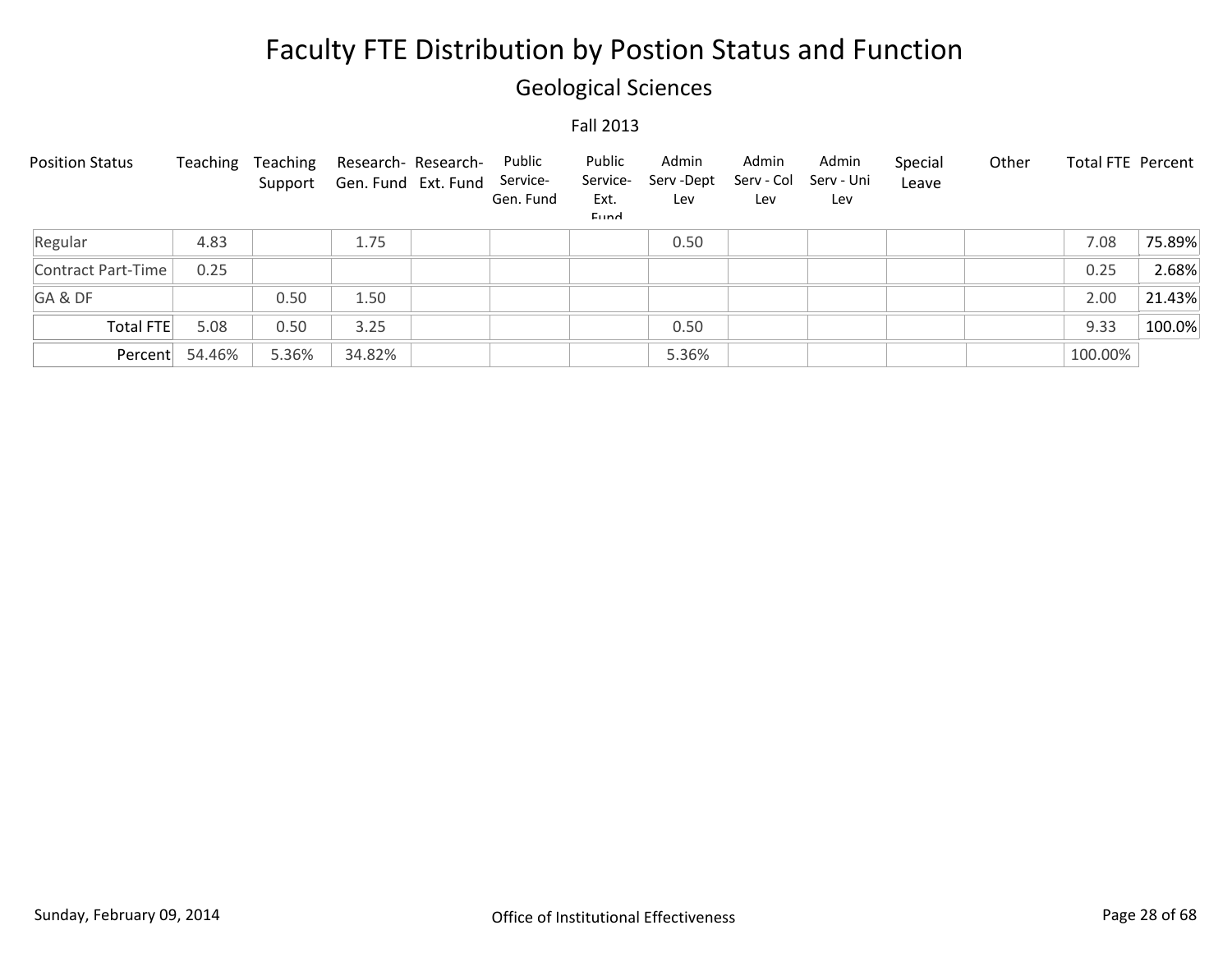# Faculty FTE Distribution by Postion Status and Function

## Geological Sciences

Fall 2013

| Position Status | Teaching | Teaching Support | Research- Gen. Fund | Research- Ext. Fund | Public Service- Gen. Fund | Public Service- Ext. Fund | Admin Serv -Dept Lev | Admin Serv - Col Lev | Admin Serv - Uni Lev | Special Leave | Other | Total FTE | Percent |
|---|---|---|---|---|---|---|---|---|---|---|---|---|---|
| Regular | 4.83 | | 1.75 | | | | 0.50 | | | | | 7.08 | 75.89% |
| Contract Part-Time | 0.25 | | | | | | | | | | | 0.25 | 2.68% |
| GA & DF | | 0.50 | 1.50 | | | | | | | | | 2.00 | 21.43% |
| Total FTE | 5.08 | 0.50 | 3.25 | | | | 0.50 | | | | | 9.33 | 100.0% |
| Percent | 54.46% | 5.36% | 34.82% | | | | 5.36% | | | | | 100.00% | |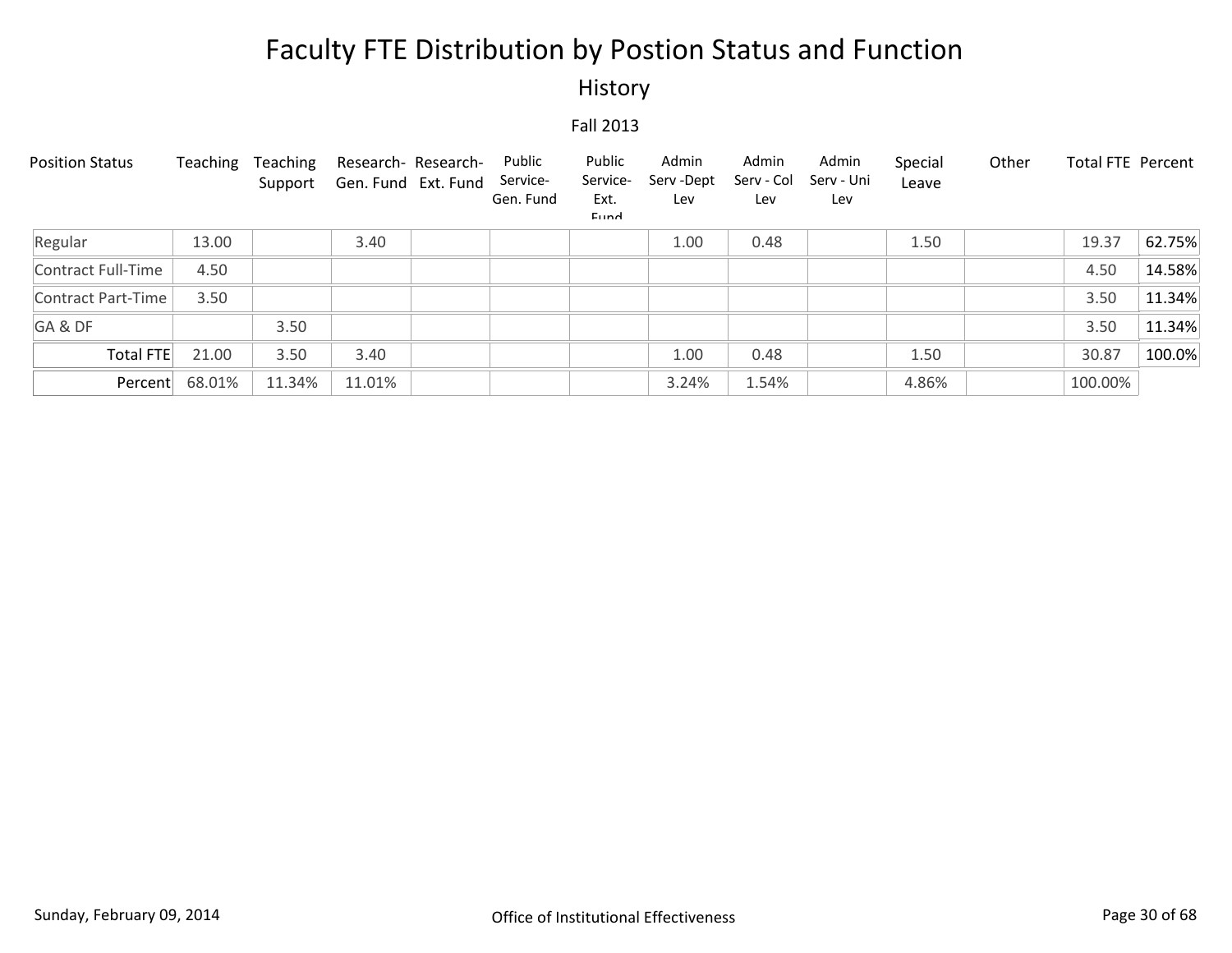# Faculty FTE Distribution by Postion Status and Function

## History

Fall 2013

| Position Status | Teaching | Teaching Support | Research- Gen. Fund | Research- Ext. Fund | Public Service- Gen. Fund | Public Service- Ext. Fund | Admin Serv -Dept Lev | Admin Serv - Col Lev | Admin Serv - Uni Lev | Special Leave | Other | Total FTE | Percent |
|---|---|---|---|---|---|---|---|---|---|---|---|---|---|
| Regular | 13.00 | | 3.40 | | | | 1.00 | 0.48 | | 1.50 | | 19.37 | 62.75% |
| Contract Full-Time | 4.50 | | | | | | | | | | | 4.50 | 14.58% |
| Contract Part-Time | 3.50 | | | | | | | | | | | 3.50 | 11.34% |
| GA & DF | | 3.50 | | | | | | | | | | 3.50 | 11.34% |
| Total FTE | 21.00 | 3.50 | 3.40 | | | | 1.00 | 0.48 | | 1.50 | | 30.87 | 100.0% |
| Percent | 68.01% | 11.34% | 11.01% | | | | 3.24% | 1.54% | | 4.86% | | 100.00% | |

Sunday, February 09, 2014

Office of Institutional Effectiveness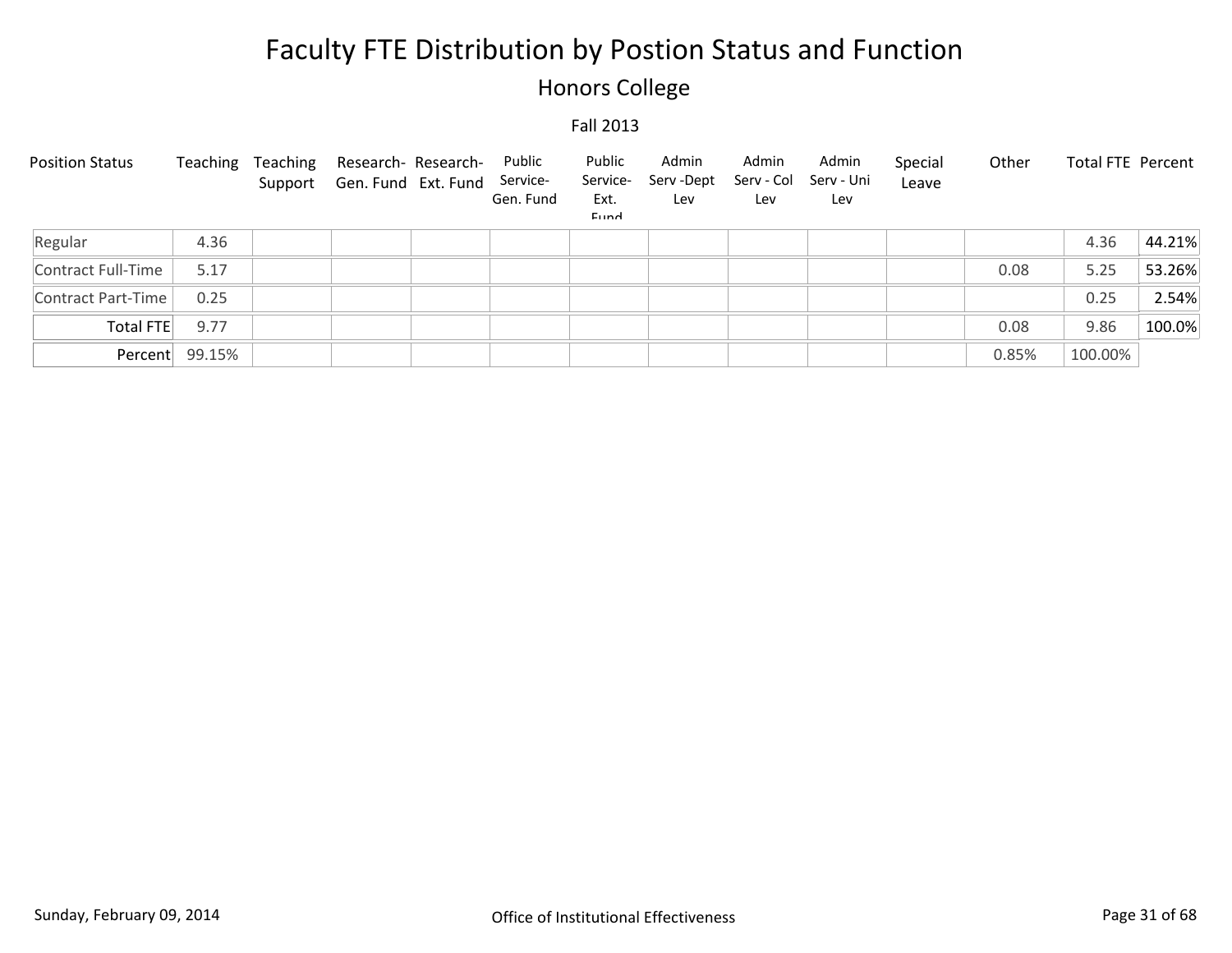# Faculty FTE Distribution by Postion Status and Function

## Honors College

### Fall 2013

| Position Status | Teaching | Teaching Support | Research-Gen. Fund | Research-Ext. Fund | Public Service-Gen. Fund | Public Service-Ext. Fund | Admin Serv -Dept Lev | Admin Serv - Col Lev | Admin Serv - Uni Lev | Special Leave | Other | Total FTE | Percent |
|---|---|---|---|---|---|---|---|---|---|---|---|---|---|
| Regular | 4.36 | | | | | | | | | | | 4.36 | 44.21% |
| Contract Full-Time | 5.17 | | | | | | | | | | 0.08 | 5.25 | 53.26% |
| Contract Part-Time | 0.25 | | | | | | | | | | | 0.25 | 2.54% |
| Total FTE | 9.77 | | | | | | | | | | 0.08 | 9.86 | 100.0% |
| Percent | 99.15% | | | | | | | | | | 0.85% | 100.00% | |

Sunday, February 09, 2014 — Office of Institutional Effectiveness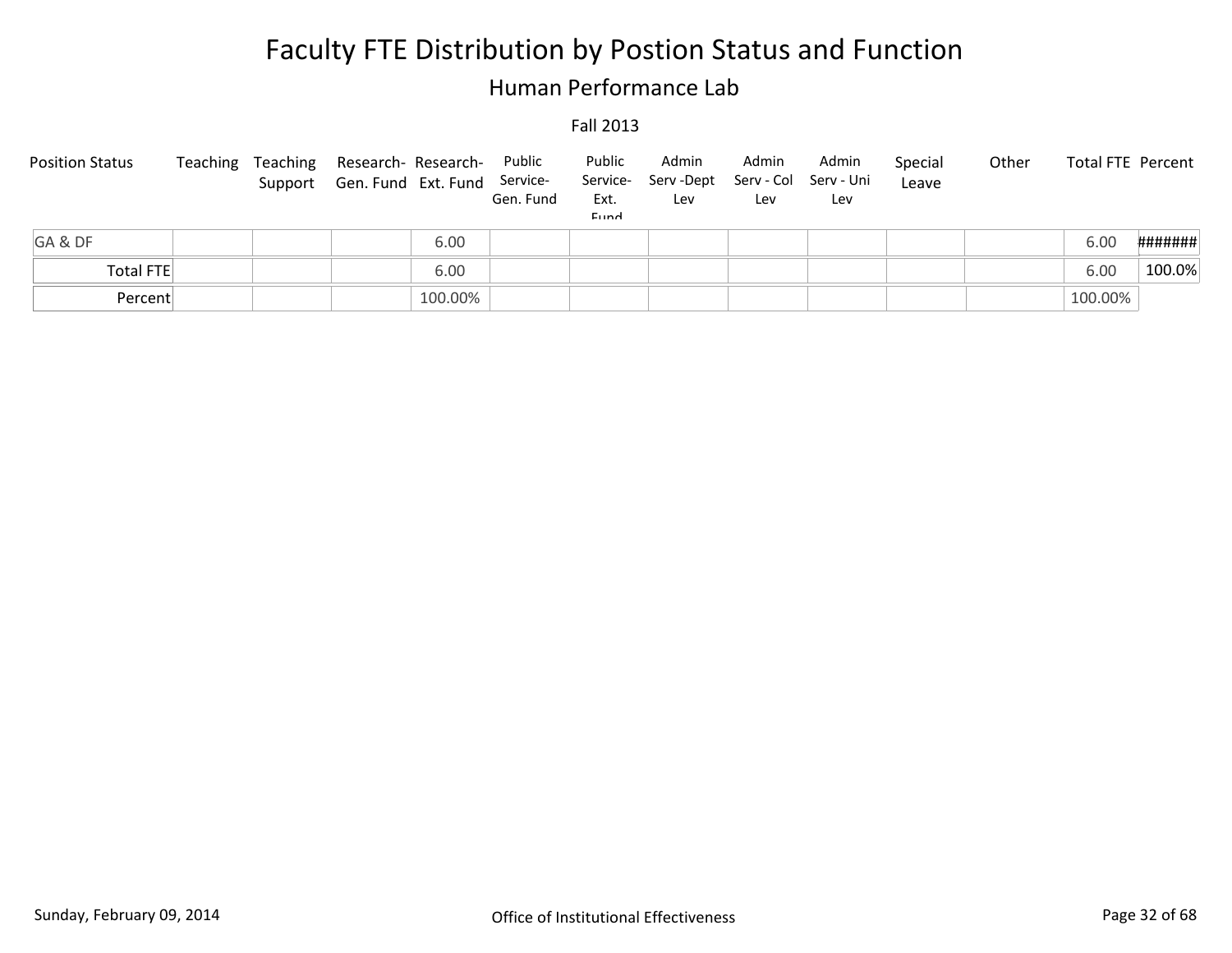# Faculty FTE Distribution by Postion Status and Function

## Human Performance Lab

Fall 2013

| Position Status | Teaching | Teaching Support | Research-Gen. Fund | Research-Ext. Fund | Public Service-Gen. Fund | Public Service-Ext. Fund | Admin Serv -Dept Lev | Admin Serv - Col Lev | Admin Serv - Uni Lev | Special Leave | Other | Total FTE | Percent |
|---|---|---|---|---|---|---|---|---|---|---|---|---|---|
| GA & DF | | | | 6.00 | | | | | | | | 6.00 | ####### |
| Total FTE | | | | 6.00 | | | | | | | | 6.00 | 100.0% |
| Percent | | | | 100.00% | | | | | | | | 100.00% | |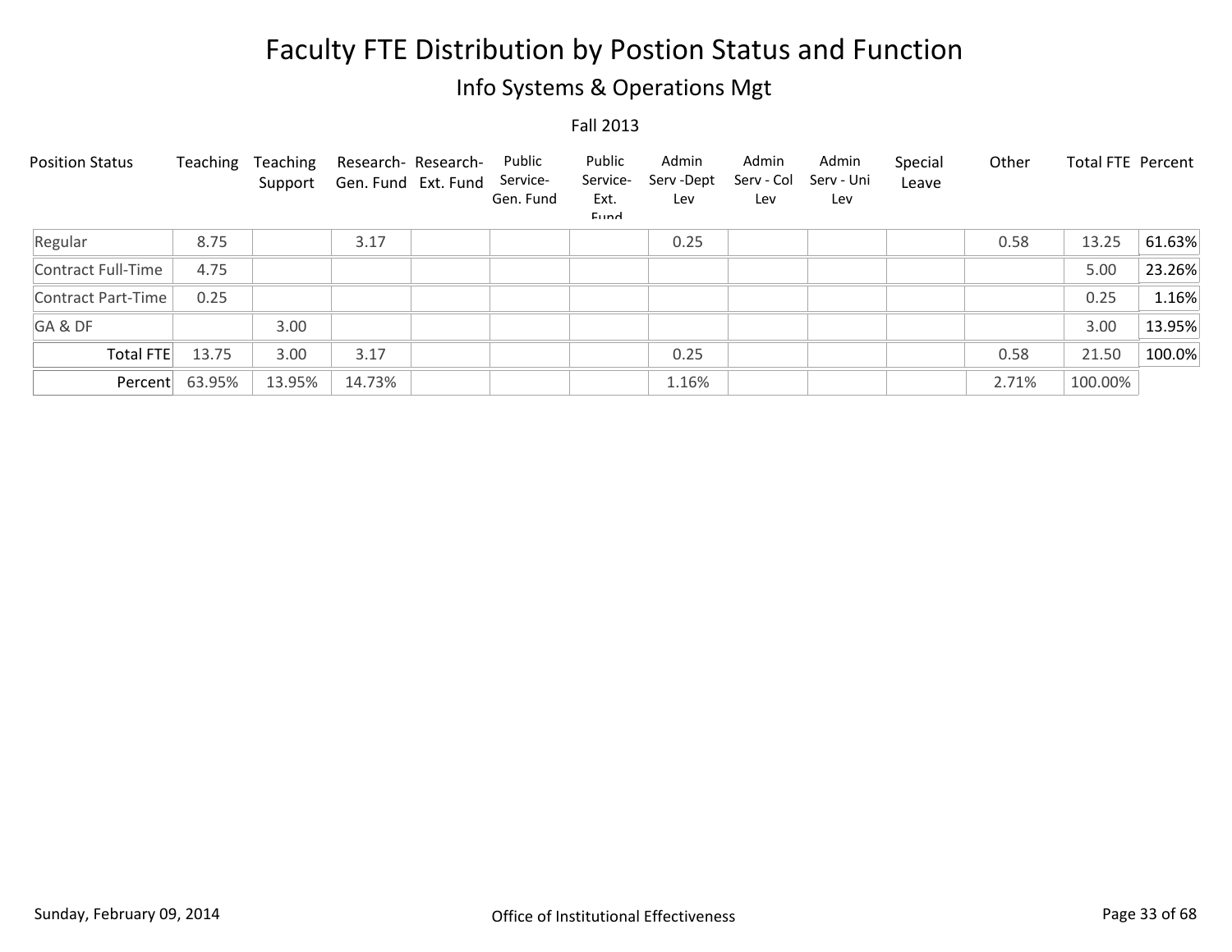# Faculty FTE Distribution by Postion Status and Function

## Info Systems & Operations Mgt

Fall 2013

| Position Status | Teaching | Teaching Support | Research-Gen. Fund | Research-Ext. Fund | Public Service-Gen. Fund | Public Service-Ext. Fund | Admin Serv -Dept Lev | Admin Serv - Col Lev | Admin Serv - Uni Lev | Special Leave | Other | Total FTE | Percent |
|---|---|---|---|---|---|---|---|---|---|---|---|---|---|
| Regular | 8.75 | | 3.17 | | | | 0.25 | | | | 0.58 | 13.25 | 61.63% |
| Contract Full-Time | 4.75 | | | | | | | | | | | 5.00 | 23.26% |
| Contract Part-Time | 0.25 | | | | | | | | | | | 0.25 | 1.16% |
| GA & DF | | 3.00 | | | | | | | | | | 3.00 | 13.95% |
| Total FTE | 13.75 | 3.00 | 3.17 | | | | 0.25 | | | | 0.58 | 21.50 | 100.0% |
| Percent | 63.95% | 13.95% | 14.73% | | | | 1.16% | | | | 2.71% | 100.00% | |

Sunday, February 09, 2014 — Office of Institutional Effectiveness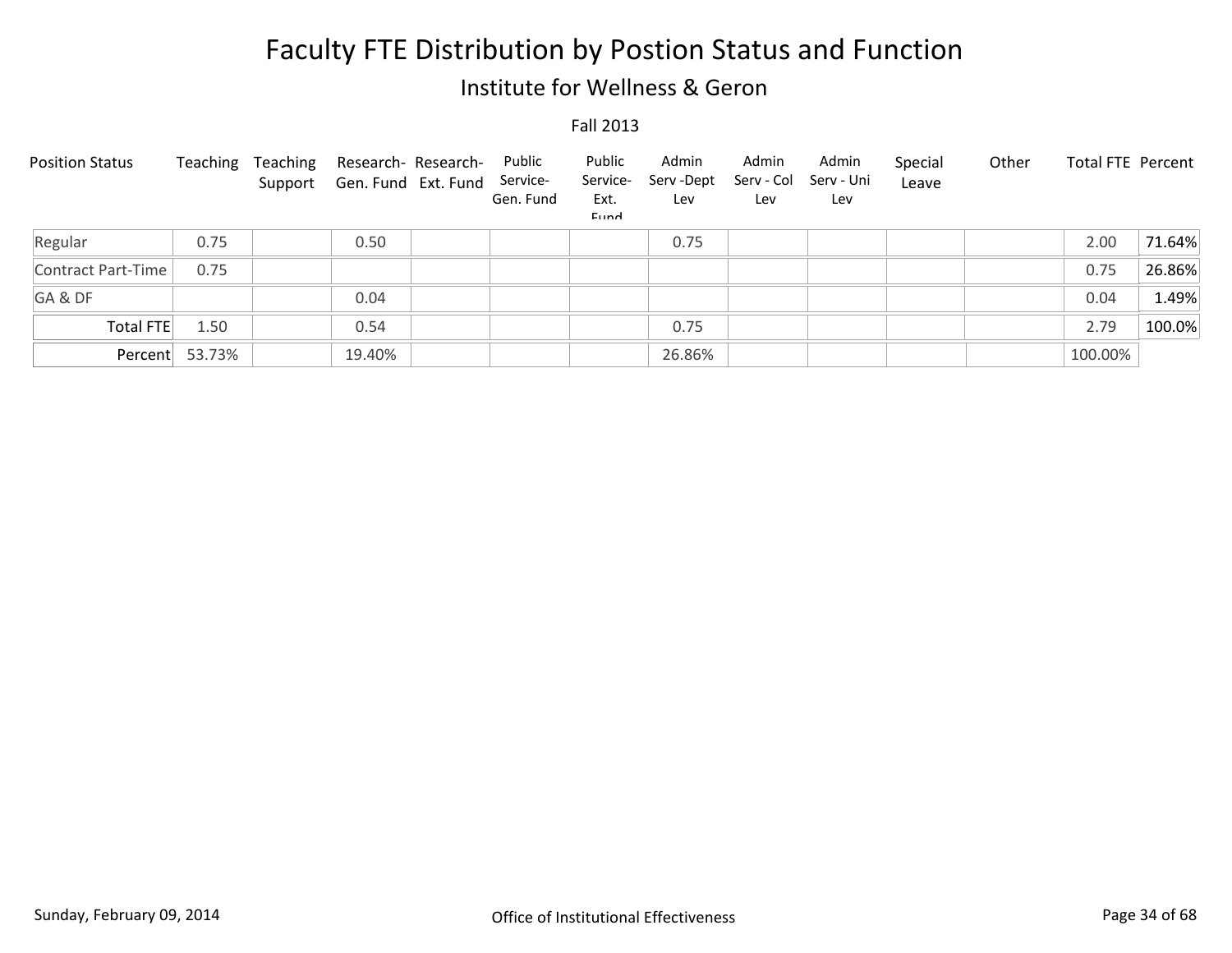# Faculty FTE Distribution by Postion Status and Function

## Institute for Wellness & Geron

Fall 2013

| Position Status | Teaching | Teaching Support | Research- Gen. Fund | Research- Ext. Fund | Public Service- Gen. Fund | Public Service- Ext. Fund | Admin Serv -Dept Lev | Admin Serv - Col Lev | Admin Serv - Uni Lev | Special Leave | Other | Total FTE | Percent |
|---|---|---|---|---|---|---|---|---|---|---|---|---|---|
| Regular | 0.75 | | 0.50 | | | | 0.75 | | | | | 2.00 | 71.64% |
| Contract Part-Time | 0.75 | | | | | | | | | | | 0.75 | 26.86% |
| GA & DF | | | 0.04 | | | | | | | | | 0.04 | 1.49% |
| Total FTE | 1.50 | | 0.54 | | | | 0.75 | | | | | 2.79 | 100.0% |
| Percent | 53.73% | | 19.40% | | | | 26.86% | | | | | 100.00% | |

Sunday, February 09, 2014

Office of Institutional Effectiveness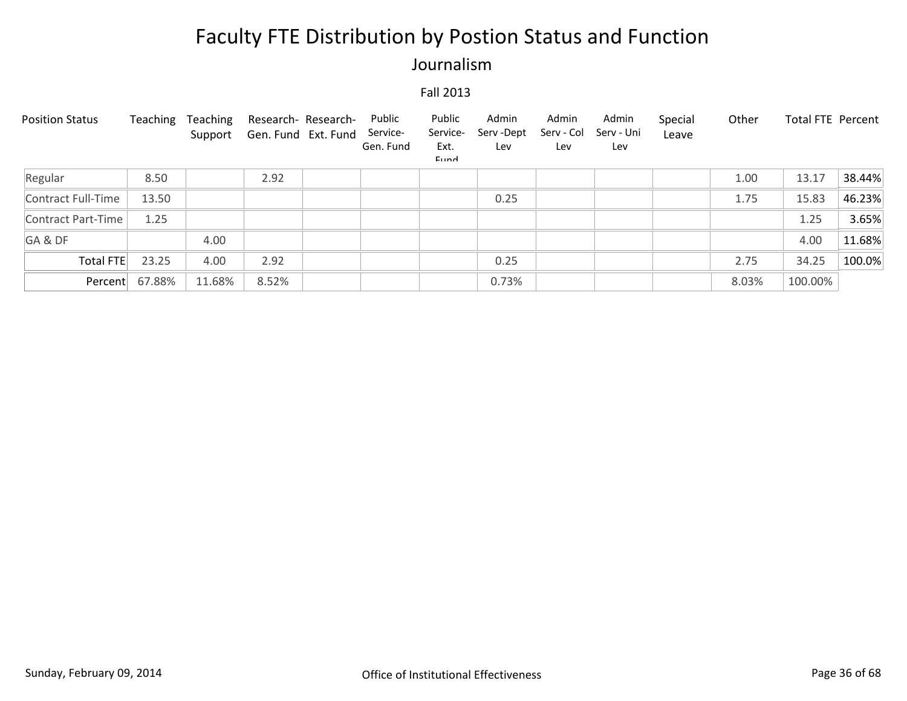# Faculty FTE Distribution by Postion Status and Function

## Journalism

### Fall 2013

| Position Status | Teaching | Teaching Support | Research-Gen. Fund | Research-Ext. Fund | Public Service-Gen. Fund | Public Service-Ext. Fund | Admin Serv -Dept Lev | Admin Serv - Col Lev | Admin Serv - Uni Lev | Special Leave | Other | Total FTE | Percent |
|---|---|---|---|---|---|---|---|---|---|---|---|---|---|
| Regular | 8.50 | | 2.92 | | | | | | | | 1.00 | 13.17 | 38.44% |
| Contract Full-Time | 13.50 | | | | | | 0.25 | | | | 1.75 | 15.83 | 46.23% |
| Contract Part-Time | 1.25 | | | | | | | | | | | 1.25 | 3.65% |
| GA & DF | | 4.00 | | | | | | | | | | 4.00 | 11.68% |
| Total FTE | 23.25 | 4.00 | 2.92 | | | | 0.25 | | | | 2.75 | 34.25 | 100.0% |
| Percent | 67.88% | 11.68% | 8.52% | | | | 0.73% | | | | 8.03% | 100.00% | |

Sunday, February 09, 2014 | Office of Institutional Effectiveness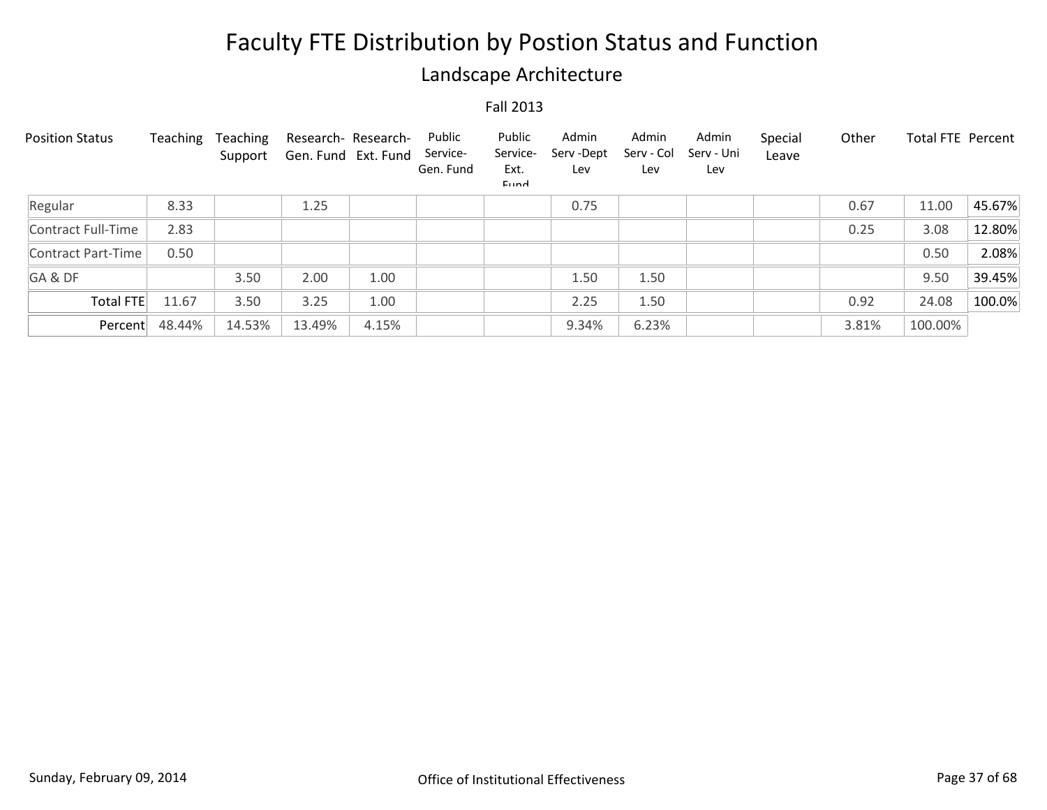# Faculty FTE Distribution by Postion Status and Function

## Landscape Architecture

Fall 2013

| Position Status | Teaching | Teaching Support | Research- Gen. Fund | Research- Ext. Fund | Public Service- Gen. Fund | Public Service- Ext. Fund | Admin Serv -Dept Lev | Admin Serv - Col Lev | Admin Serv - Uni Lev | Special Leave | Other | Total FTE | Percent |
|---|---|---|---|---|---|---|---|---|---|---|---|---|---|
| Regular | 8.33 | | 1.25 | | | | 0.75 | | | | 0.67 | 11.00 | 45.67% |
| Contract Full-Time | 2.83 | | | | | | | | | | 0.25 | 3.08 | 12.80% |
| Contract Part-Time | 0.50 | | | | | | | | | | | 0.50 | 2.08% |
| GA & DF | | 3.50 | 2.00 | 1.00 | | | 1.50 | 1.50 | | | | 9.50 | 39.45% |
| Total FTE | 11.67 | 3.50 | 3.25 | 1.00 | | | 2.25 | 1.50 | | | 0.92 | 24.08 | 100.0% |
| Percent | 48.44% | 14.53% | 13.49% | 4.15% | | | 9.34% | 6.23% | | | 3.81% | 100.00% | |

Sunday, February 09, 2014 — Office of Institutional Effectiveness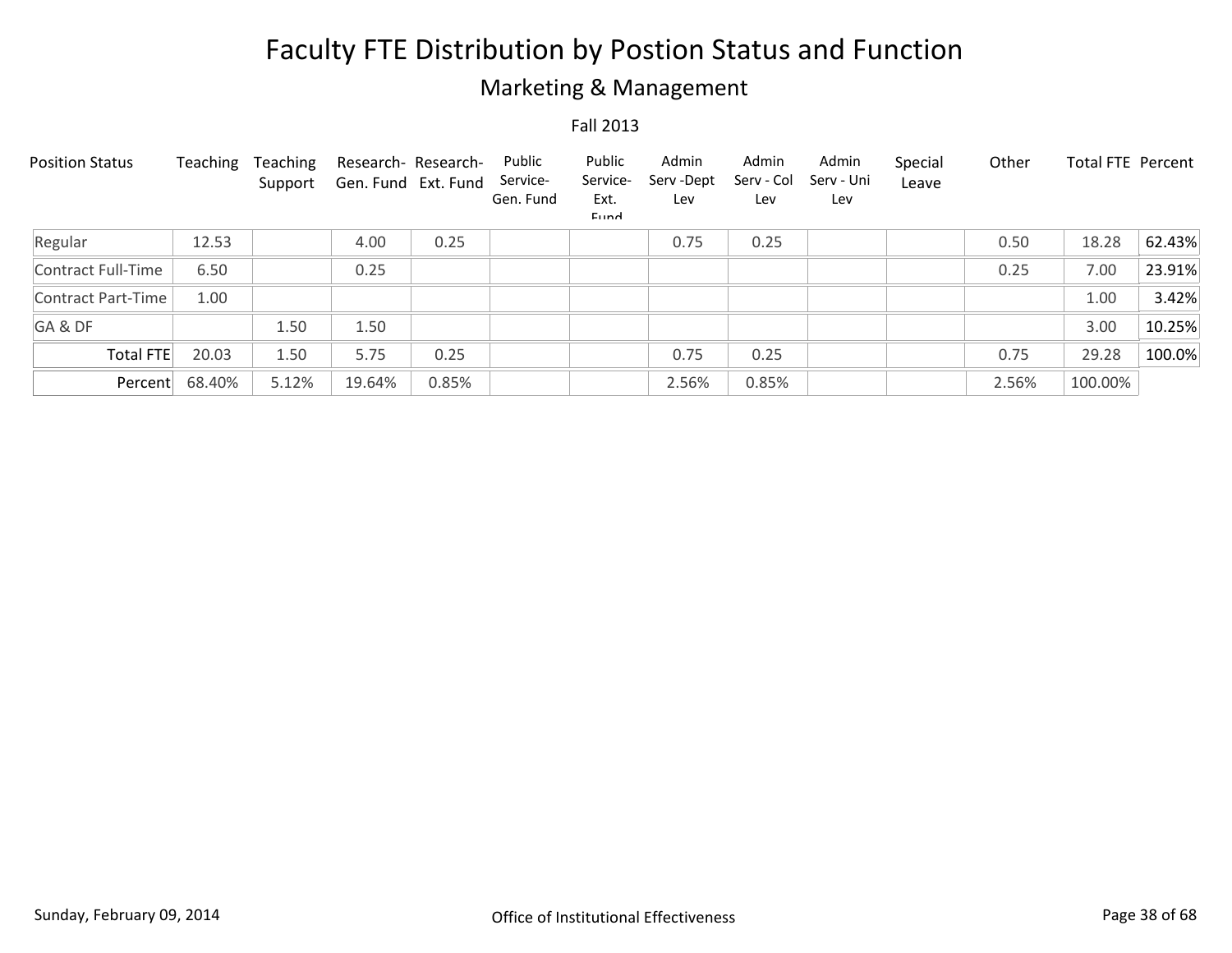# Faculty FTE Distribution by Postion Status and Function

## Marketing & Management

Fall 2013

| Position Status | Teaching | Teaching Support | Research-Gen. Fund | Research-Ext. Fund | Public Service-Gen. Fund | Public Service-Ext. Fund | Admin Serv -Dept Lev | Admin Serv - Col Lev | Admin Serv - Uni Lev | Special Leave | Other | Total FTE | Percent |
|---|---|---|---|---|---|---|---|---|---|---|---|---|---|
| Regular | 12.53 | | 4.00 | 0.25 | | | 0.75 | 0.25 | | | 0.50 | 18.28 | 62.43% |
| Contract Full-Time | 6.50 | | 0.25 | | | | | | | | 0.25 | 7.00 | 23.91% |
| Contract Part-Time | 1.00 | | | | | | | | | | | 1.00 | 3.42% |
| GA & DF | | 1.50 | 1.50 | | | | | | | | | 3.00 | 10.25% |
| Total FTE | 20.03 | 1.50 | 5.75 | 0.25 | | | 0.75 | 0.25 | | | 0.75 | 29.28 | 100.0% |
| Percent | 68.40% | 5.12% | 19.64% | 0.85% | | | 2.56% | 0.85% | | | 2.56% | 100.00% | |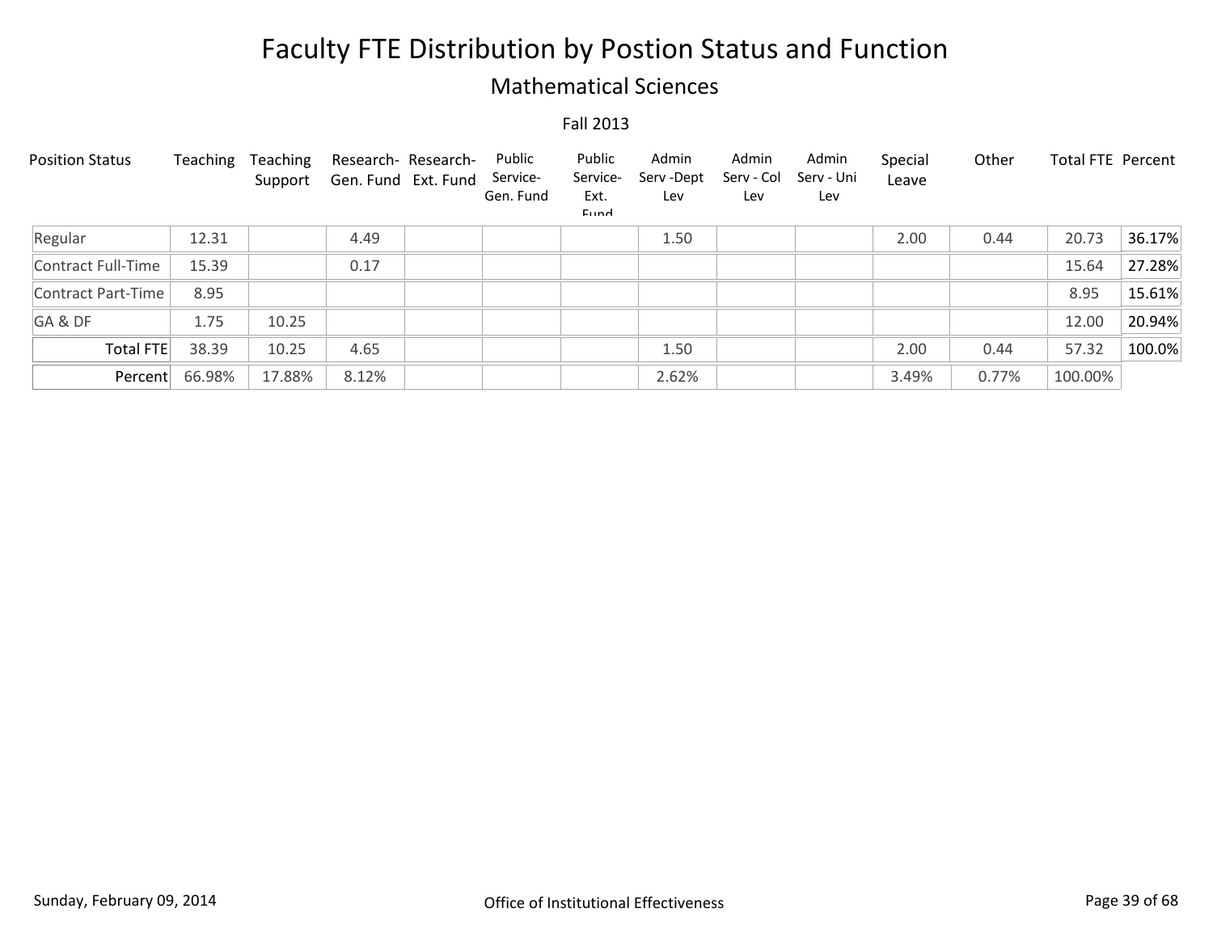# Faculty FTE Distribution by Postion Status and Function

## Mathematical Sciences

Fall 2013

| Position Status | Teaching | Teaching Support | Research-Gen. Fund | Research-Ext. Fund | Public Service-Gen. Fund | Public Service-Ext. Fund | Admin Serv -Dept Lev | Admin Serv - Col Lev | Admin Serv - Uni Lev | Special Leave | Other | Total FTE | Percent |
|---|---|---|---|---|---|---|---|---|---|---|---|---|---|
| Regular | 12.31 | | 4.49 | | | | 1.50 | | | 2.00 | 0.44 | 20.73 | 36.17% |
| Contract Full-Time | 15.39 | | 0.17 | | | | | | | | | 15.64 | 27.28% |
| Contract Part-Time | 8.95 | | | | | | | | | | | 8.95 | 15.61% |
| GA & DF | 1.75 | 10.25 | | | | | | | | | | 12.00 | 20.94% |
| Total FTE | 38.39 | 10.25 | 4.65 | | | | 1.50 | | | 2.00 | 0.44 | 57.32 | 100.0% |
| Percent | 66.98% | 17.88% | 8.12% | | | | 2.62% | | | 3.49% | 0.77% | 100.00% | |

Sunday, February 09, 2014

Office of Institutional Effectiveness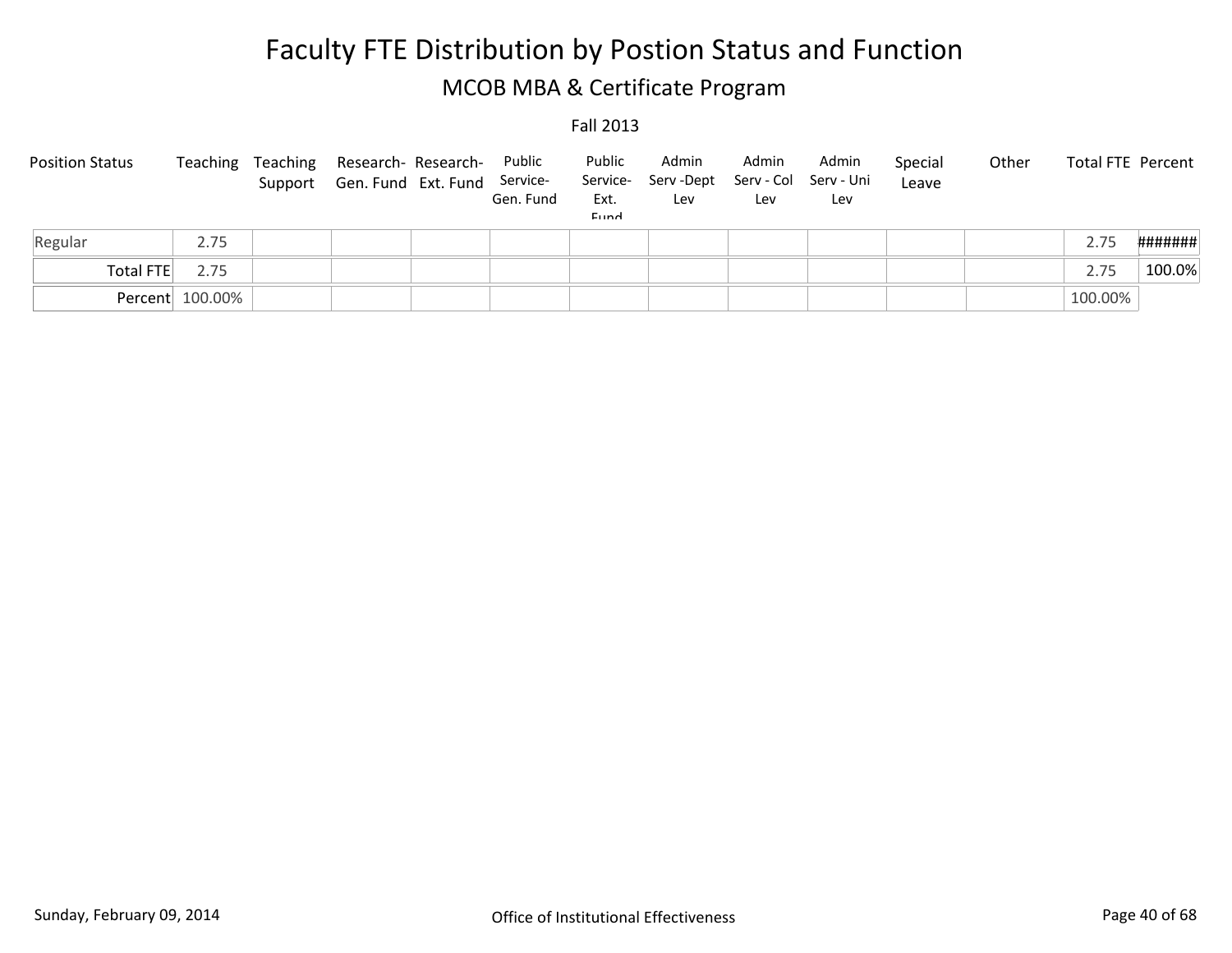# Faculty FTE Distribution by Postion Status and Function

## MCOB MBA & Certificate Program

Fall 2013

| Position Status | Teaching | Teaching Support | Research- Gen. Fund | Research- Ext. Fund | Public Service- Gen. Fund | Public Service- Ext. Fund | Admin Serv -Dept Lev | Admin Serv - Col Lev | Admin Serv - Uni Lev | Special Leave | Other | Total FTE | Percent |
|---|---|---|---|---|---|---|---|---|---|---|---|---|---|
| Regular | 2.75 | | | | | | | | | | | 2.75 | ####### |
| Total FTE | 2.75 | | | | | | | | | | | 2.75 | 100.0% |
| Percent | 100.00% | | | | | | | | | | | 100.00% | |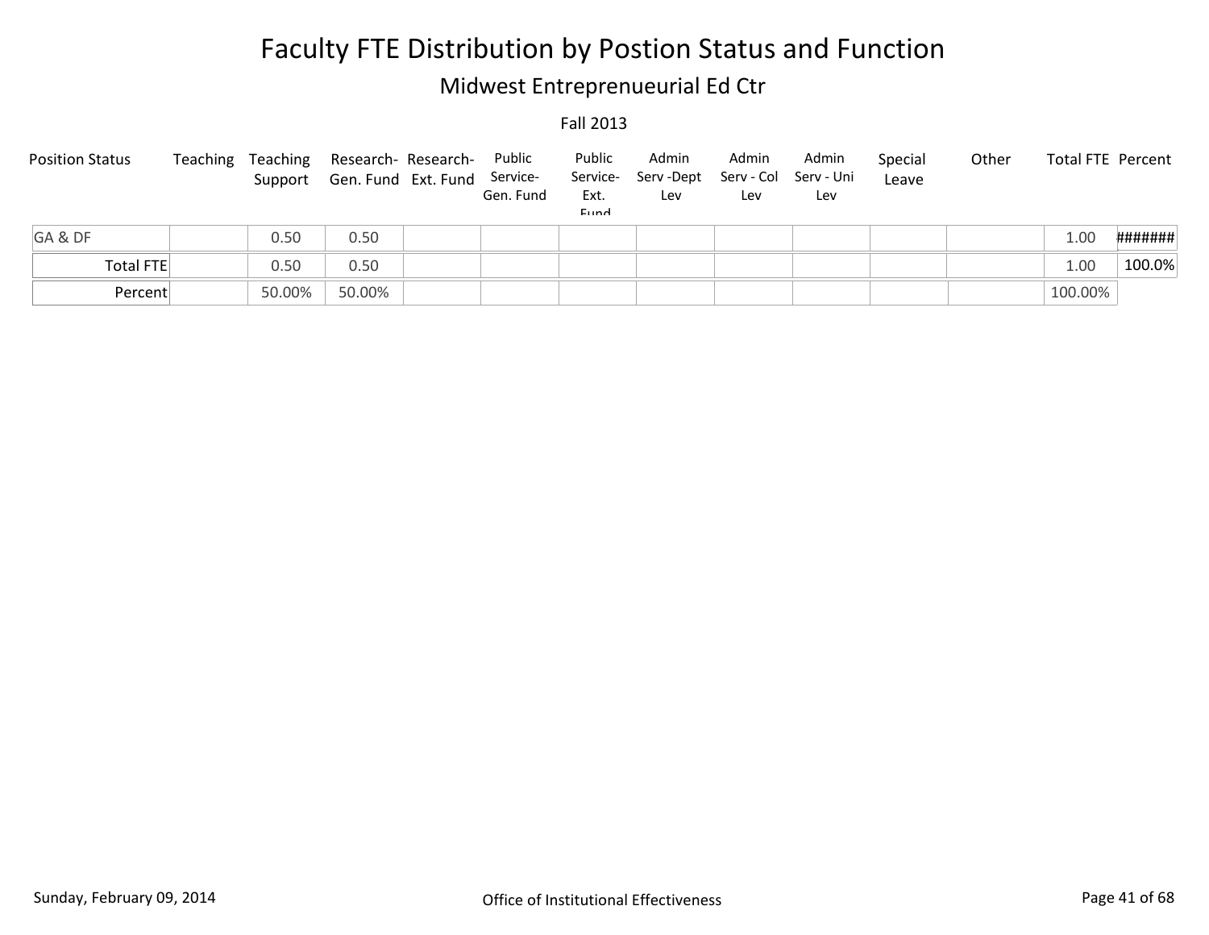# Faculty FTE Distribution by Postion Status and Function

## Midwest Entreprenueurial Ed Ctr

Fall 2013

| Position Status | Teaching | Teaching Support | Research- Gen. Fund | Research- Ext. Fund | Public Service- Gen. Fund | Public Service- Ext. Fund | Admin Serv -Dept Lev | Admin Serv - Col Lev | Admin Serv - Uni Lev | Special Leave | Other | Total FTE | Percent |
|---|---|---|---|---|---|---|---|---|---|---|---|---|---|
| GA & DF | | 0.50 | 0.50 | | | | | | | | | 1.00 | ####### |
| Total FTE | | 0.50 | 0.50 | | | | | | | | | 1.00 | 100.0% |
| Percent | | 50.00% | 50.00% | | | | | | | | | 100.00% | |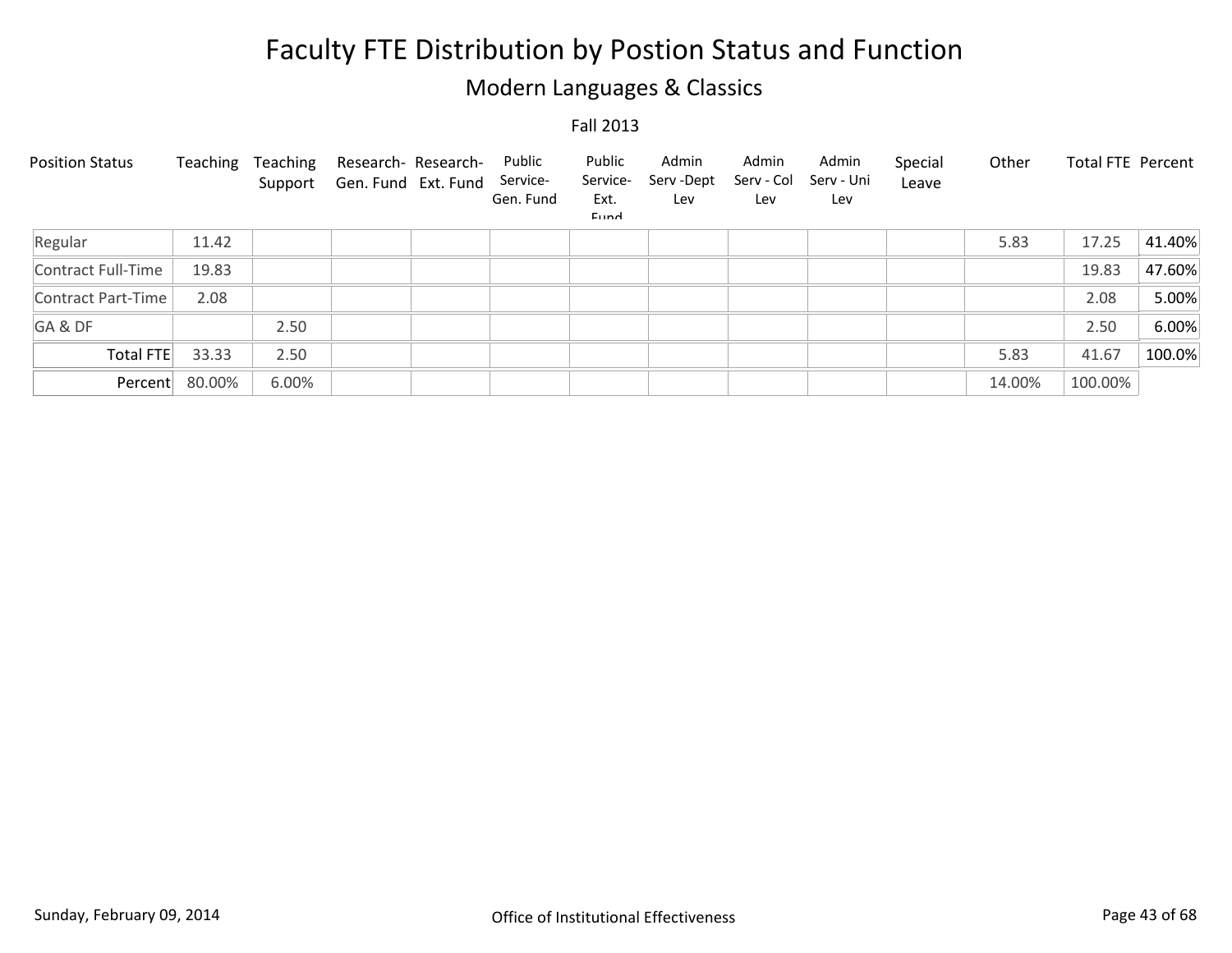# Faculty FTE Distribution by Postion Status and Function

## Modern Languages & Classics

Fall 2013

| Position Status | Teaching | Teaching Support | Research- Gen. Fund | Research- Ext. Fund | Public Service- Gen. Fund | Public Service- Ext. Fund | Admin Serv -Dept Lev | Admin Serv - Col Lev | Admin Serv - Uni Lev | Special Leave | Other | Total FTE | Percent |
|---|---|---|---|---|---|---|---|---|---|---|---|---|---|
| Regular | 11.42 | | | | | | | | | | 5.83 | 17.25 | 41.40% |
| Contract Full-Time | 19.83 | | | | | | | | | | | 19.83 | 47.60% |
| Contract Part-Time | 2.08 | | | | | | | | | | | 2.08 | 5.00% |
| GA & DF | | 2.50 | | | | | | | | | | 2.50 | 6.00% |
| Total FTE | 33.33 | 2.50 | | | | | | | | | 5.83 | 41.67 | 100.0% |
| Percent | 80.00% | 6.00% | | | | | | | | | 14.00% | 100.00% | |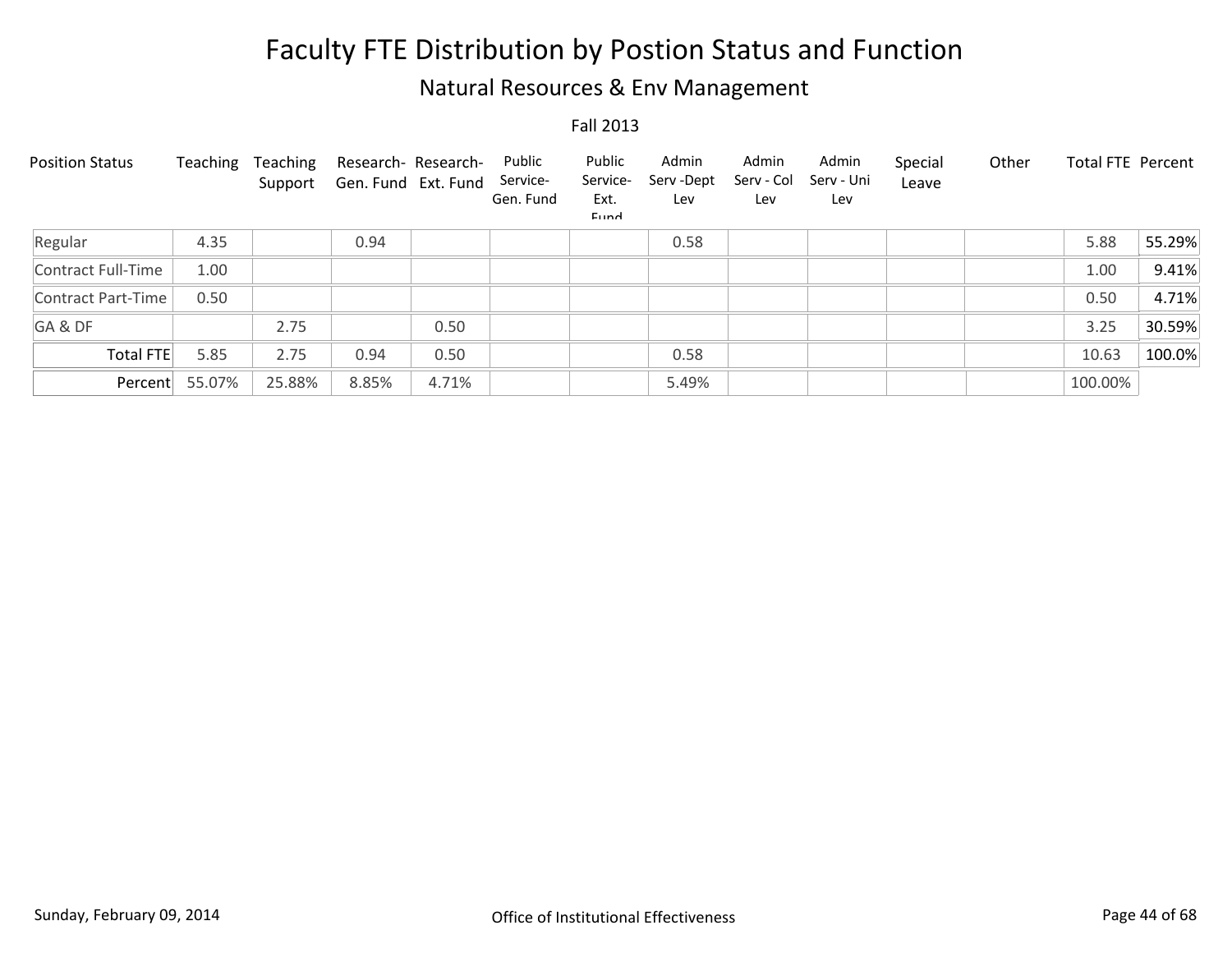# Faculty FTE Distribution by Postion Status and Function

## Natural Resources & Env Management

Fall 2013

| Position Status | Teaching | Teaching Support | Research-Gen. Fund | Research-Ext. Fund | Public Service-Gen. Fund | Public Service-Ext. Fund | Admin Serv -Dept Lev | Admin Serv - Col Lev | Admin Serv - Uni Lev | Special Leave | Other | Total FTE | Percent |
|---|---|---|---|---|---|---|---|---|---|---|---|---|---|
| Regular | 4.35 | | 0.94 | | | | 0.58 | | | | | 5.88 | 55.29% |
| Contract Full-Time | 1.00 | | | | | | | | | | | 1.00 | 9.41% |
| Contract Part-Time | 0.50 | | | | | | | | | | | 0.50 | 4.71% |
| GA & DF | | 2.75 | | 0.50 | | | | | | | | 3.25 | 30.59% |
| Total FTE | 5.85 | 2.75 | 0.94 | 0.50 | | | 0.58 | | | | | 10.63 | 100.0% |
| Percent | 55.07% | 25.88% | 8.85% | 4.71% | | | 5.49% | | | | | 100.00% | |

Sunday, February 09, 2014

Office of Institutional Effectiveness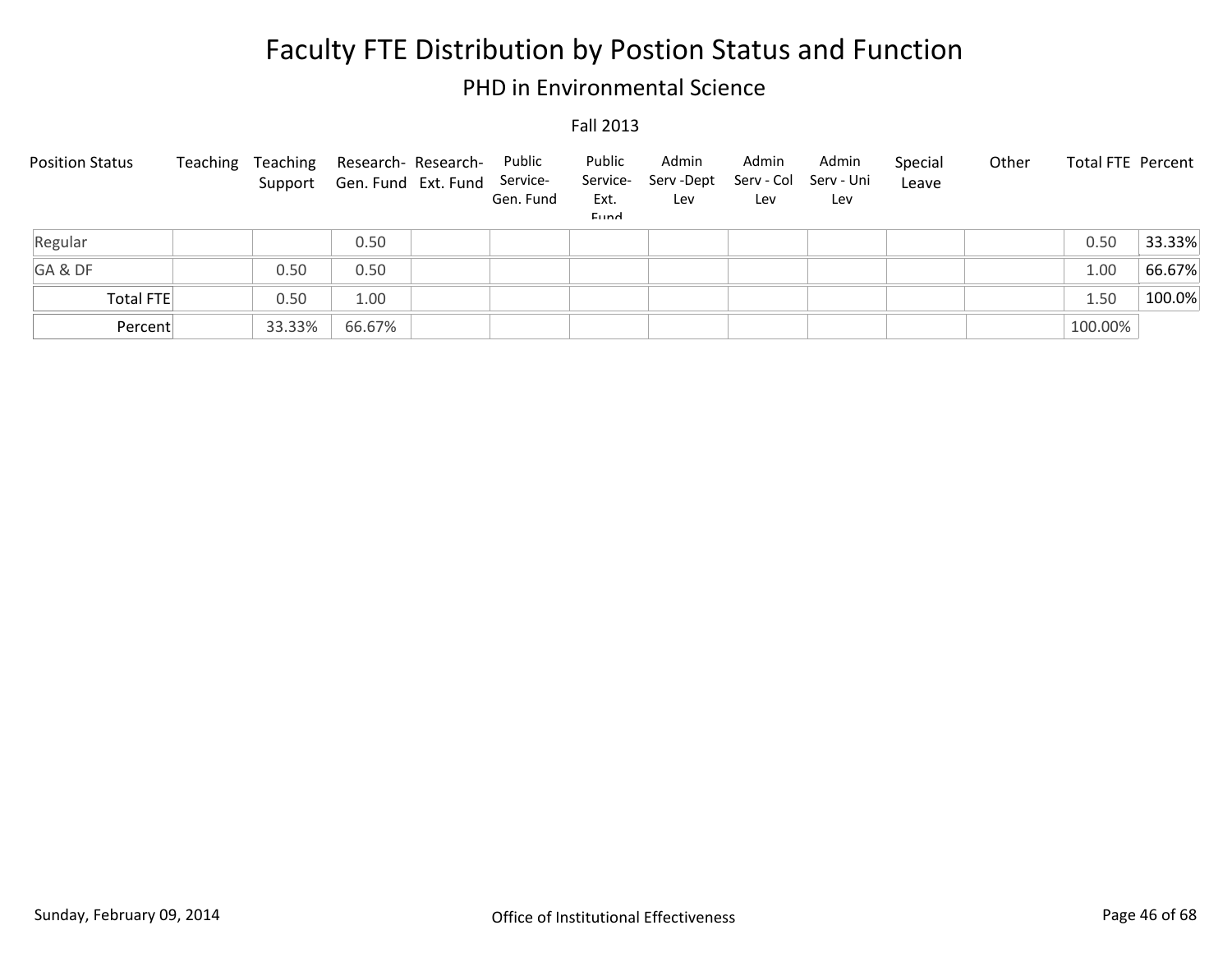# Faculty FTE Distribution by Postion Status and Function

## PHD in Environmental Science

Fall 2013

| Position Status | Teaching | Teaching Support | Research-Gen. Fund | Research-Ext. Fund | Public Service-Gen. Fund | Public Service-Ext. Fund | Admin Serv -Dept Lev | Admin Serv - Col Lev | Admin Serv - Uni Lev | Special Leave | Other | Total FTE | Percent |
|---|---|---|---|---|---|---|---|---|---|---|---|---|---|
| Regular | | | 0.50 | | | | | | | | | 0.50 | 33.33% |
| GA & DF | | 0.50 | 0.50 | | | | | | | | | 1.00 | 66.67% |
| Total FTE | | 0.50 | 1.00 | | | | | | | | | 1.50 | 100.0% |
| Percent | | 33.33% | 66.67% | | | | | | | | | 100.00% | |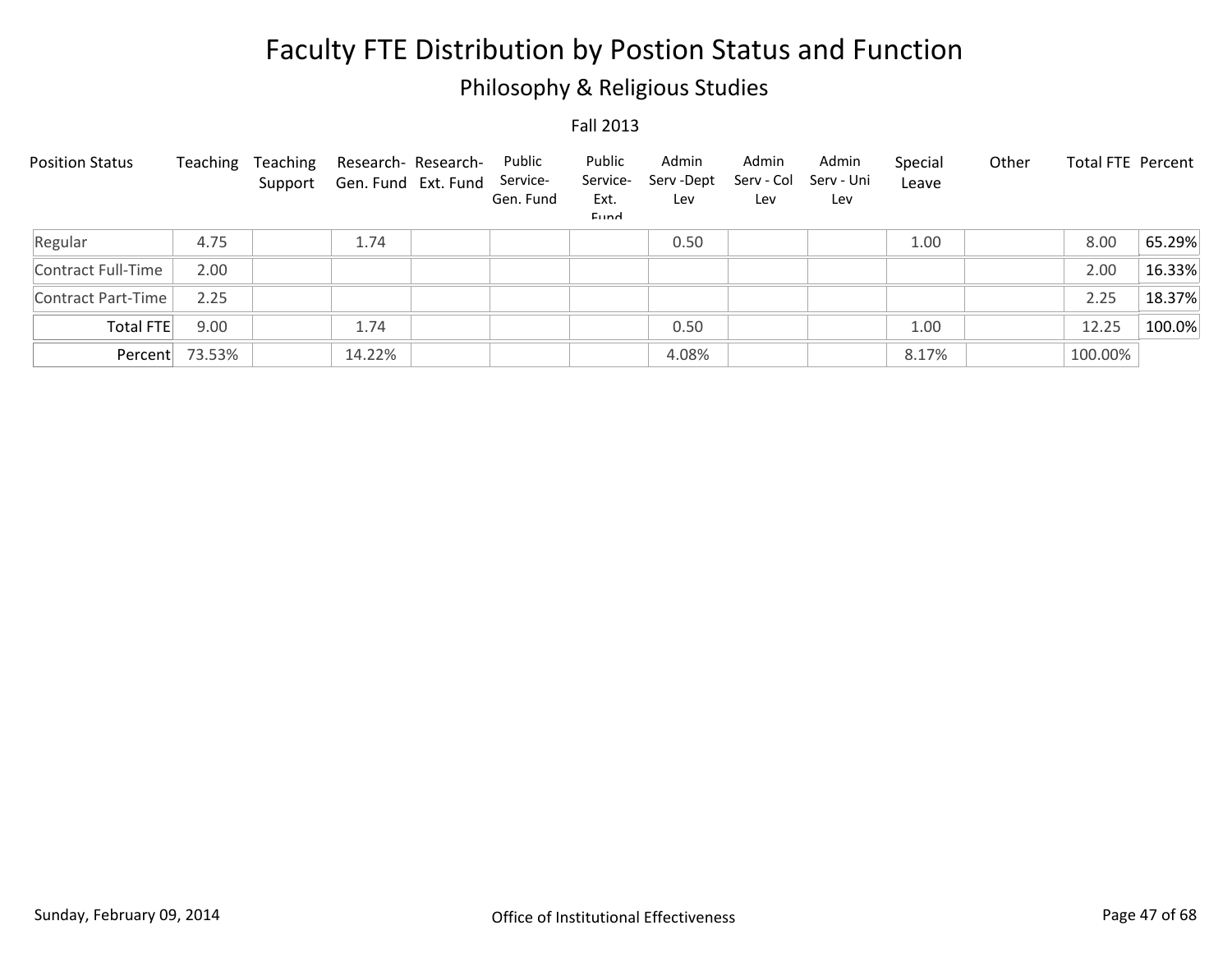# Faculty FTE Distribution by Postion Status and Function

## Philosophy & Religious Studies

Fall 2013

| Position Status | Teaching | Teaching Support | Research-Gen. Fund | Research-Ext. Fund | Public Service-Gen. Fund | Public Service-Ext. Fund | Admin Serv -Dept Lev | Admin Serv - Col Lev | Admin Serv - Uni Lev | Special Leave | Other | Total FTE | Percent |
|---|---|---|---|---|---|---|---|---|---|---|---|---|---|
| Regular | 4.75 | | 1.74 | | | | 0.50 | | | 1.00 | | 8.00 | 65.29% |
| Contract Full-Time | 2.00 | | | | | | | | | | | 2.00 | 16.33% |
| Contract Part-Time | 2.25 | | | | | | | | | | | 2.25 | 18.37% |
| Total FTE | 9.00 | | 1.74 | | | | 0.50 | | | 1.00 | | 12.25 | 100.0% |
| Percent | 73.53% | | 14.22% | | | | 4.08% | | | 8.17% | | 100.00% | |

Sunday, February 09, 2014 Office of Institutional Effectiveness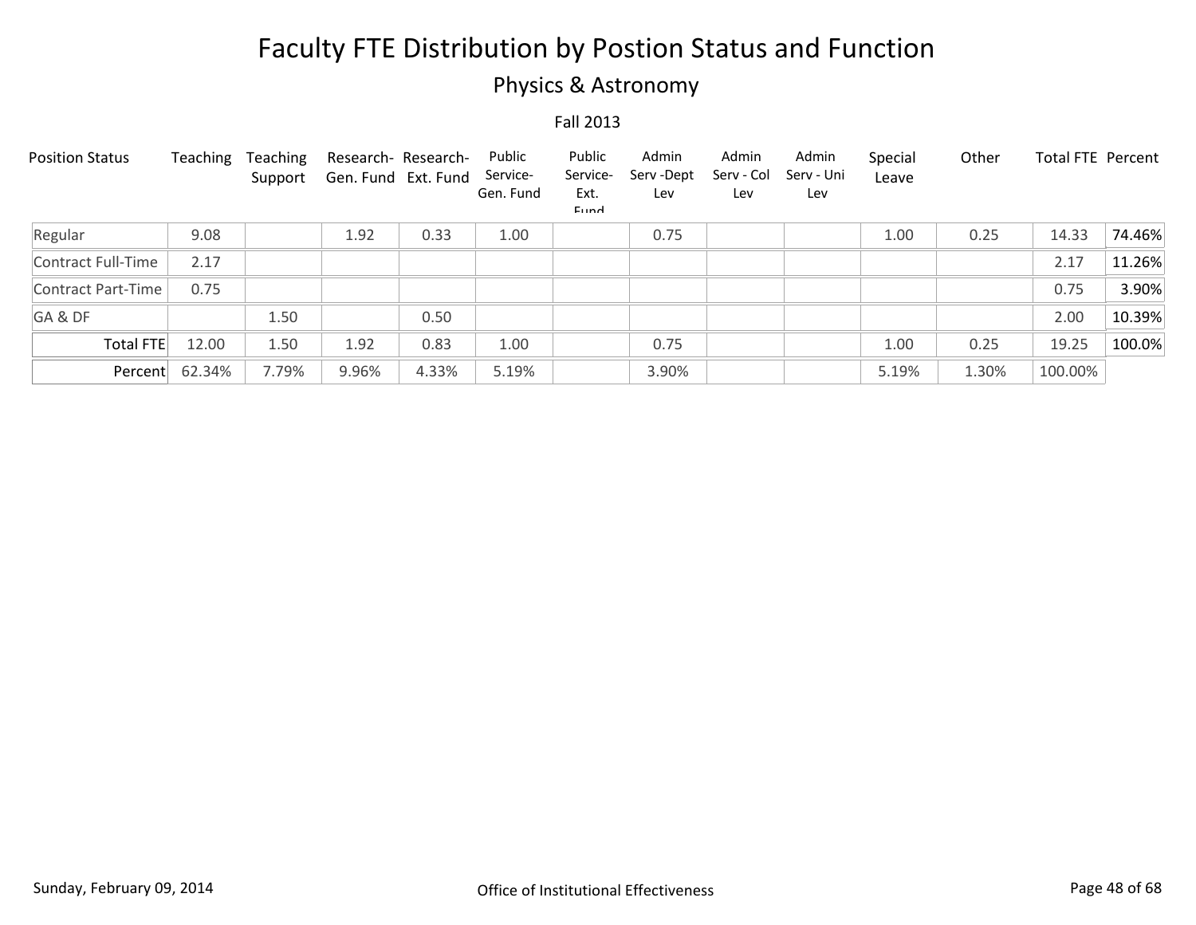# Faculty FTE Distribution by Postion Status and Function

## Physics & Astronomy

Fall 2013

| Position Status | Teaching | Teaching Support | Research- Gen. Fund | Research- Ext. Fund | Public Service- Gen. Fund | Public Service- Ext. Fund | Admin Serv -Dept Lev | Admin Serv - Col Lev | Admin Serv - Uni Lev | Special Leave | Other | Total FTE | Percent |
|---|---|---|---|---|---|---|---|---|---|---|---|---|---|
| Regular | 9.08 | | 1.92 | 0.33 | 1.00 | | 0.75 | | | 1.00 | 0.25 | 14.33 | 74.46% |
| Contract Full-Time | 2.17 | | | | | | | | | | | 2.17 | 11.26% |
| Contract Part-Time | 0.75 | | | | | | | | | | | 0.75 | 3.90% |
| GA & DF | | 1.50 | | 0.50 | | | | | | | | 2.00 | 10.39% |
| Total FTE | 12.00 | 1.50 | 1.92 | 0.83 | 1.00 | | 0.75 | | | 1.00 | 0.25 | 19.25 | 100.0% |
| Percent | 62.34% | 7.79% | 9.96% | 4.33% | 5.19% | | 3.90% | | | 5.19% | 1.30% | 100.00% | |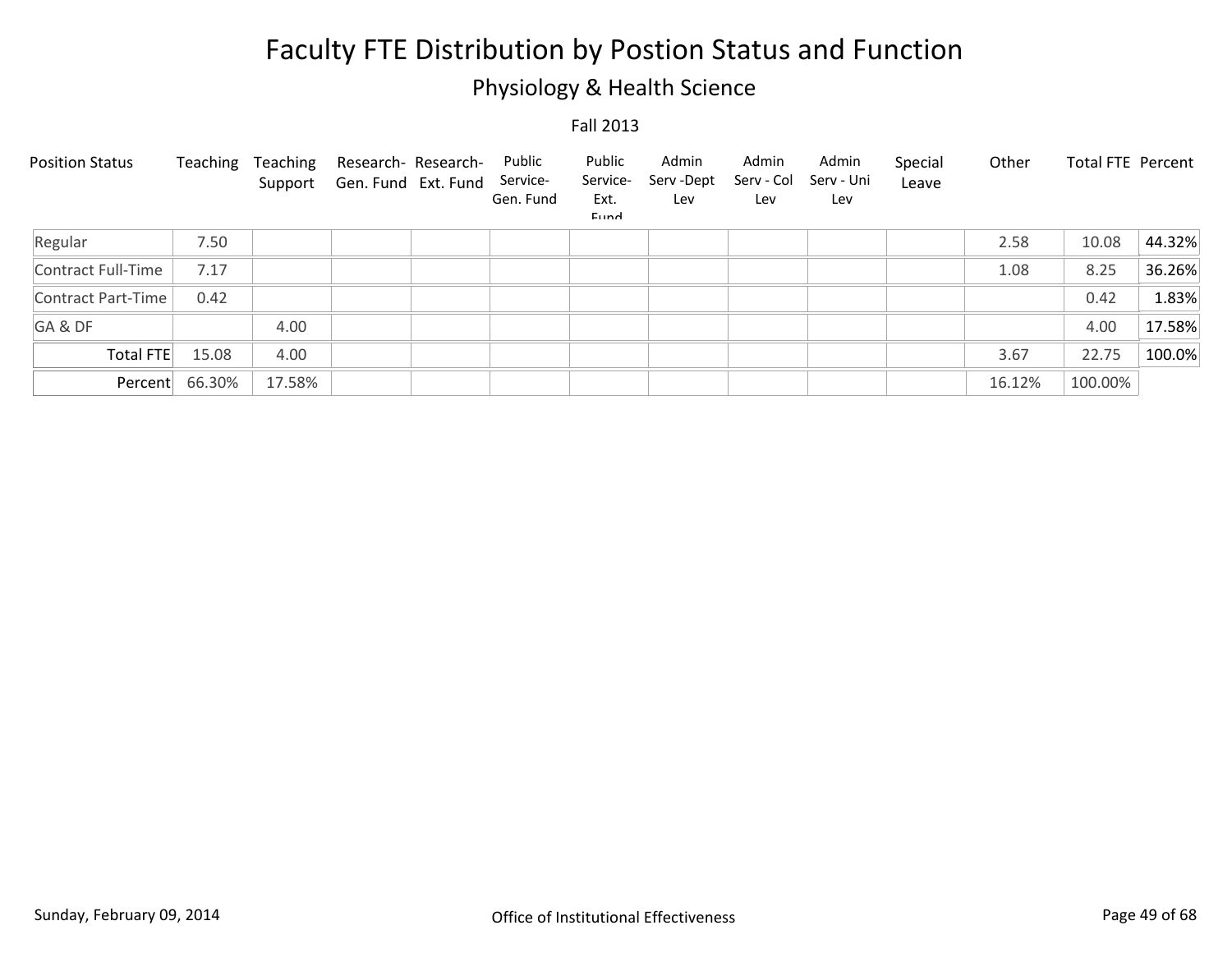# Faculty FTE Distribution by Postion Status and Function

## Physiology & Health Science

Fall 2013

| Position Status | Teaching | Teaching Support | Research-Gen. Fund | Research-Ext. Fund | Public Service-Gen. Fund | Public Service-Ext. Fund | Admin Serv -Dept Lev | Admin Serv - Col Lev | Admin Serv - Uni Lev | Special Leave | Other | Total FTE | Percent |
|---|---|---|---|---|---|---|---|---|---|---|---|---|---|
| Regular | 7.50 | | | | | | | | | | 2.58 | 10.08 | 44.32% |
| Contract Full-Time | 7.17 | | | | | | | | | | 1.08 | 8.25 | 36.26% |
| Contract Part-Time | 0.42 | | | | | | | | | | | 0.42 | 1.83% |
| GA & DF | | 4.00 | | | | | | | | | | 4.00 | 17.58% |
| Total FTE | 15.08 | 4.00 | | | | | | | | | 3.67 | 22.75 | 100.0% |
| Percent | 66.30% | 17.58% | | | | | | | | | 16.12% | 100.00% | |

Sunday, February 09, 2014

Office of Institutional Effectiveness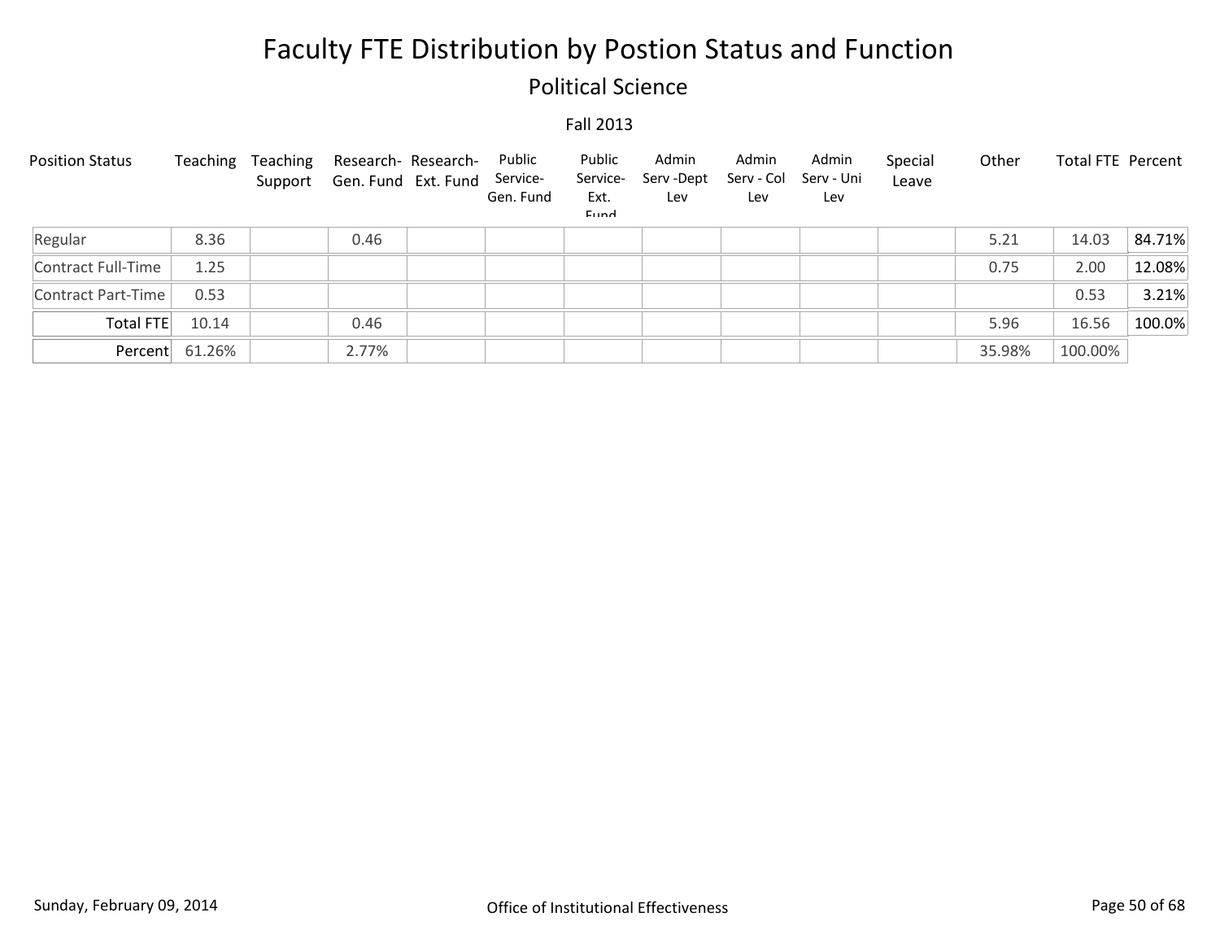# Faculty FTE Distribution by Postion Status and Function

## Political Science

Fall 2013

| Position Status | Teaching | Teaching Support | Research-Gen. Fund | Research-Ext. Fund | Public Service-Gen. Fund | Public Service-Ext. Fund | Admin Serv -Dept Lev | Admin Serv - Col Lev | Admin Serv - Uni Lev | Special Leave | Other | Total FTE | Percent |
|---|---|---|---|---|---|---|---|---|---|---|---|---|---|
| Regular | 8.36 | | 0.46 | | | | | | | | 5.21 | 14.03 | 84.71% |
| Contract Full-Time | 1.25 | | | | | | | | | | 0.75 | 2.00 | 12.08% |
| Contract Part-Time | 0.53 | | | | | | | | | | | 0.53 | 3.21% |
| Total FTE | 10.14 | | 0.46 | | | | | | | | 5.96 | 16.56 | 100.0% |
| Percent | 61.26% | | 2.77% | | | | | | | | 35.98% | 100.00% | |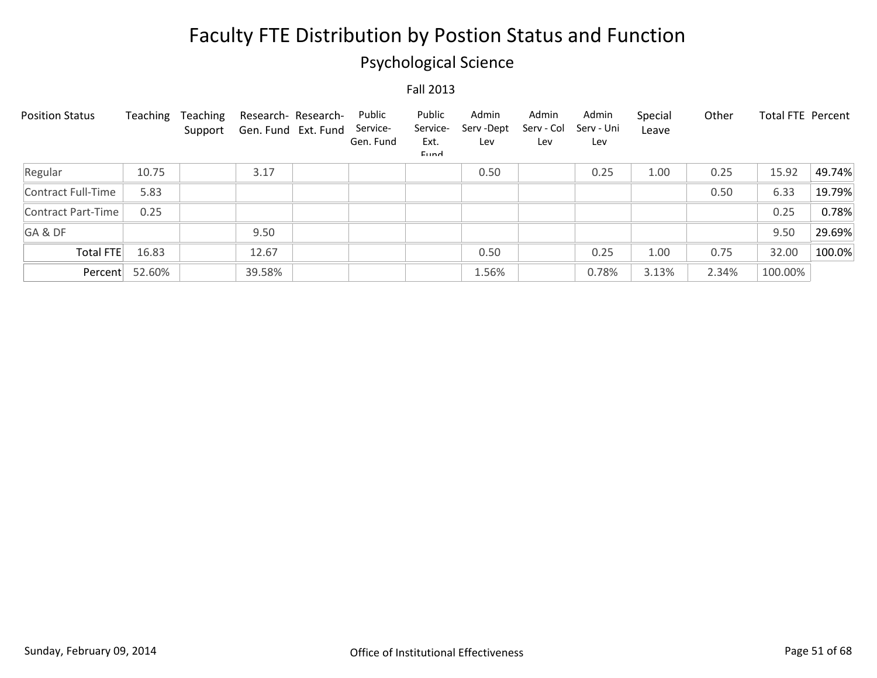# Faculty FTE Distribution by Postion Status and Function

## Psychological Science

Fall 2013

| Position Status | Teaching | Teaching Support | Research- Gen. Fund | Research- Ext. Fund | Public Service- Gen. Fund | Public Service- Ext. Fund | Admin Serv -Dept Lev | Admin Serv - Col Lev | Admin Serv - Uni Lev | Special Leave | Other | Total FTE | Percent |
|---|---|---|---|---|---|---|---|---|---|---|---|---|---|
| Regular | 10.75 | | 3.17 | | | | 0.50 | | 0.25 | 1.00 | 0.25 | 15.92 | 49.74% |
| Contract Full-Time | 5.83 | | | | | | | | | | 0.50 | 6.33 | 19.79% |
| Contract Part-Time | 0.25 | | | | | | | | | | | 0.25 | 0.78% |
| GA & DF | | | 9.50 | | | | | | | | | 9.50 | 29.69% |
| Total FTE | 16.83 | | 12.67 | | | | 0.50 | | 0.25 | 1.00 | 0.75 | 32.00 | 100.0% |
| Percent | 52.60% | | 39.58% | | | | 1.56% | | 0.78% | 3.13% | 2.34% | 100.00% | |

Sunday, February 09, 2014 — Office of Institutional Effectiveness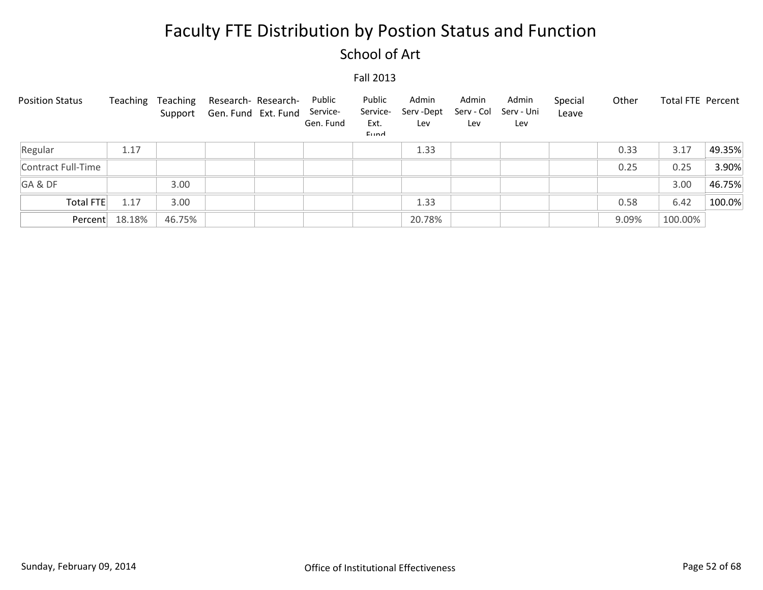# Faculty FTE Distribution by Postion Status and Function

## School of Art

Fall 2013

| Position Status | Teaching | Teaching Support | Research- Gen. Fund | Research- Ext. Fund | Public Service- Gen. Fund | Public Service- Ext. Fund | Admin Serv -Dept Lev | Admin Serv - Col Lev | Admin Serv - Uni Lev | Special Leave | Other | Total FTE | Percent |
|---|---|---|---|---|---|---|---|---|---|---|---|---|---|
| Regular | 1.17 | | | | | | 1.33 | | | | 0.33 | 3.17 | 49.35% |
| Contract Full-Time | | | | | | | | | | | 0.25 | 0.25 | 3.90% |
| GA & DF | | 3.00 | | | | | | | | | | 3.00 | 46.75% |
| Total FTE | 1.17 | 3.00 | | | | | 1.33 | | | | 0.58 | 6.42 | 100.0% |
| Percent | 18.18% | 46.75% | | | | | 20.78% | | | | 9.09% | 100.00% | |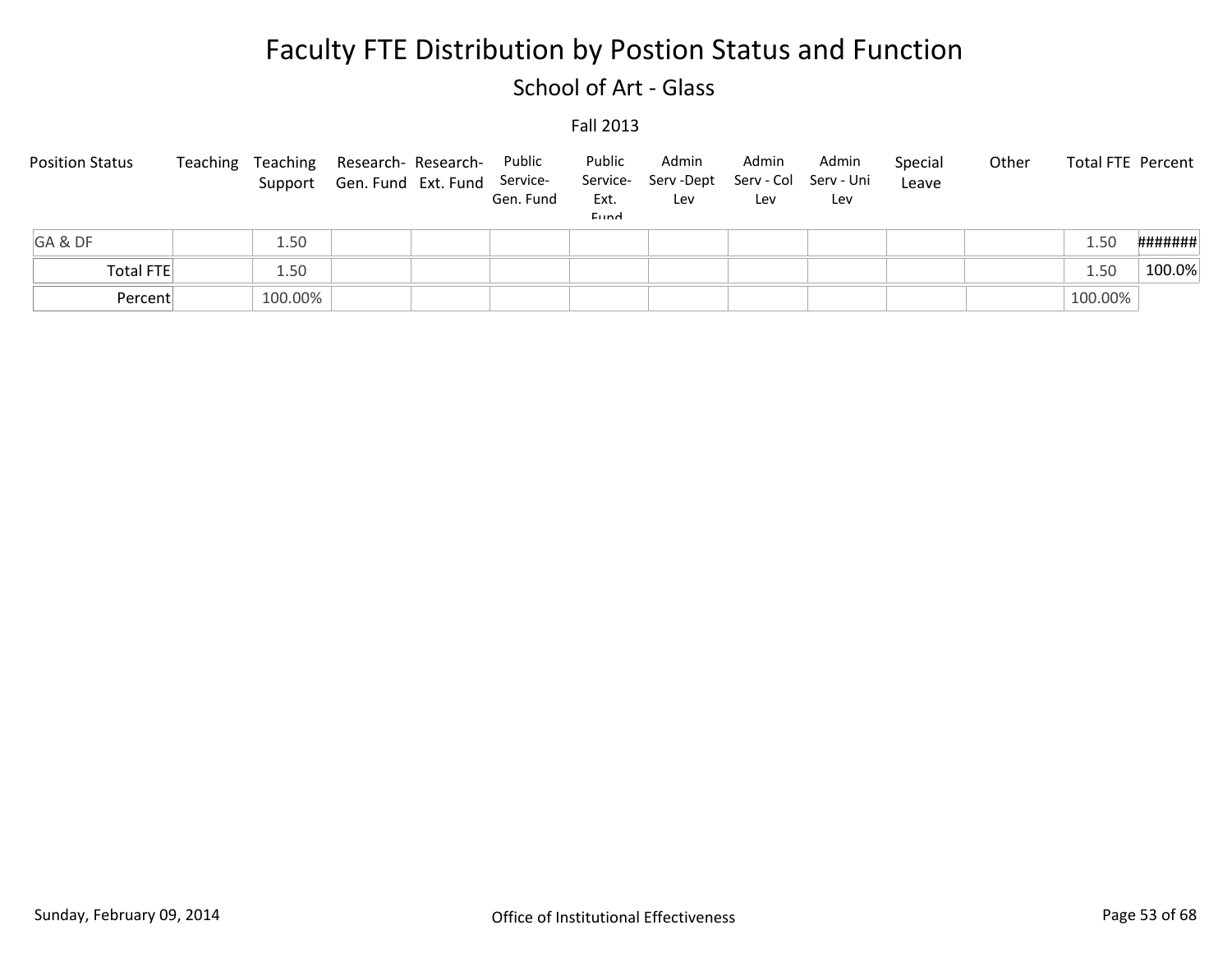# Faculty FTE Distribution by Postion Status and Function

## School of Art - Glass

Fall 2013

| Position Status | Teaching | Teaching Support | Research-Gen. Fund | Research-Ext. Fund | Public Service-Gen. Fund | Public Service-Ext. Fund | Admin Serv -Dept Lev | Admin Serv - Col Lev | Admin Serv - Uni Lev | Special Leave | Other | Total FTE | Percent |
|---|---|---|---|---|---|---|---|---|---|---|---|---|---|
| GA & DF | | 1.50 | | | | | | | | | | 1.50 | ####### |
| Total FTE | | 1.50 | | | | | | | | | | 1.50 | 100.0% |
| Percent | | 100.00% | | | | | | | | | | 100.00% | |

Sunday, February 09, 2014 Office of Institutional Effectiveness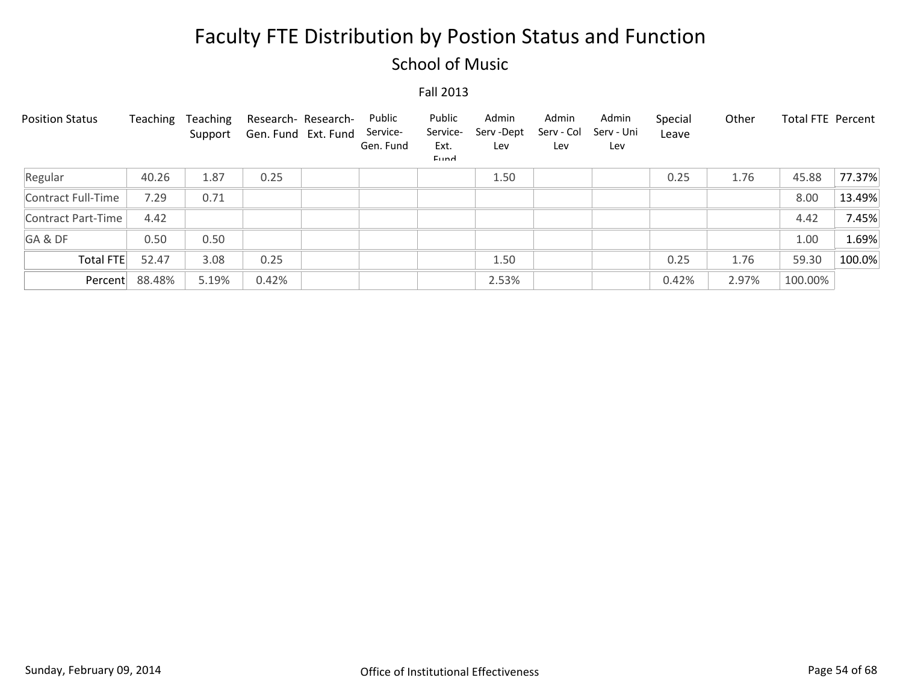# Faculty FTE Distribution by Postion Status and Function

## School of Music

Fall 2013

| Position Status | Teaching | Teaching Support | Research- Gen. Fund | Research- Ext. Fund | Public Service- Gen. Fund | Public Service- Ext. Fund | Admin Serv -Dept Lev | Admin Serv - Col Lev | Admin Serv - Uni Lev | Special Leave | Other | Total FTE | Percent |
|---|---|---|---|---|---|---|---|---|---|---|---|---|---|
| Regular | 40.26 | 1.87 | 0.25 | | | | 1.50 | | | 0.25 | 1.76 | 45.88 | 77.37% |
| Contract Full-Time | 7.29 | 0.71 | | | | | | | | | | 8.00 | 13.49% |
| Contract Part-Time | 4.42 | | | | | | | | | | | 4.42 | 7.45% |
| GA & DF | 0.50 | 0.50 | | | | | | | | | | 1.00 | 1.69% |
| Total FTE | 52.47 | 3.08 | 0.25 | | | | 1.50 | | | 0.25 | 1.76 | 59.30 | 100.0% |
| Percent | 88.48% | 5.19% | 0.42% | | | | 2.53% | | | 0.42% | 2.97% | 100.00% | |

Sunday, February 09, 2014 — Office of Institutional Effectiveness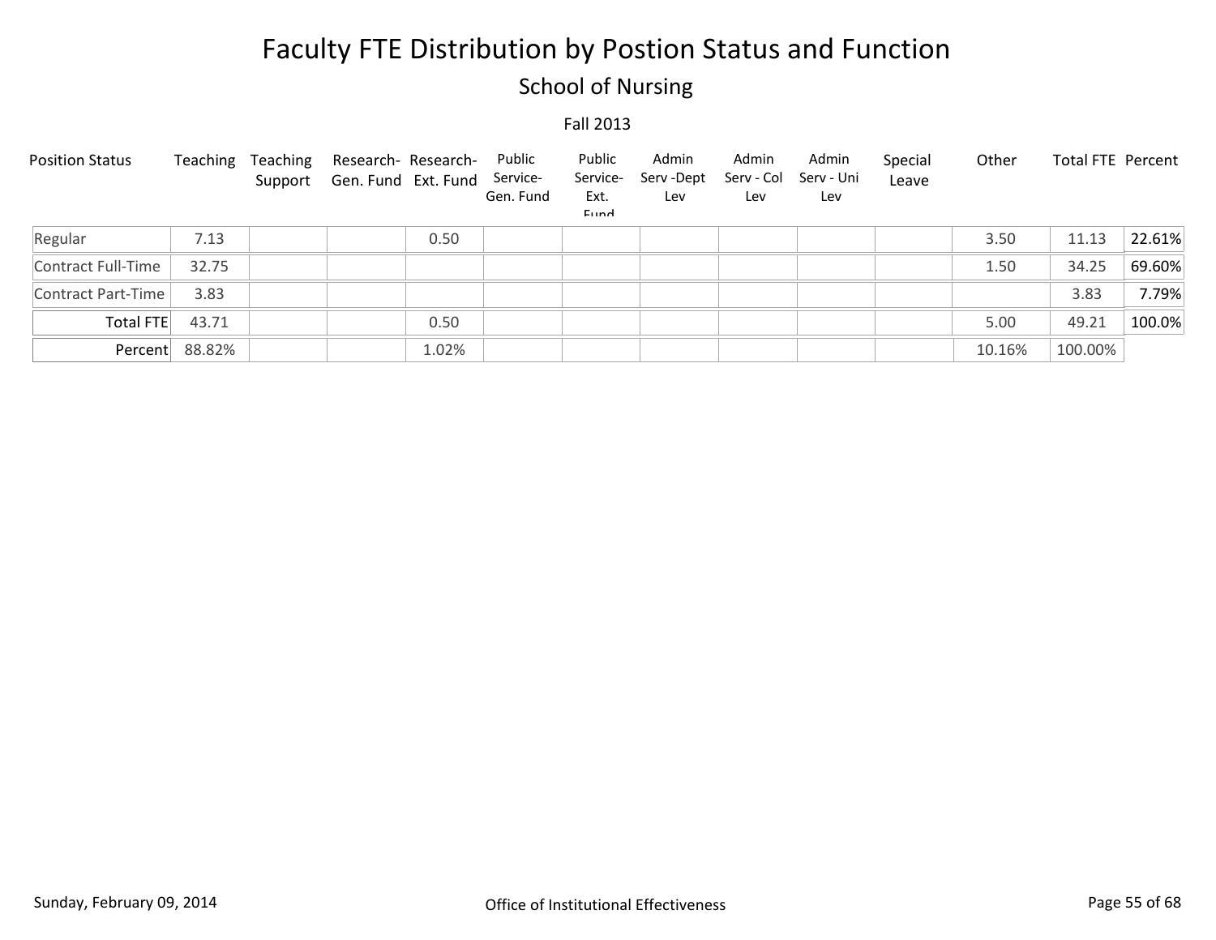# Faculty FTE Distribution by Postion Status and Function

## School of Nursing

Fall 2013

| Position Status | Teaching | Teaching Support | Research- Gen. Fund | Research- Ext. Fund | Public Service- Gen. Fund | Public Service- Ext. Fund | Admin Serv -Dept Lev | Admin Serv - Col Lev | Admin Serv - Uni Lev | Special Leave | Other | Total FTE | Percent |
|---|---|---|---|---|---|---|---|---|---|---|---|---|---|
| Regular | 7.13 | | | 0.50 | | | | | | | 3.50 | 11.13 | 22.61% |
| Contract Full-Time | 32.75 | | | | | | | | | | 1.50 | 34.25 | 69.60% |
| Contract Part-Time | 3.83 | | | | | | | | | | | 3.83 | 7.79% |
| Total FTE | 43.71 | | | 0.50 | | | | | | | 5.00 | 49.21 | 100.0% |
| Percent | 88.82% | | | 1.02% | | | | | | | 10.16% | 100.00% | |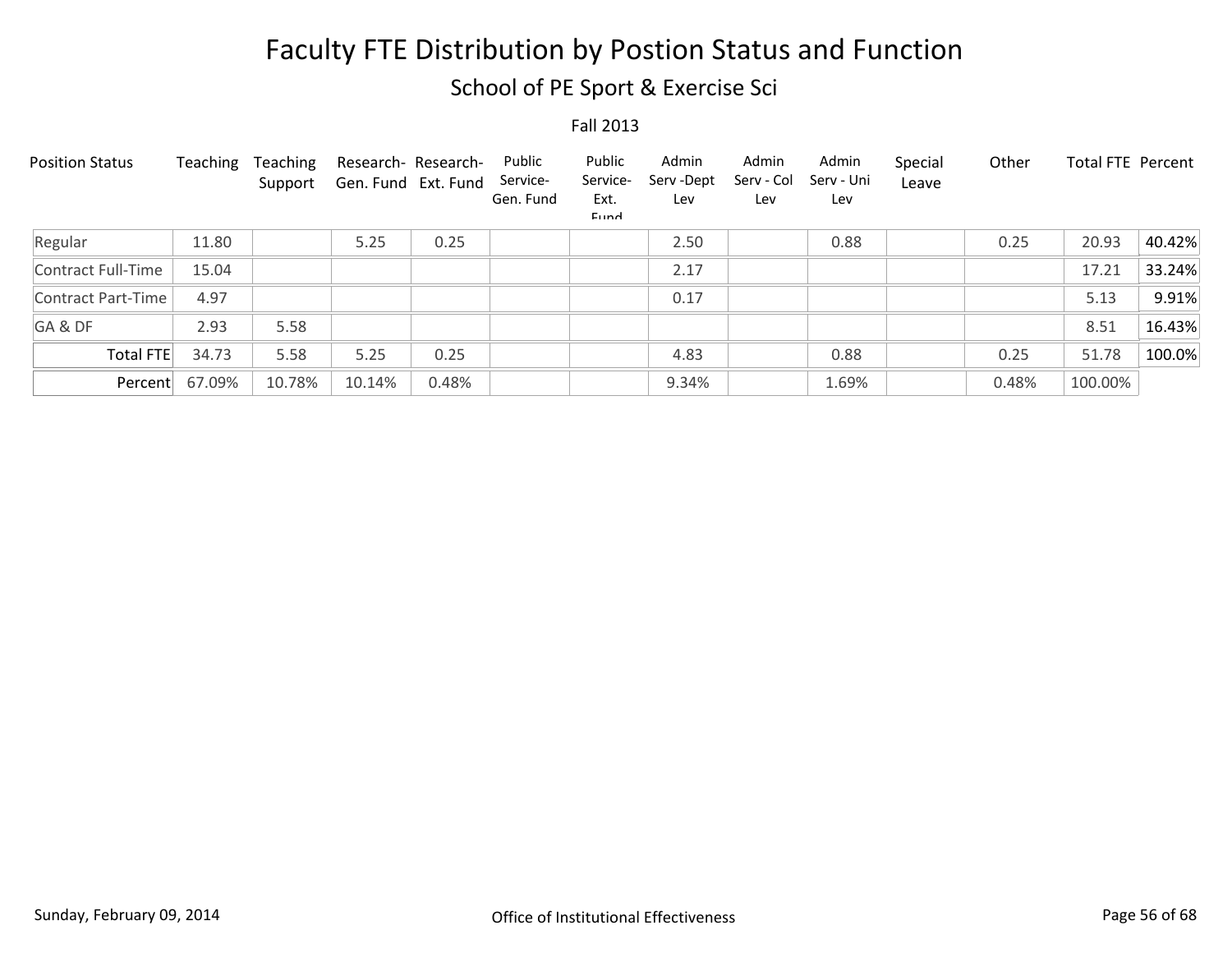# Faculty FTE Distribution by Postion Status and Function

## School of PE Sport & Exercise Sci

Fall 2013

| Position Status | Teaching | Teaching Support | Research- Gen. Fund | Research- Ext. Fund | Public Service- Gen. Fund | Public Service- Ext. Fund | Admin Serv -Dept Lev | Admin Serv - Col Lev | Admin Serv - Uni Lev | Special Leave | Other | Total FTE | Percent |
|---|---|---|---|---|---|---|---|---|---|---|---|---|---|
| Regular | 11.80 | | 5.25 | 0.25 | | | 2.50 | | 0.88 | | 0.25 | 20.93 | 40.42% |
| Contract Full-Time | 15.04 | | | | | | 2.17 | | | | | 17.21 | 33.24% |
| Contract Part-Time | 4.97 | | | | | | 0.17 | | | | | 5.13 | 9.91% |
| GA & DF | 2.93 | 5.58 | | | | | | | | | | 8.51 | 16.43% |
| Total FTE | 34.73 | 5.58 | 5.25 | 0.25 | | | 4.83 | | 0.88 | | 0.25 | 51.78 | 100.0% |
| Percent | 67.09% | 10.78% | 10.14% | 0.48% | | | 9.34% | | 1.69% | | 0.48% | 100.00% | |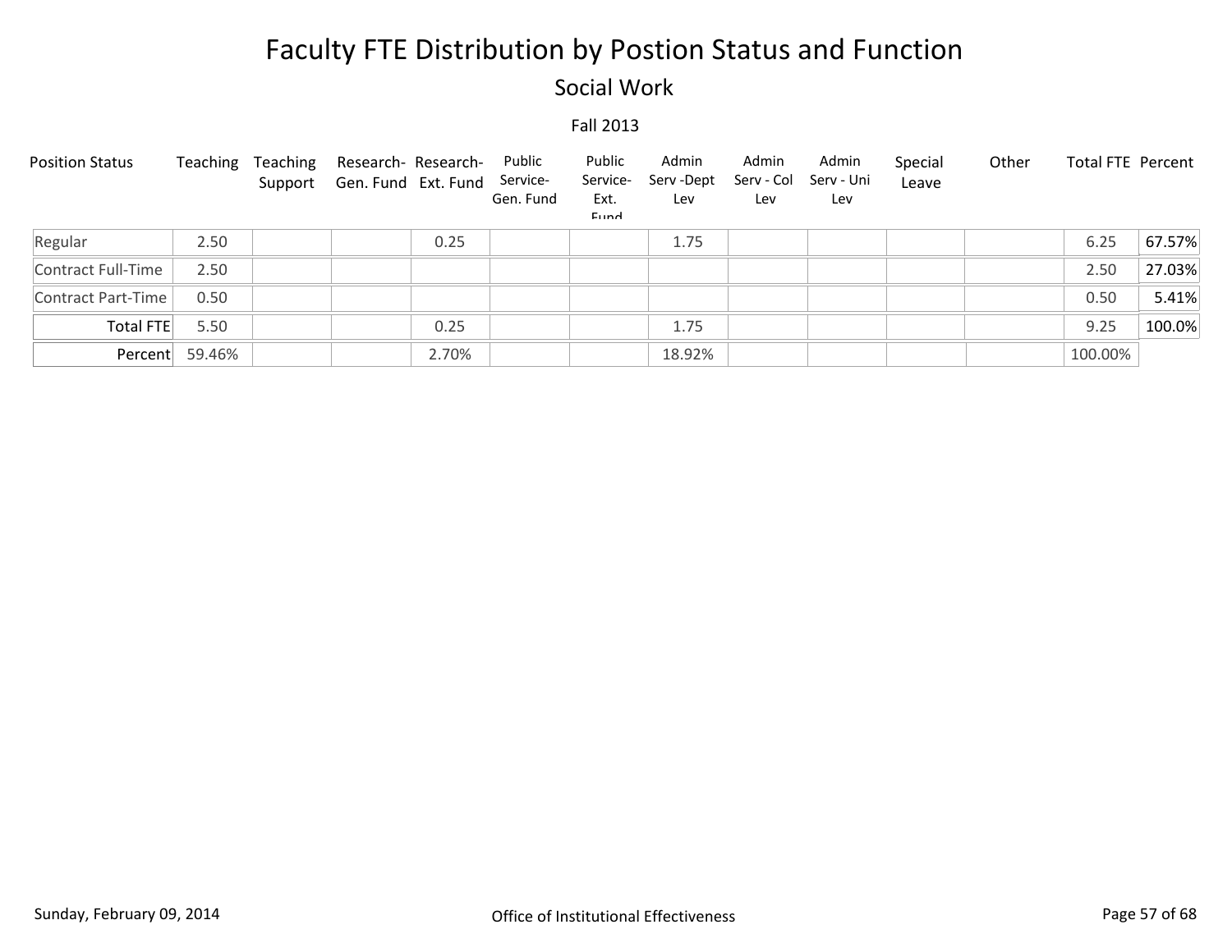# Faculty FTE Distribution by Postion Status and Function

## Social Work

Fall 2013

| Position Status | Teaching | Teaching Support | Research- Gen. Fund | Research- Ext. Fund | Public Service- Gen. Fund | Public Service- Ext. Fund | Admin Serv -Dept Lev | Admin Serv - Col Lev | Admin Serv - Uni Lev | Special Leave | Other | Total FTE | Percent |
|---|---|---|---|---|---|---|---|---|---|---|---|---|---|
| Regular | 2.50 | | | 0.25 | | | 1.75 | | | | | 6.25 | 67.57% |
| Contract Full-Time | 2.50 | | | | | | | | | | | 2.50 | 27.03% |
| Contract Part-Time | 0.50 | | | | | | | | | | | 0.50 | 5.41% |
| Total FTE | 5.50 | | | 0.25 | | | 1.75 | | | | | 9.25 | 100.0% |
| Percent | 59.46% | | | 2.70% | | | 18.92% | | | | | 100.00% | |

Sunday, February 09, 2014 Office of Institutional Effectiveness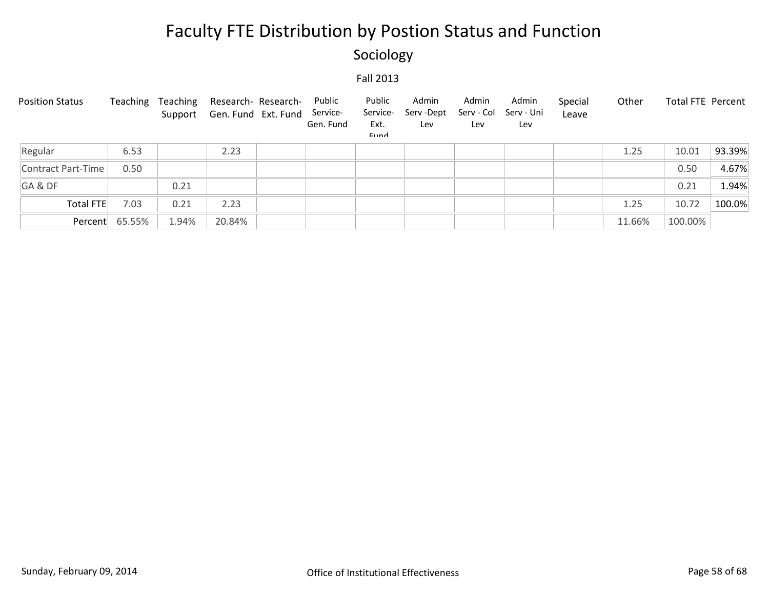# Faculty FTE Distribution by Postion Status and Function

## Sociology

Fall 2013

| Position Status | Teaching | Teaching Support | Research- Gen. Fund | Research- Ext. Fund | Public Service- Gen. Fund | Public Service- Ext. Fund | Admin Serv -Dept Lev | Admin Serv - Col Lev | Admin Serv - Uni Lev | Special Leave | Other | Total FTE | Percent |
|---|---|---|---|---|---|---|---|---|---|---|---|---|---|
| Regular | 6.53 | | 2.23 | | | | | | | | 1.25 | 10.01 | 93.39% |
| Contract Part-Time | 0.50 | | | | | | | | | | | 0.50 | 4.67% |
| GA & DF | | 0.21 | | | | | | | | | | 0.21 | 1.94% |
| Total FTE | 7.03 | 0.21 | 2.23 | | | | | | | | 1.25 | 10.72 | 100.0% |
| Percent | 65.55% | 1.94% | 20.84% | | | | | | | | 11.66% | 100.00% | |

Sunday, February 09, 2014 — Office of Institutional Effectiveness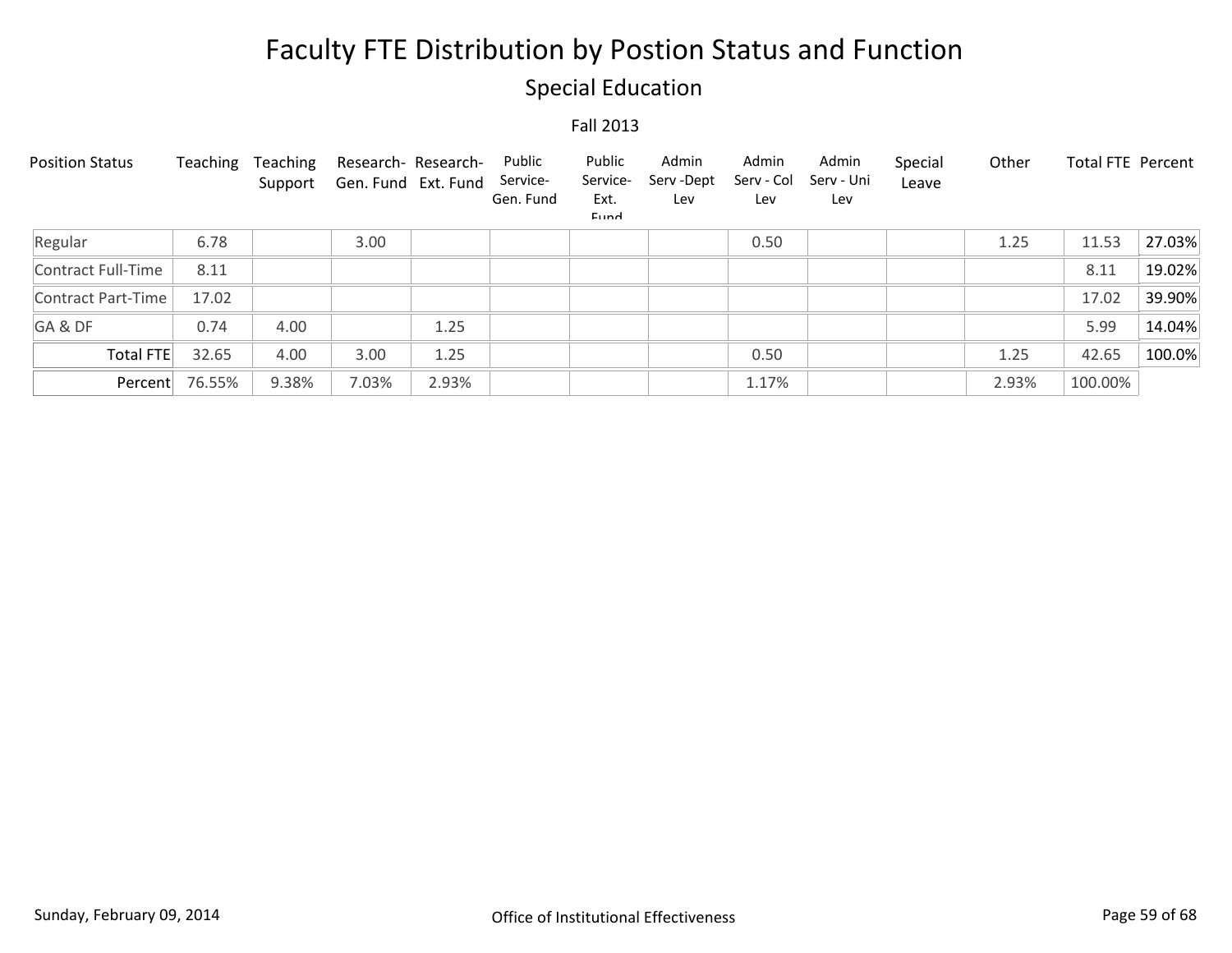# Faculty FTE Distribution by Postion Status and Function

## Special Education

Fall 2013

| Position Status | Teaching | Teaching Support | Research- Gen. Fund | Research- Ext. Fund | Public Service- Gen. Fund | Public Service- Ext. Fund | Admin Serv -Dept Lev | Admin Serv - Col Lev | Admin Serv - Uni Lev | Special Leave | Other | Total FTE | Percent |
|---|---|---|---|---|---|---|---|---|---|---|---|---|---|
| Regular | 6.78 | | 3.00 | | | | | 0.50 | | | 1.25 | 11.53 | 27.03% |
| Contract Full-Time | 8.11 | | | | | | | | | | | 8.11 | 19.02% |
| Contract Part-Time | 17.02 | | | | | | | | | | | 17.02 | 39.90% |
| GA & DF | 0.74 | 4.00 | | 1.25 | | | | | | | | 5.99 | 14.04% |
| Total FTE | 32.65 | 4.00 | 3.00 | 1.25 | | | | 0.50 | | | 1.25 | 42.65 | 100.0% |
| Percent | 76.55% | 9.38% | 7.03% | 2.93% | | | | 1.17% | | | 2.93% | 100.00% | |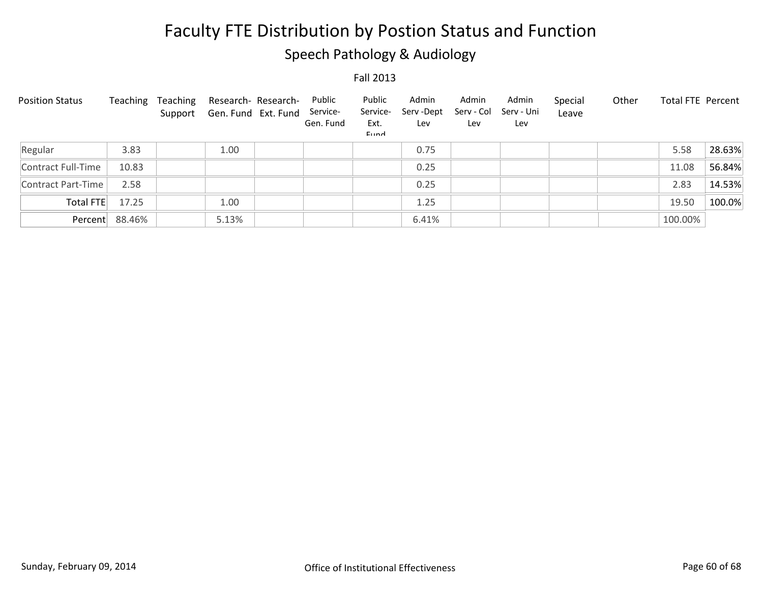# Faculty FTE Distribution by Postion Status and Function

## Speech Pathology & Audiology

Fall 2013

| Position Status | Teaching | Teaching Support | Research-Gen. Fund | Research-Ext. Fund | Public Service-Gen. Fund | Public Service-Ext. Fund | Admin Serv -Dept Lev | Admin Serv - Col Lev | Admin Serv - Uni Lev | Special Leave | Other | Total FTE | Percent |
|---|---|---|---|---|---|---|---|---|---|---|---|---|---|
| Regular | 3.83 | | 1.00 | | | | 0.75 | | | | | 5.58 | 28.63% |
| Contract Full-Time | 10.83 | | | | | | 0.25 | | | | | 11.08 | 56.84% |
| Contract Part-Time | 2.58 | | | | | | 0.25 | | | | | 2.83 | 14.53% |
| Total FTE | 17.25 | | 1.00 | | | | 1.25 | | | | | 19.50 | 100.0% |
| Percent | 88.46% | | 5.13% | | | | 6.41% | | | | | 100.00% | |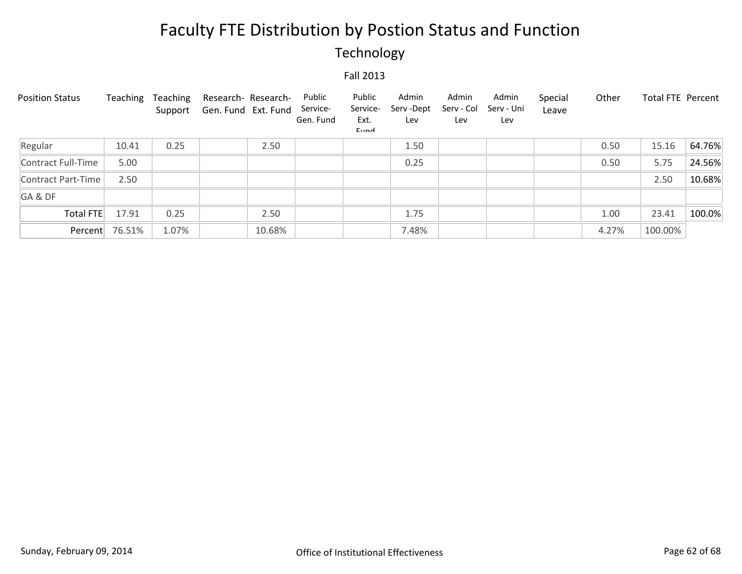# Faculty FTE Distribution by Postion Status and Function

## Technology

Fall 2013

| Position Status | Teaching | Teaching Support | Research-Gen. Fund | Research-Ext. Fund | Public Service-Gen. Fund | Public Service-Ext. Fund | Admin Serv -Dept Lev | Admin Serv - Col Lev | Admin Serv - Uni Lev | Special Leave | Other | Total FTE | Percent |
|---|---|---|---|---|---|---|---|---|---|---|---|---|---|
| Regular | 10.41 | 0.25 | | 2.50 | | | 1.50 | | | | 0.50 | 15.16 | 64.76% |
| Contract Full-Time | 5.00 | | | | | | 0.25 | | | | 0.50 | 5.75 | 24.56% |
| Contract Part-Time | 2.50 | | | | | | | | | | | 2.50 | 10.68% |
| GA & DF | | | | | | | | | | | | | |
| Total FTE | 17.91 | 0.25 | | 2.50 | | | 1.75 | | | | 1.00 | 23.41 | 100.0% |
| Percent | 76.51% | 1.07% | | 10.68% | | | 7.48% | | | | 4.27% | 100.00% | |

Sunday, February 09, 2014

Office of Institutional Effectiveness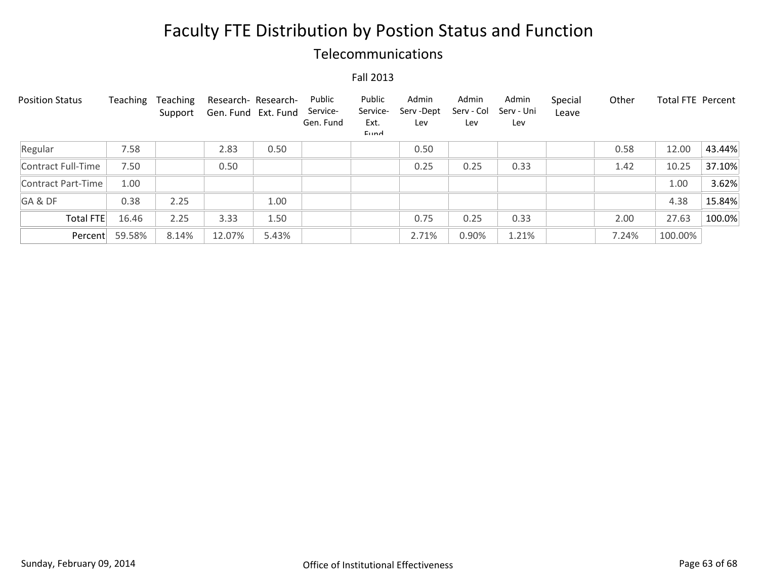# Faculty FTE Distribution by Postion Status and Function

## Telecommunications

Fall 2013

| Position Status | Teaching | Teaching Support | Research-Gen. Fund | Research-Ext. Fund | Public Service-Gen. Fund | Public Service-Ext. Fund | Admin Serv -Dept Lev | Admin Serv - Col Lev | Admin Serv - Uni Lev | Special Leave | Other | Total FTE | Percent |
|---|---|---|---|---|---|---|---|---|---|---|---|---|---|
| Regular | 7.58 | | 2.83 | 0.50 | | | 0.50 | | | | 0.58 | 12.00 | 43.44% |
| Contract Full-Time | 7.50 | | 0.50 | | | | 0.25 | 0.25 | 0.33 | | 1.42 | 10.25 | 37.10% |
| Contract Part-Time | 1.00 | | | | | | | | | | | 1.00 | 3.62% |
| GA & DF | 0.38 | 2.25 | | 1.00 | | | | | | | | 4.38 | 15.84% |
| Total FTE | 16.46 | 2.25 | 3.33 | 1.50 | | | 0.75 | 0.25 | 0.33 | | 2.00 | 27.63 | 100.0% |
| Percent | 59.58% | 8.14% | 12.07% | 5.43% | | | 2.71% | 0.90% | 1.21% | | 7.24% | 100.00% | |

Sunday, February 09, 2014 — Office of Institutional Effectiveness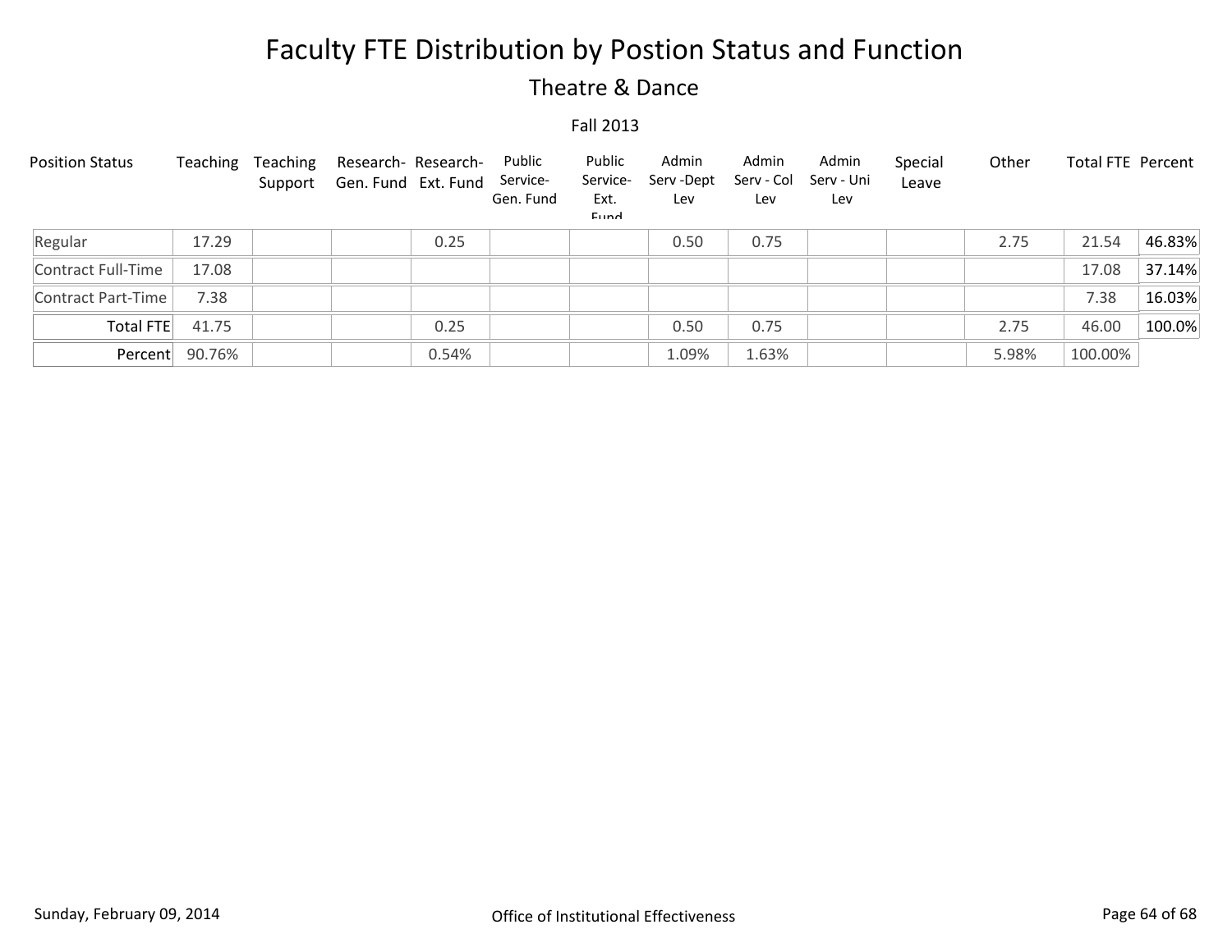# Faculty FTE Distribution by Postion Status and Function

## Theatre & Dance

Fall 2013

| Position Status | Teaching | Teaching Support | Research- Gen. Fund | Research- Ext. Fund | Public Service- Gen. Fund | Public Service- Ext. Fund | Admin Serv -Dept Lev | Admin Serv - Col Lev | Admin Serv - Uni Lev | Special Leave | Other | Total FTE | Percent |
|---|---|---|---|---|---|---|---|---|---|---|---|---|---|
| Regular | 17.29 | | | 0.25 | | | 0.50 | 0.75 | | | 2.75 | 21.54 | 46.83% |
| Contract Full-Time | 17.08 | | | | | | | | | | | 17.08 | 37.14% |
| Contract Part-Time | 7.38 | | | | | | | | | | | 7.38 | 16.03% |
| Total FTE | 41.75 | | | 0.25 | | | 0.50 | 0.75 | | | 2.75 | 46.00 | 100.0% |
| Percent | 90.76% | | | 0.54% | | | 1.09% | 1.63% | | | 5.98% | 100.00% | |

Sunday, February 09, 2014 — Office of Institutional Effectiveness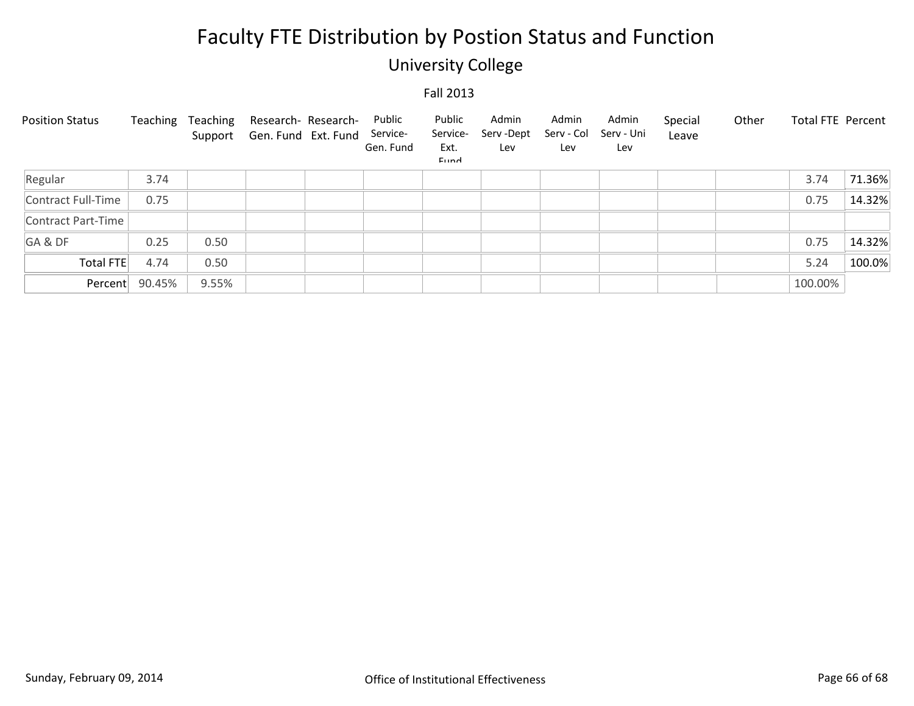# Faculty FTE Distribution by Postion Status and Function

## University College

Fall 2013

| Position Status | Teaching | Teaching Support | Research- Gen. Fund | Research- Ext. Fund | Public Service- Gen. Fund | Public Service- Ext. Fund | Admin Serv -Dept Lev | Admin Serv - Col Lev | Admin Serv - Uni Lev | Special Leave | Other | Total FTE | Percent |
|---|---|---|---|---|---|---|---|---|---|---|---|---|---|
| Regular | 3.74 | | | | | | | | | | | 3.74 | 71.36% |
| Contract Full-Time | 0.75 | | | | | | | | | | | 0.75 | 14.32% |
| Contract Part-Time | | | | | | | | | | | | | |
| GA & DF | 0.25 | 0.50 | | | | | | | | | | 0.75 | 14.32% |
| Total FTE | 4.74 | 0.50 | | | | | | | | | | 5.24 | 100.0% |
| Percent | 90.45% | 9.55% | | | | | | | | | | 100.00% | |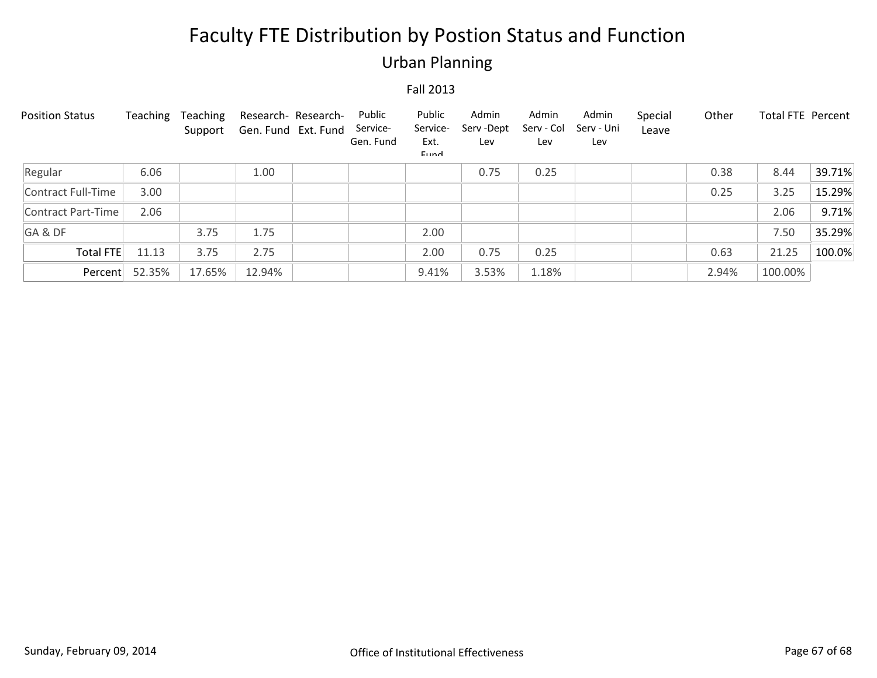# Faculty FTE Distribution by Postion Status and Function

## Urban Planning

Fall 2013

| Position Status | Teaching | Teaching Support | Research-Gen. Fund | Research-Ext. Fund | Public Service-Gen. Fund | Public Service-Ext. Fund | Admin Serv -Dept Lev | Admin Serv - Col Lev | Admin Serv - Uni Lev | Special Leave | Other | Total FTE | Percent |
|---|---|---|---|---|---|---|---|---|---|---|---|---|---|
| Regular | 6.06 | | 1.00 | | | | 0.75 | 0.25 | | | 0.38 | 8.44 | 39.71% |
| Contract Full-Time | 3.00 | | | | | | | | | | 0.25 | 3.25 | 15.29% |
| Contract Part-Time | 2.06 | | | | | | | | | | | 2.06 | 9.71% |
| GA & DF | | 3.75 | 1.75 | | | 2.00 | | | | | | 7.50 | 35.29% |
| Total FTE | 11.13 | 3.75 | 2.75 | | | 2.00 | 0.75 | 0.25 | | | 0.63 | 21.25 | 100.0% |
| Percent | 52.35% | 17.65% | 12.94% | | | 9.41% | 3.53% | 1.18% | | | 2.94% | 100.00% | |

Sunday, February 09, 2014 Office of Institutional Effectiveness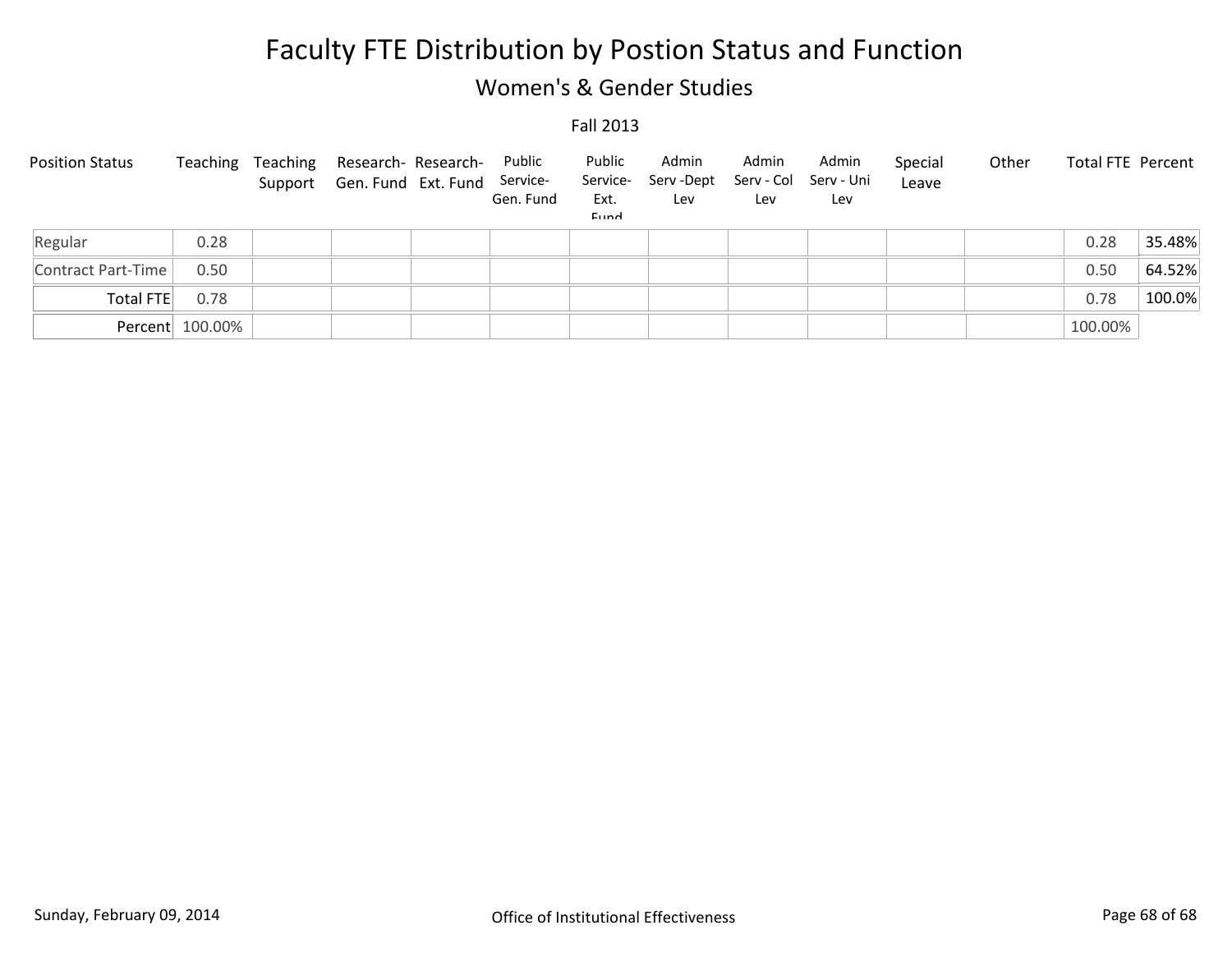# Faculty FTE Distribution by Postion Status and Function

## Women's & Gender Studies

Fall 2013

| Position Status | Teaching | Teaching Support | Research-Gen. Fund | Research-Ext. Fund | Public Service-Gen. Fund | Public Service-Ext. Fund | Admin Serv -Dept Lev | Admin Serv - Col Lev | Admin Serv - Uni Lev | Special Leave | Other | Total FTE | Percent |
|---|---|---|---|---|---|---|---|---|---|---|---|---|---|
| Regular | 0.28 | | | | | | | | | | | 0.28 | 35.48% |
| Contract Part-Time | 0.50 | | | | | | | | | | | 0.50 | 64.52% |
| Total FTE | 0.78 | | | | | | | | | | | 0.78 | 100.0% |
| Percent | 100.00% | | | | | | | | | | | 100.00% | |